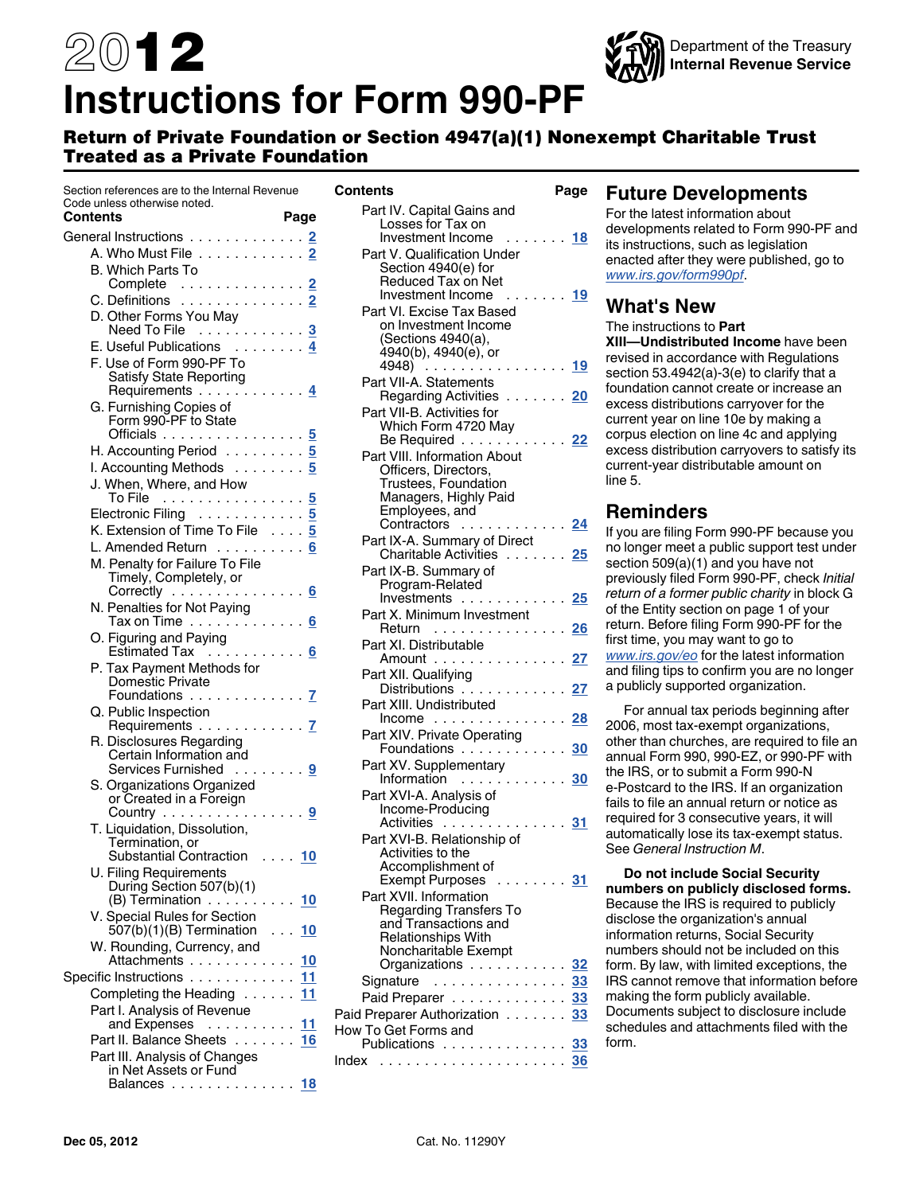# 2012 Instructions for Form 990-PF

Department of the Treasury
Internal Revenue Service

## Return of Private Foundation or Section 4947(a)(1) Nonexempt Charitable Trust Treated as a Private Foundation

Section references are to the Internal Revenue Code unless otherwise noted.

| Contents | Page |
| --- | --- |
| General Instructions | 2 |
| A. Who Must File | 2 |
| B. Which Parts To Complete | 2 |
| C. Definitions | 2 |
| D. Other Forms You May Need To File | 3 |
| E. Useful Publications | 4 |
| F. Use of Form 990-PF To Satisfy State Reporting Requirements | 4 |
| G. Furnishing Copies of Form 990-PF to State Officials | 5 |
| H. Accounting Period | 5 |
| I. Accounting Methods | 5 |
| J. When, Where, and How To File | 5 |
| Electronic Filing | 5 |
| K. Extension of Time To File | 5 |
| L. Amended Return | 6 |
| M. Penalty for Failure To File Timely, Completely, or Correctly | 6 |
| N. Penalties for Not Paying Tax on Time | 6 |
| O. Figuring and Paying Estimated Tax | 6 |
| P. Tax Payment Methods for Domestic Private Foundations | 7 |
| Q. Public Inspection Requirements | 7 |
| R. Disclosures Regarding Certain Information and Services Furnished | 9 |
| S. Organizations Organized or Created in a Foreign Country | 9 |
| T. Liquidation, Dissolution, Termination, or Substantial Contraction | 10 |
| U. Filing Requirements During Section 507(b)(1)(B) Termination | 10 |
| V. Special Rules for Section 507(b)(1)(B) Termination | 10 |
| W. Rounding, Currency, and Attachments | 10 |
| Specific Instructions | 11 |
| Completing the Heading | 11 |
| Part I. Analysis of Revenue and Expenses | 11 |
| Part II. Balance Sheets | 16 |
| Part III. Analysis of Changes in Net Assets or Fund Balances | 18 |
| Part IV. Capital Gains and Losses for Tax on Investment Income | 18 |
| Part V. Qualification Under Section 4940(e) for Reduced Tax on Net Investment Income | 19 |
| Part VI. Excise Tax Based on Investment Income (Sections 4940(a), 4940(b), 4940(e), or 4948) | 19 |
| Part VII-A. Statements Regarding Activities | 20 |
| Part VII-B. Activities for Which Form 4720 May Be Required | 22 |
| Part VIII. Information About Officers, Directors, Trustees, Foundation Managers, Highly Paid Employees, and Contractors | 24 |
| Part IX-A. Summary of Direct Charitable Activities | 25 |
| Part IX-B. Summary of Program-Related Investments | 25 |
| Part X. Minimum Investment Return | 26 |
| Part XI. Distributable Amount | 27 |
| Part XII. Qualifying Distributions | 27 |
| Part XIII. Undistributed Income | 28 |
| Part XIV. Private Operating Foundations | 30 |
| Part XV. Supplementary Information | 30 |
| Part XVI-A. Analysis of Income-Producing Activities | 31 |
| Part XVI-B. Relationship of Activities to the Accomplishment of Exempt Purposes | 31 |
| Part XVII. Information Regarding Transfers To and Transactions and Relationships With Noncharitable Exempt Organizations | 32 |
| Signature | 33 |
| Paid Preparer | 33 |
| Paid Preparer Authorization | 33 |
| How To Get Forms and Publications | 33 |
| Index | 36 |

## Future Developments

For the latest information about developments related to Form 990-PF and its instructions, such as legislation enacted after they were published, go to *www.irs.gov/form990pf*.

## What's New

The instructions to **Part XIII—Undistributed Income** have been revised in accordance with Regulations section 53.4942(a)-3(e) to clarify that a foundation cannot create or increase an excess distributions carryover for the current year on line 10e by making a corpus election on line 4c and applying excess distribution carryovers to satisfy its current-year distributable amount on line 5.

## Reminders

If you are filing Form 990-PF because you no longer meet a public support test under section 509(a)(1) and you have not previously filed Form 990-PF, check *Initial return of a former public charity* in block G of the Entity section on page 1 of your return. Before filing Form 990-PF for the first time, you may want to go to *www.irs.gov/eo* for the latest information and filing tips to confirm you are no longer a publicly supported organization.

For annual tax periods beginning after 2006, most tax-exempt organizations, other than churches, are required to file an annual Form 990, 990-EZ, or 990-PF with the IRS, or to submit a Form 990-N e-Postcard to the IRS. If an organization fails to file an annual return or notice as required for 3 consecutive years, it will automatically lose its tax-exempt status. See *General Instruction M*.

**Do not include Social Security numbers on publicly disclosed forms.** Because the IRS is required to publicly disclose the organization's annual information returns, Social Security numbers should not be included on this form. By law, with limited exceptions, the IRS cannot remove that information before making the form publicly available. Documents subject to disclosure include schedules and attachments filed with the form.

Dec 05, 2012 Cat. No. 11290Y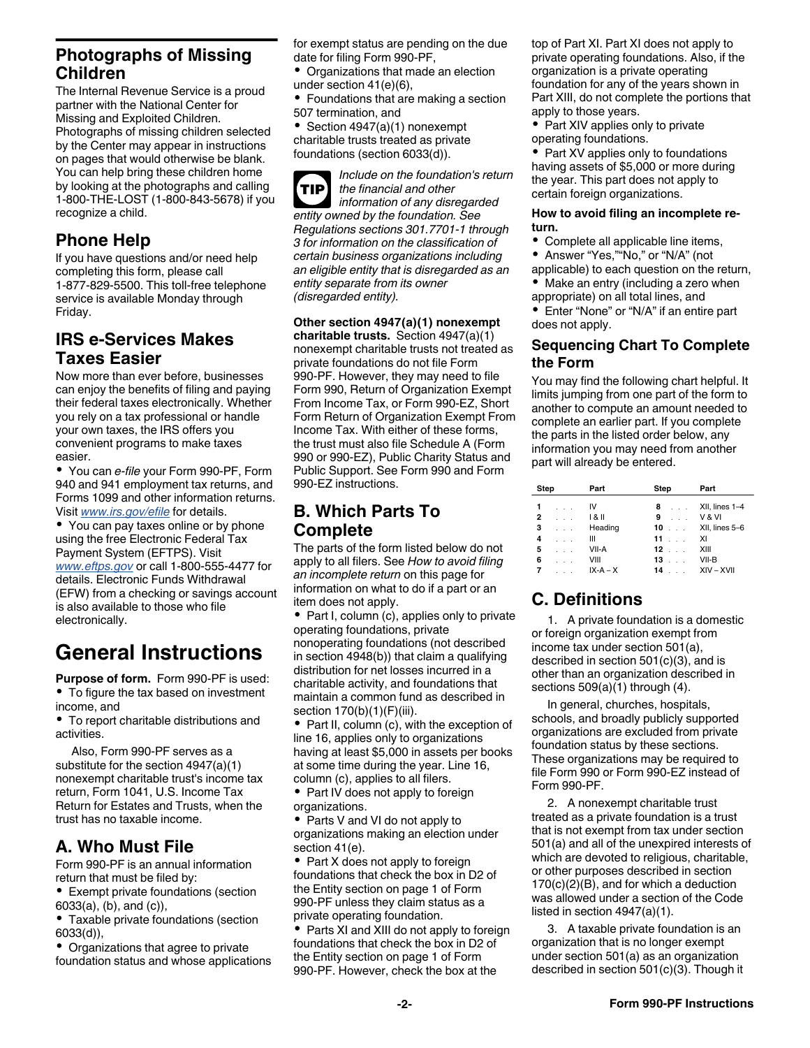## Photographs of Missing Children

The Internal Revenue Service is a proud partner with the National Center for Missing and Exploited Children. Photographs of missing children selected by the Center may appear in instructions on pages that would otherwise be blank. You can help bring these children home by looking at the photographs and calling 1-800-THE-LOST (1-800-843-5678) if you recognize a child.

## Phone Help

If you have questions and/or need help completing this form, please call 1-877-829-5500. This toll-free telephone service is available Monday through Friday.

## IRS e-Services Makes Taxes Easier

Now more than ever before, businesses can enjoy the benefits of filing and paying their federal taxes electronically. Whether you rely on a tax professional or handle your own taxes, the IRS offers you convenient programs to make taxes easier.

- You can *e-file* your Form 990-PF, Form 940 and 941 employment tax returns, and Forms 1099 and other information returns. Visit *www.irs.gov/efile* for details.
- You can pay taxes online or by phone using the free Electronic Federal Tax Payment System (EFTPS). Visit *www.eftps.gov* or call 1-800-555-4477 for details. Electronic Funds Withdrawal (EFW) from a checking or savings account is also available to those who file electronically.

# General Instructions

**Purpose of form.** Form 990-PF is used:

- To figure the tax based on investment income, and
- To report charitable distributions and activities.

Also, Form 990-PF serves as a substitute for the section 4947(a)(1) nonexempt charitable trust's income tax return, Form 1041, U.S. Income Tax Return for Estates and Trusts, when the trust has no taxable income.

## A. Who Must File

Form 990-PF is an annual information return that must be filed by:

- Exempt private foundations (section 6033(a), (b), and (c)),
- Taxable private foundations (section 6033(d)),
- Organizations that agree to private foundation status and whose applications for exempt status are pending on the due date for filing Form 990-PF,
- Organizations that made an election under section 41(e)(6),
- Foundations that are making a section 507 termination, and
- Section 4947(a)(1) nonexempt charitable trusts treated as private foundations (section 6033(d)).

**TIP** *Include on the foundation's return the financial and other information of any disregarded entity owned by the foundation. See Regulations sections 301.7701-1 through 3 for information on the classification of certain business organizations including an eligible entity that is disregarded as an entity separate from its owner (disregarded entity).*

**Other section 4947(a)(1) nonexempt charitable trusts.** Section 4947(a)(1) nonexempt charitable trusts not treated as private foundations do not file Form 990-PF. However, they may need to file Form 990, Return of Organization Exempt From Income Tax, or Form 990-EZ, Short Form Return of Organization Exempt From Income Tax. With either of these forms, the trust must also file Schedule A (Form 990 or 990-EZ), Public Charity Status and Public Support. See Form 990 and Form 990-EZ instructions.

## B. Which Parts To Complete

The parts of the form listed below do not apply to all filers. See *How to avoid filing an incomplete return* on this page for information on what to do if a part or an item does not apply.

- Part I, column (c), applies only to private operating foundations, private nonoperating foundations (not described in section 4948(b)) that claim a qualifying distribution for net losses incurred in a charitable activity, and foundations that maintain a common fund as described in section 170(b)(1)(F)(iii).
- Part II, column (c), with the exception of line 16, applies only to organizations having at least $5,000 in assets per books at some time during the year. Line 16, column (c), applies to all filers.
- Part IV does not apply to foreign organizations.
- Parts V and VI do not apply to organizations making an election under section 41(e).
- Part X does not apply to foreign foundations that check the box in D2 of the Entity section on page 1 of Form 990-PF unless they claim status as a private operating foundation.
- Parts XI and XIII do not apply to foreign foundations that check the box in D2 of the Entity section on page 1 of Form 990-PF. However, check the box at the top of Part XI. Part XI does not apply to private operating foundations. Also, if the organization is a private operating foundation for any of the years shown in Part XIII, do not complete the portions that apply to those years.
- Part XIV applies only to private operating foundations.
- Part XV applies only to foundations having assets of $5,000 or more during the year. This part does not apply to certain foreign organizations.

**How to avoid filing an incomplete return.**

- Complete all applicable line items,
- Answer "Yes,""No," or "N/A" (not applicable) to each question on the return,
- Make an entry (including a zero when appropriate) on all total lines, and
- Enter "None" or "N/A" if an entire part does not apply.

### Sequencing Chart To Complete the Form

You may find the following chart helpful. It limits jumping from one part of the form to another to compute an amount needed to complete an earlier part. If you complete the parts in the listed order below, any information you may need from another part will already be entered.

| Step | Part | Step | Part |
|---|---|---|---|
| 1 | IV | 8 | XII, lines 1–4 |
| 2 | I & II | 9 | V & VI |
| 3 | Heading | 10 | XII, lines 5–6 |
| 4 | III | 11 | XI |
| 5 | VII-A | 12 | XIII |
| 6 | VIII | 13 | VII-B |
| 7 | IX-A – X | 14 | XIV – XVII |

## C. Definitions

1. A private foundation is a domestic or foreign organization exempt from income tax under section 501(a), described in section 501(c)(3), and is other than an organization described in sections 509(a)(1) through (4).

   In general, churches, hospitals, schools, and broadly publicly supported organizations are excluded from private foundation status by these sections. These organizations may be required to file Form 990 or Form 990-EZ instead of Form 990-PF.

2. A nonexempt charitable trust treated as a private foundation is a trust that is not exempt from tax under section 501(a) and all of the unexpired interests of which are devoted to religious, charitable, or other purposes described in section 170(c)(2)(B), and for which a deduction was allowed under a section of the Code listed in section 4947(a)(1).

3. A taxable private foundation is an organization that is no longer exempt under section 501(a) as an organization described in section 501(c)(3). Though it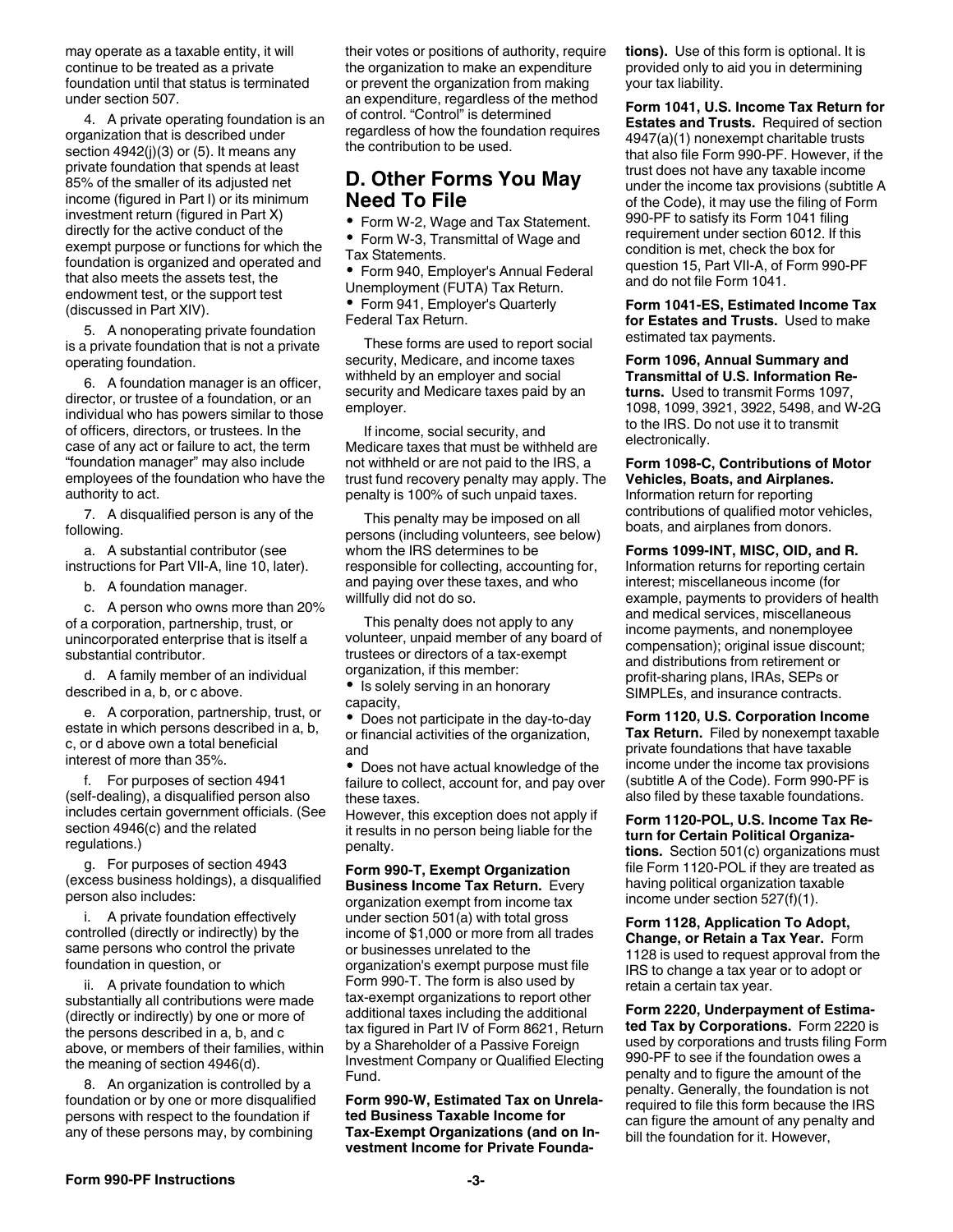may operate as a taxable entity, it will continue to be treated as a private foundation until that status is terminated under section 507.

4. A private operating foundation is an organization that is described under section 4942(j)(3) or (5). It means any private foundation that spends at least 85% of the smaller of its adjusted net income (figured in Part I) or its minimum investment return (figured in Part X) directly for the active conduct of the exempt purpose or functions for which the foundation is organized and operated and that also meets the assets test, the endowment test, or the support test (discussed in Part XIV).

5. A nonoperating private foundation is a private foundation that is not a private operating foundation.

6. A foundation manager is an officer, director, or trustee of a foundation, or an individual who has powers similar to those of officers, directors, or trustees. In the case of any act or failure to act, the term "foundation manager" may also include employees of the foundation who have the authority to act.

7. A disqualified person is any of the following.

a. A substantial contributor (see instructions for Part VII-A, line 10, later).

b. A foundation manager.

c. A person who owns more than 20% of a corporation, partnership, trust, or unincorporated enterprise that is itself a substantial contributor.

d. A family member of an individual described in a, b, or c above.

e. A corporation, partnership, trust, or estate in which persons described in a, b, c, or d above own a total beneficial interest of more than 35%.

f. For purposes of section 4941 (self-dealing), a disqualified person also includes certain government officials. (See section 4946(c) and the related regulations.)

g. For purposes of section 4943 (excess business holdings), a disqualified person also includes:

i. A private foundation effectively controlled (directly or indirectly) by the same persons who control the private foundation in question, or

ii. A private foundation to which substantially all contributions were made (directly or indirectly) by one or more of the persons described in a, b, and c above, or members of their families, within the meaning of section 4946(d).

8. An organization is controlled by a foundation or by one or more disqualified persons with respect to the foundation if any of these persons may, by combining their votes or positions of authority, require the organization to make an expenditure or prevent the organization from making an expenditure, regardless of the method of control. "Control" is determined regardless of how the foundation requires the contribution to be used.

## D. Other Forms You May Need To File

- Form W-2, Wage and Tax Statement.
- Form W-3, Transmittal of Wage and Tax Statements.
- Form 940, Employer's Annual Federal Unemployment (FUTA) Tax Return.
- Form 941, Employer's Quarterly Federal Tax Return.

These forms are used to report social security, Medicare, and income taxes withheld by an employer and social security and Medicare taxes paid by an employer.

If income, social security, and Medicare taxes that must be withheld are not withheld or are not paid to the IRS, a trust fund recovery penalty may apply. The penalty is 100% of such unpaid taxes.

This penalty may be imposed on all persons (including volunteers, see below) whom the IRS determines to be responsible for collecting, accounting for, and paying over these taxes, and who willfully did not do so.

This penalty does not apply to any volunteer, unpaid member of any board of trustees or directors of a tax-exempt organization, if this member:

- Is solely serving in an honorary capacity,
- Does not participate in the day-to-day or financial activities of the organization, and
- Does not have actual knowledge of the failure to collect, account for, and pay over these taxes.

However, this exception does not apply if it results in no person being liable for the penalty.

**Form 990-T, Exempt Organization Business Income Tax Return.** Every organization exempt from income tax under section 501(a) with total gross income of $1,000 or more from all trades or businesses unrelated to the organization's exempt purpose must file Form 990-T. The form is also used by tax-exempt organizations to report other additional taxes including the additional tax figured in Part IV of Form 8621, Return by a Shareholder of a Passive Foreign Investment Company or Qualified Electing Fund.

**Form 990-W, Estimated Tax on Unrelated Business Taxable Income for Tax-Exempt Organizations (and on Investment Income for Private Foundations).** Use of this form is optional. It is provided only to aid you in determining your tax liability.

**Form 1041, U.S. Income Tax Return for Estates and Trusts.** Required of section 4947(a)(1) nonexempt charitable trusts that also file Form 990-PF. However, if the trust does not have any taxable income under the income tax provisions (subtitle A of the Code), it may use the filing of Form 990-PF to satisfy its Form 1041 filing requirement under section 6012. If this condition is met, check the box for question 15, Part VII-A, of Form 990-PF and do not file Form 1041.

**Form 1041-ES, Estimated Income Tax for Estates and Trusts.** Used to make estimated tax payments.

**Form 1096, Annual Summary and Transmittal of U.S. Information Returns.** Used to transmit Forms 1097, 1098, 1099, 3921, 3922, 5498, and W-2G to the IRS. Do not use it to transmit electronically.

**Form 1098-C, Contributions of Motor Vehicles, Boats, and Airplanes.** Information return for reporting contributions of qualified motor vehicles, boats, and airplanes from donors.

**Forms 1099-INT, MISC, OID, and R.** Information returns for reporting certain interest; miscellaneous income (for example, payments to providers of health and medical services, miscellaneous income payments, and nonemployee compensation); original issue discount; and distributions from retirement or profit-sharing plans, IRAs, SEPs or SIMPLEs, and insurance contracts.

**Form 1120, U.S. Corporation Income Tax Return.** Filed by nonexempt taxable private foundations that have taxable income under the income tax provisions (subtitle A of the Code). Form 990-PF is also filed by these taxable foundations.

**Form 1120-POL, U.S. Income Tax Return for Certain Political Organizations.** Section 501(c) organizations must file Form 1120-POL if they are treated as having political organization taxable income under section 527(f)(1).

**Form 1128, Application To Adopt, Change, or Retain a Tax Year.** Form 1128 is used to request approval from the IRS to change a tax year or to adopt or retain a certain tax year.

**Form 2220, Underpayment of Estimated Tax by Corporations.** Form 2220 is used by corporations and trusts filing Form 990-PF to see if the foundation owes a penalty and to figure the amount of the penalty. Generally, the foundation is not required to file this form because the IRS can figure the amount of any penalty and bill the foundation for it. However,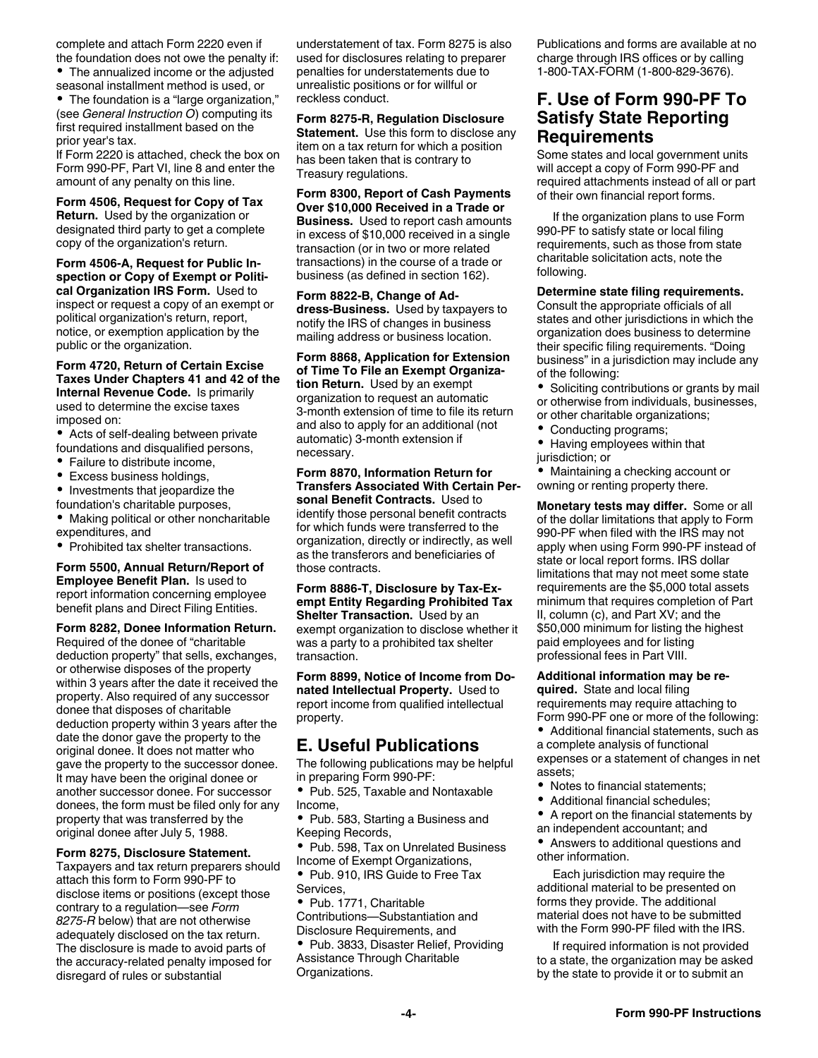complete and attach Form 2220 even if the foundation does not owe the penalty if:

- The annualized income or the adjusted seasonal installment method is used, or
- The foundation is a "large organization," (see *General Instruction O*) computing its first required installment based on the prior year's tax.

If Form 2220 is attached, check the box on Form 990-PF, Part VI, line 8 and enter the amount of any penalty on this line.

**Form 4506, Request for Copy of Tax Return.** Used by the organization or designated third party to get a complete copy of the organization's return.

**Form 4506-A, Request for Public Inspection or Copy of Exempt or Political Organization IRS Form.** Used to inspect or request a copy of an exempt or political organization's return, report, notice, or exemption application by the public or the organization.

**Form 4720, Return of Certain Excise Taxes Under Chapters 41 and 42 of the Internal Revenue Code.** Is primarily used to determine the excise taxes imposed on:

- Acts of self-dealing between private foundations and disqualified persons,
- Failure to distribute income,
- Excess business holdings,
- Investments that jeopardize the foundation's charitable purposes,
- Making political or other noncharitable expenditures, and
- Prohibited tax shelter transactions.

**Form 5500, Annual Return/Report of Employee Benefit Plan.** Is used to report information concerning employee benefit plans and Direct Filing Entities.

**Form 8282, Donee Information Return.** Required of the donee of "charitable deduction property" that sells, exchanges, or otherwise disposes of the property within 3 years after the date it received the property. Also required of any successor donee that disposes of charitable deduction property within 3 years after the date the donor gave the property to the original donee. It does not matter who gave the property to the successor donee. It may have been the original donee or another successor donee. For successor donees, the form must be filed only for any property that was transferred by the original donee after July 5, 1988.

**Form 8275, Disclosure Statement.** Taxpayers and tax return preparers should attach this form to Form 990-PF to disclose items or positions (except those contrary to a regulation—see *Form 8275-R* below) that are not otherwise adequately disclosed on the tax return. The disclosure is made to avoid parts of the accuracy-related penalty imposed for disregard of rules or substantial understatement of tax. Form 8275 is also used for disclosures relating to preparer penalties for understatements due to unrealistic positions or for willful or reckless conduct.

**Form 8275-R, Regulation Disclosure Statement.** Use this form to disclose any item on a tax return for which a position has been taken that is contrary to Treasury regulations.

**Form 8300, Report of Cash Payments Over $10,000 Received in a Trade or Business.** Used to report cash amounts in excess of $10,000 received in a single transaction (or in two or more related transactions) in the course of a trade or business (as defined in section 162).

**Form 8822-B, Change of Address-Business.** Used by taxpayers to notify the IRS of changes in business mailing address or business location.

**Form 8868, Application for Extension of Time To File an Exempt Organization Return.** Used by an exempt organization to request an automatic 3-month extension of time to file its return and also to apply for an additional (not automatic) 3-month extension if necessary.

**Form 8870, Information Return for Transfers Associated With Certain Personal Benefit Contracts.** Used to identify those personal benefit contracts for which funds were transferred to the organization, directly or indirectly, as well as the transferors and beneficiaries of those contracts.

**Form 8886-T, Disclosure by Tax-Exempt Entity Regarding Prohibited Tax Shelter Transaction.** Used by an exempt organization to disclose whether it was a party to a prohibited tax shelter transaction.

**Form 8899, Notice of Income from Donated Intellectual Property.** Used to report income from qualified intellectual property.

## E. Useful Publications

The following publications may be helpful in preparing Form 990-PF:

- Pub. 525, Taxable and Nontaxable Income,
- Pub. 583, Starting a Business and Keeping Records,
- Pub. 598, Tax on Unrelated Business Income of Exempt Organizations,
- Pub. 910, IRS Guide to Free Tax Services,
- Pub. 1771, Charitable Contributions—Substantiation and Disclosure Requirements, and
- Pub. 3833, Disaster Relief, Providing Assistance Through Charitable Organizations.

Publications and forms are available at no charge through IRS offices or by calling 1-800-TAX-FORM (1-800-829-3676).

## F. Use of Form 990-PF To Satisfy State Reporting Requirements

Some states and local government units will accept a copy of Form 990-PF and required attachments instead of all or part of their own financial report forms.

If the organization plans to use Form 990-PF to satisfy state or local filing requirements, such as those from state charitable solicitation acts, note the following.

**Determine state filing requirements.** Consult the appropriate officials of all states and other jurisdictions in which the organization does business to determine their specific filing requirements. "Doing business" in a jurisdiction may include any of the following:

- Soliciting contributions or grants by mail or otherwise from individuals, businesses, or other charitable organizations;
- Conducting programs;
- Having employees within that jurisdiction; or
- Maintaining a checking account or owning or renting property there.

**Monetary tests may differ.** Some or all of the dollar limitations that apply to Form 990-PF when filed with the IRS may not apply when using Form 990-PF instead of state or local report forms. IRS dollar limitations that may not meet some state requirements are the $5,000 total assets minimum that requires completion of Part II, column (c), and Part XV; and the $50,000 minimum for listing the highest paid employees and for listing professional fees in Part VIII.

**Additional information may be required.** State and local filing requirements may require attaching to Form 990-PF one or more of the following:

- Additional financial statements, such as a complete analysis of functional expenses or a statement of changes in net assets;
- Notes to financial statements;
- Additional financial schedules;
- A report on the financial statements by an independent accountant; and
- Answers to additional questions and other information.

Each jurisdiction may require the additional material to be presented on forms they provide. The additional material does not have to be submitted with the Form 990-PF filed with the IRS.

If required information is not provided to a state, the organization may be asked by the state to provide it or to submit an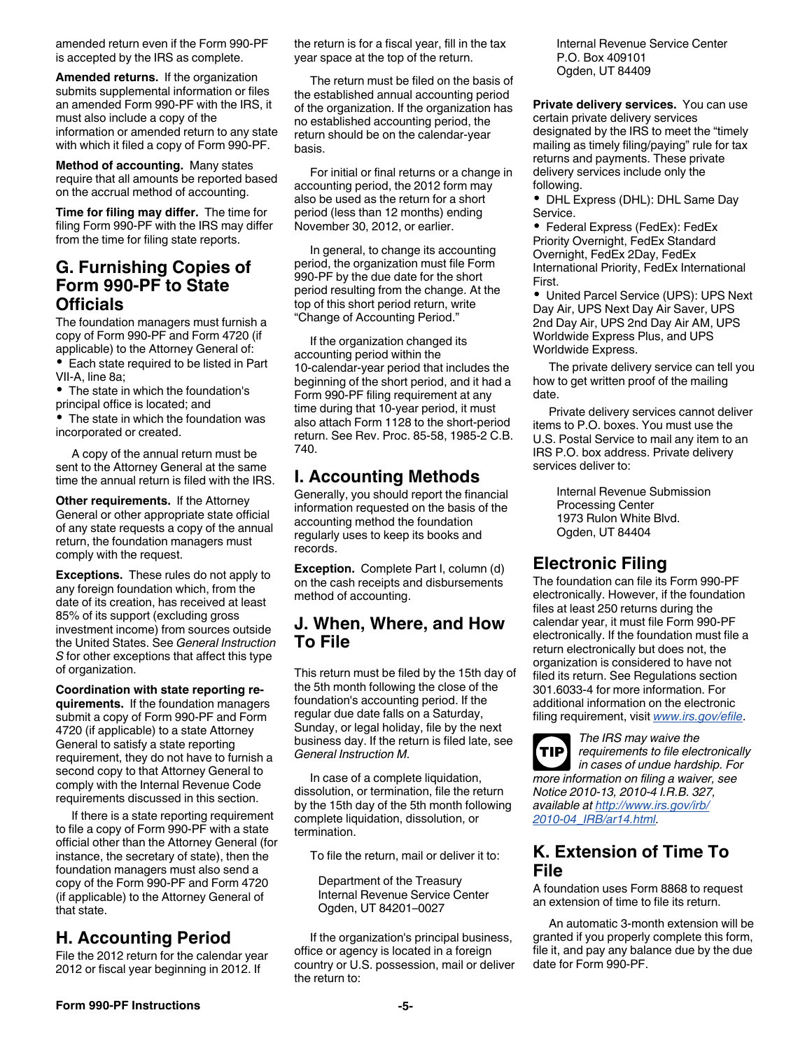amended return even if the Form 990-PF is accepted by the IRS as complete.

**Amended returns.** If the organization submits supplemental information or files an amended Form 990-PF with the IRS, it must also include a copy of the information or amended return to any state with which it filed a copy of Form 990-PF.

**Method of accounting.** Many states require that all amounts be reported based on the accrual method of accounting.

**Time for filing may differ.** The time for filing Form 990-PF with the IRS may differ from the time for filing state reports.

## G. Furnishing Copies of Form 990-PF to State Officials

The foundation managers must furnish a copy of Form 990-PF and Form 4720 (if applicable) to the Attorney General of:

- Each state required to be listed in Part VII-A, line 8a;
- The state in which the foundation's principal office is located; and
- The state in which the foundation was incorporated or created.

A copy of the annual return must be sent to the Attorney General at the same time the annual return is filed with the IRS.

**Other requirements.** If the Attorney General or other appropriate state official of any state requests a copy of the annual return, the foundation managers must comply with the request.

**Exceptions.** These rules do not apply to any foreign foundation which, from the date of its creation, has received at least 85% of its support (excluding gross investment income) from sources outside the United States. See *General Instruction S* for other exceptions that affect this type of organization.

**Coordination with state reporting requirements.** If the foundation managers submit a copy of Form 990-PF and Form 4720 (if applicable) to a state Attorney General to satisfy a state reporting requirement, they do not have to furnish a second copy to that Attorney General to comply with the Internal Revenue Code requirements discussed in this section.

If there is a state reporting requirement to file a copy of Form 990-PF with a state official other than the Attorney General (for instance, the secretary of state), then the foundation managers must also send a copy of the Form 990-PF and Form 4720 (if applicable) to the Attorney General of that state.

## H. Accounting Period

File the 2012 return for the calendar year 2012 or fiscal year beginning in 2012. If the return is for a fiscal year, fill in the tax year space at the top of the return.

The return must be filed on the basis of the established annual accounting period of the organization. If the organization has no established accounting period, the return should be on the calendar-year basis.

For initial or final returns or a change in accounting period, the 2012 form may also be used as the return for a short period (less than 12 months) ending November 30, 2012, or earlier.

In general, to change its accounting period, the organization must file Form 990-PF by the due date for the short period resulting from the change. At the top of this short period return, write "Change of Accounting Period."

If the organization changed its accounting period within the 10-calendar-year period that includes the beginning of the short period, and it had a Form 990-PF filing requirement at any time during that 10-year period, it must also attach Form 1128 to the short-period return. See Rev. Proc. 85-58, 1985-2 C.B. 740.

## I. Accounting Methods

Generally, you should report the financial information requested on the basis of the accounting method the foundation regularly uses to keep its books and records.

**Exception.** Complete Part I, column (d) on the cash receipts and disbursements method of accounting.

## J. When, Where, and How To File

This return must be filed by the 15th day of the 5th month following the close of the foundation's accounting period. If the regular due date falls on a Saturday, Sunday, or legal holiday, file by the next business day. If the return is filed late, see *General Instruction M.*

In case of a complete liquidation, dissolution, or termination, file the return by the 15th day of the 5th month following complete liquidation, dissolution, or termination.

To file the return, mail or deliver it to:

Department of the Treasury
Internal Revenue Service Center
Ogden, UT 84201–0027

If the organization's principal business, office or agency is located in a foreign country or U.S. possession, mail or deliver the return to:

Internal Revenue Service Center
P.O. Box 409101
Ogden, UT 84409

**Private delivery services.** You can use certain private delivery services designated by the IRS to meet the "timely mailing as timely filing/paying" rule for tax returns and payments. These private delivery services include only the following.

- DHL Express (DHL): DHL Same Day Service.
- Federal Express (FedEx): FedEx Priority Overnight, FedEx Standard Overnight, FedEx 2Day, FedEx International Priority, FedEx International First.
- United Parcel Service (UPS): UPS Next Day Air, UPS Next Day Air Saver, UPS 2nd Day Air, UPS 2nd Day Air AM, UPS Worldwide Express Plus, and UPS Worldwide Express.

The private delivery service can tell you how to get written proof of the mailing date.

Private delivery services cannot deliver items to P.O. boxes. You must use the U.S. Postal Service to mail any item to an IRS P.O. box address. Private delivery services deliver to:

Internal Revenue Submission Processing Center
1973 Rulon White Blvd.
Ogden, UT 84404

## Electronic Filing

The foundation can file its Form 990-PF electronically. However, if the foundation files at least 250 returns during the calendar year, it must file Form 990-PF electronically. If the foundation must file a return electronically but does not, the organization is considered to have not filed its return. See Regulations section 301.6033-4 for more information. For additional information on the electronic filing requirement, visit www.irs.gov/efile.

**TIP** *The IRS may waive the requirements to file electronically in cases of undue hardship. For more information on filing a waiver, see Notice 2010-13, 2010-4 I.R.B. 327, available at http://www.irs.gov/irb/2010-04_IRB/ar14.html.*

## K. Extension of Time To File

A foundation uses Form 8868 to request an extension of time to file its return.

An automatic 3-month extension will be granted if you properly complete this form, file it, and pay any balance due by the due date for Form 990-PF.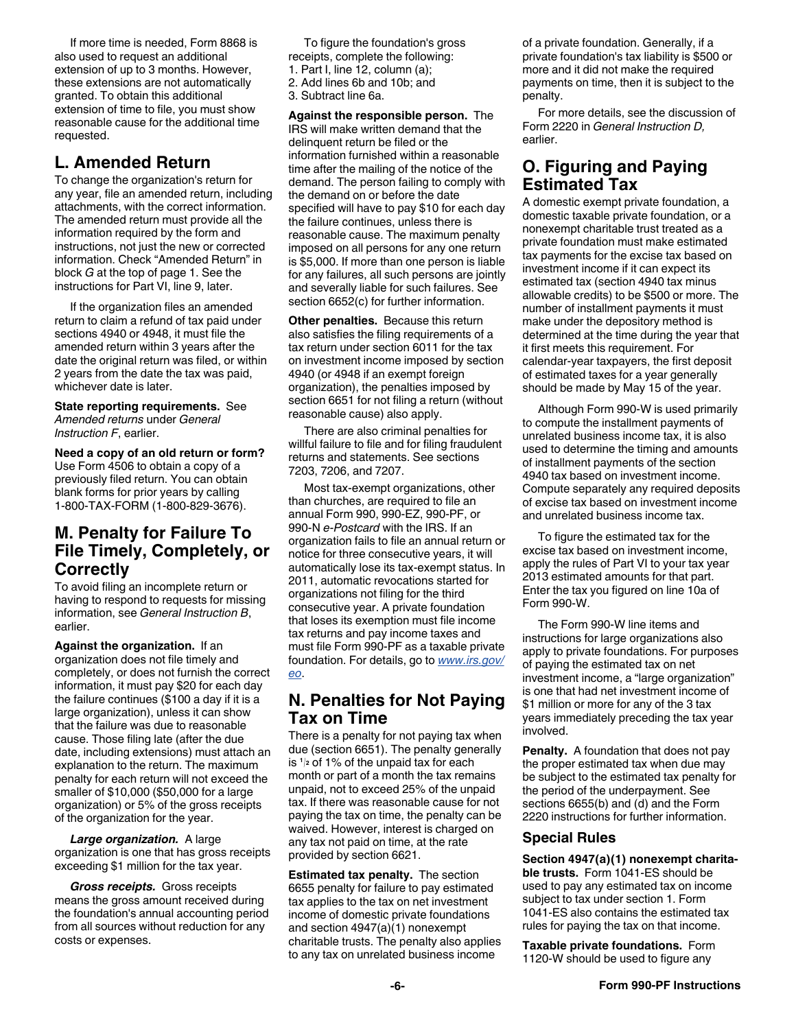If more time is needed, Form 8868 is also used to request an additional extension of up to 3 months. However, these extensions are not automatically granted. To obtain this additional extension of time to file, you must show reasonable cause for the additional time requested.

## L. Amended Return

To change the organization's return for any year, file an amended return, including attachments, with the correct information. The amended return must provide all the information required by the form and instructions, not just the new or corrected information. Check "Amended Return" in block *G* at the top of page 1. See the instructions for Part VI, line 9, later.

If the organization files an amended return to claim a refund of tax paid under sections 4940 or 4948, it must file the amended return within 3 years after the date the original return was filed, or within 2 years from the date the tax was paid, whichever date is later.

**State reporting requirements.** See *Amended returns* under *General Instruction F*, earlier.

**Need a copy of an old return or form?** Use Form 4506 to obtain a copy of a previously filed return. You can obtain blank forms for prior years by calling 1-800-TAX-FORM (1-800-829-3676).

## M. Penalty for Failure To File Timely, Completely, or Correctly

To avoid filing an incomplete return or having to respond to requests for missing information, see *General Instruction B*, earlier.

**Against the organization.** If an organization does not file timely and completely, or does not furnish the correct information, it must pay $20 for each day the failure continues ($100 a day if it is a large organization), unless it can show that the failure was due to reasonable cause. Those filing late (after the due date, including extensions) must attach an explanation to the return. The maximum penalty for each return will not exceed the smaller of $10,000 ($50,000 for a large organization) or 5% of the gross receipts of the organization for the year.

***Large organization.*** A large organization is one that has gross receipts exceeding $1 million for the tax year.

***Gross receipts.*** Gross receipts means the gross amount received during the foundation's annual accounting period from all sources without reduction for any costs or expenses.

To figure the foundation's gross receipts, complete the following:

1. Part I, line 12, column (a);
2. Add lines 6b and 10b; and
3. Subtract line 6a.

**Against the responsible person.** The IRS will make written demand that the delinquent return be filed or the information furnished within a reasonable time after the mailing of the notice of the demand. The person failing to comply with the demand on or before the date specified will have to pay $10 for each day the failure continues, unless there is reasonable cause. The maximum penalty imposed on all persons for any one return is $5,000. If more than one person is liable for any failures, all such persons are jointly and severally liable for such failures. See section 6652(c) for further information.

**Other penalties.** Because this return also satisfies the filing requirements of a tax return under section 6011 for the tax on investment income imposed by section 4940 (or 4948 if an exempt foreign organization), the penalties imposed by section 6651 for not filing a return (without reasonable cause) also apply.

There are also criminal penalties for willful failure to file and for filing fraudulent returns and statements. See sections 7203, 7206, and 7207.

Most tax-exempt organizations, other than churches, are required to file an annual Form 990, 990-EZ, 990-PF, or 990-N *e-Postcard* with the IRS. If an organization fails to file an annual return or notice for three consecutive years, it will automatically lose its tax-exempt status. In 2011, automatic revocations started for organizations not filing for the third consecutive year. A private foundation that loses its exemption must file income tax returns and pay income taxes and must file Form 990-PF as a taxable private foundation. For details, go to www.irs.gov/eo.

## N. Penalties for Not Paying Tax on Time

There is a penalty for not paying tax when due (section 6651). The penalty generally is 1/2 of 1% of the unpaid tax for each month or part of a month the tax remains unpaid, not to exceed 25% of the unpaid tax. If there was reasonable cause for not paying the tax on time, the penalty can be waived. However, interest is charged on any tax not paid on time, at the rate provided by section 6621.

**Estimated tax penalty.** The section 6655 penalty for failure to pay estimated tax applies to the tax on net investment income of domestic private foundations and section 4947(a)(1) nonexempt charitable trusts. The penalty also applies to any tax on unrelated business income of a private foundation. Generally, if a private foundation's tax liability is $500 or more and it did not make the required payments on time, then it is subject to the penalty.

For more details, see the discussion of Form 2220 in *General Instruction D,* earlier.

## O. Figuring and Paying Estimated Tax

A domestic exempt private foundation, a domestic taxable private foundation, or a nonexempt charitable trust treated as a private foundation must make estimated tax payments for the excise tax based on investment income if it can expect its estimated tax (section 4940 tax minus allowable credits) to be $500 or more. The number of installment payments it must make under the depository method is determined at the time during the year that it first meets this requirement. For calendar-year taxpayers, the first deposit of estimated taxes for a year generally should be made by May 15 of the year.

Although Form 990-W is used primarily to compute the installment payments of unrelated business income tax, it is also used to determine the timing and amounts of installment payments of the section 4940 tax based on investment income. Compute separately any required deposits of excise tax based on investment income and unrelated business income tax.

To figure the estimated tax for the excise tax based on investment income, apply the rules of Part VI to your tax year 2013 estimated amounts for that part. Enter the tax you figured on line 10a of Form 990-W.

The Form 990-W line items and instructions for large organizations also apply to private foundations. For purposes of paying the estimated tax on net investment income, a "large organization" is one that had net investment income of $1 million or more for any of the 3 tax years immediately preceding the tax year involved.

**Penalty.** A foundation that does not pay the proper estimated tax when due may be subject to the estimated tax penalty for the period of the underpayment. See sections 6655(b) and (d) and the Form 2220 instructions for further information.

### Special Rules

**Section 4947(a)(1) nonexempt charitable trusts.** Form 1041-ES should be used to pay any estimated tax on income subject to tax under section 1. Form 1041-ES also contains the estimated tax rules for paying the tax on that income.

**Taxable private foundations.** Form 1120-W should be used to figure any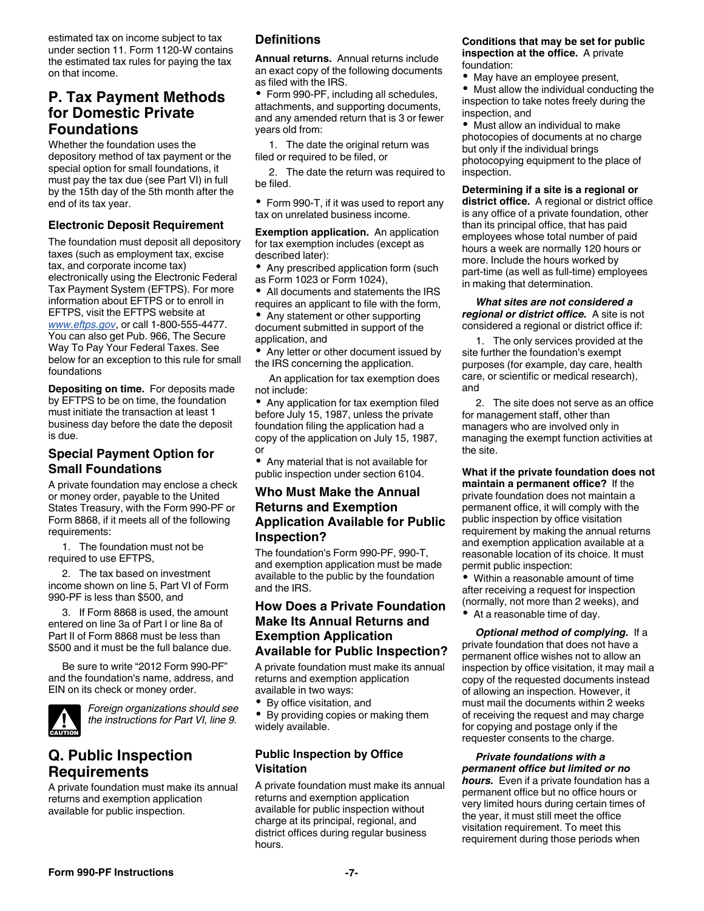estimated tax on income subject to tax under section 11. Form 1120-W contains the estimated tax rules for paying the tax on that income.

## P. Tax Payment Methods for Domestic Private Foundations

Whether the foundation uses the depository method of tax payment or the special option for small foundations, it must pay the tax due (see Part VI) in full by the 15th day of the 5th month after the end of its tax year.

### Electronic Deposit Requirement

The foundation must deposit all depository taxes (such as employment tax, excise tax, and corporate income tax) electronically using the Electronic Federal Tax Payment System (EFTPS). For more information about EFTPS or to enroll in EFTPS, visit the EFTPS website at www.eftps.gov, or call 1-800-555-4477. You can also get Pub. 966, The Secure Way To Pay Your Federal Taxes. See below for an exception to this rule for small foundations

**Depositing on time.** For deposits made by EFTPS to be on time, the foundation must initiate the transaction at least 1 business day before the date the deposit is due.

### Special Payment Option for Small Foundations

A private foundation may enclose a check or money order, payable to the United States Treasury, with the Form 990-PF or Form 8868, if it meets all of the following requirements:

1. The foundation must not be required to use EFTPS,
2. The tax based on investment income shown on line 5, Part VI of Form 990-PF is less than $500, and
3. If Form 8868 is used, the amount entered on line 3a of Part I or line 8a of Part II of Form 8868 must be less than $500 and it must be the full balance due.

Be sure to write "2012 Form 990-PF" and the foundation's name, address, and EIN on its check or money order.

**CAUTION:** *Foreign organizations should see the instructions for Part VI, line 9.*

## Q. Public Inspection Requirements

A private foundation must make its annual returns and exemption application available for public inspection.

### Definitions

**Annual returns.** Annual returns include an exact copy of the following documents as filed with the IRS.

- Form 990-PF, including all schedules, attachments, and supporting documents, and any amended return that is 3 or fewer years old from:

  1. The date the original return was filed or required to be filed, or
  2. The date the return was required to be filed.

- Form 990-T, if it was used to report any tax on unrelated business income.

**Exemption application.** An application for tax exemption includes (except as described later):

- Any prescribed application form (such as Form 1023 or Form 1024),
- All documents and statements the IRS requires an applicant to file with the form,
- Any statement or other supporting document submitted in support of the application, and
- Any letter or other document issued by the IRS concerning the application.

An application for tax exemption does not include:

- Any application for tax exemption filed before July 15, 1987, unless the private foundation filing the application had a copy of the application on July 15, 1987, or
- Any material that is not available for public inspection under section 6104.

### Who Must Make the Annual Returns and Exemption Application Available for Public Inspection?

The foundation's Form 990-PF, 990-T, and exemption application must be made available to the public by the foundation and the IRS.

### How Does a Private Foundation Make Its Annual Returns and Exemption Application Available for Public Inspection?

A private foundation must make its annual returns and exemption application available in two ways:

- By office visitation, and
- By providing copies or making them widely available.

#### Public Inspection by Office Visitation

A private foundation must make its annual returns and exemption application available for public inspection without charge at its principal, regional, and district offices during regular business hours.

**Conditions that may be set for public inspection at the office.** A private foundation:

- May have an employee present,
- Must allow the individual conducting the inspection to take notes freely during the inspection, and
- Must allow an individual to make photocopies of documents at no charge but only if the individual brings photocopying equipment to the place of inspection.

**Determining if a site is a regional or district office.** A regional or district office is any office of a private foundation, other than its principal office, that has paid employees whose total number of paid hours a week are normally 120 hours or more. Include the hours worked by part-time (as well as full-time) employees in making that determination.

***What sites are not considered a regional or district office.*** A site is not considered a regional or district office if:

1. The only services provided at the site further the foundation's exempt purposes (for example, day care, health care, or scientific or medical research), and
2. The site does not serve as an office for management staff, other than managers who are involved only in managing the exempt function activities at the site.

**What if the private foundation does not maintain a permanent office?** If the private foundation does not maintain a permanent office, it will comply with the public inspection by office visitation requirement by making the annual returns and exemption application available at a reasonable location of its choice. It must permit public inspection:

- Within a reasonable amount of time after receiving a request for inspection (normally, not more than 2 weeks), and
- At a reasonable time of day.

***Optional method of complying.*** If a private foundation that does not have a permanent office wishes not to allow an inspection by office visitation, it may mail a copy of the requested documents instead of allowing an inspection. However, it must mail the documents within 2 weeks of receiving the request and may charge for copying and postage only if the requester consents to the charge.

***Private foundations with a permanent office but limited or no hours.*** Even if a private foundation has a permanent office but no office hours or very limited hours during certain times of the year, it must still meet the office visitation requirement. To meet this requirement during those periods when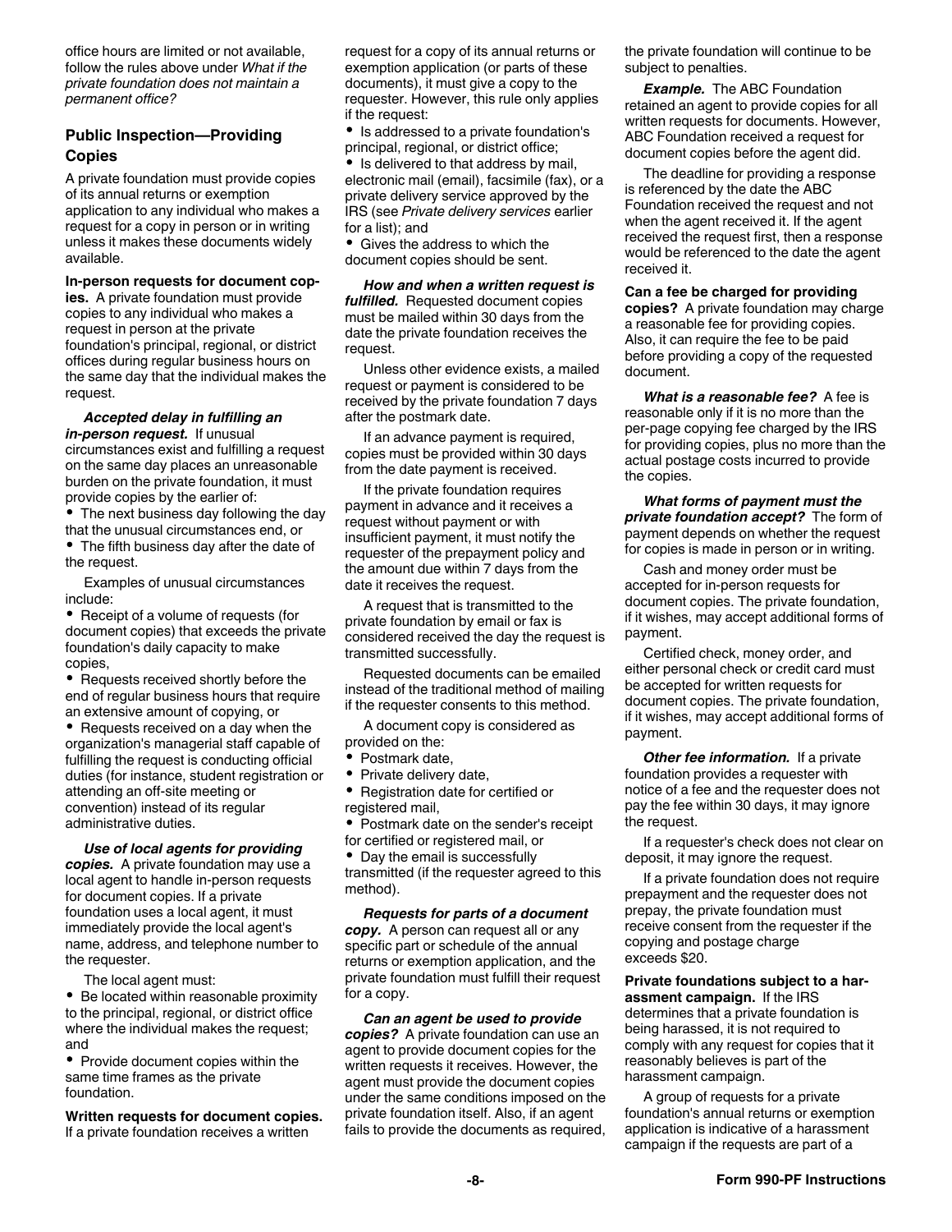office hours are limited or not available, follow the rules above under *What if the private foundation does not maintain a permanent office?*

## Public Inspection—Providing Copies

A private foundation must provide copies of its annual returns or exemption application to any individual who makes a request for a copy in person or in writing unless it makes these documents widely available.

**In-person requests for document copies.** A private foundation must provide copies to any individual who makes a request in person at the private foundation's principal, regional, or district offices during regular business hours on the same day that the individual makes the request.

***Accepted delay in fulfilling an in-person request.*** If unusual circumstances exist and fulfilling a request on the same day places an unreasonable burden on the private foundation, it must provide copies by the earlier of:

- The next business day following the day that the unusual circumstances end, or
- The fifth business day after the date of the request.

Examples of unusual circumstances include:

- Receipt of a volume of requests (for document copies) that exceeds the private foundation's daily capacity to make copies,
- Requests received shortly before the end of regular business hours that require an extensive amount of copying, or
- Requests received on a day when the organization's managerial staff capable of fulfilling the request is conducting official duties (for instance, student registration or attending an off-site meeting or convention) instead of its regular administrative duties.

***Use of local agents for providing copies.*** A private foundation may use a local agent to handle in-person requests for document copies. If a private foundation uses a local agent, it must immediately provide the local agent's name, address, and telephone number to the requester.

The local agent must:

- Be located within reasonable proximity to the principal, regional, or district office where the individual makes the request; and
- Provide document copies within the same time frames as the private foundation.

**Written requests for document copies.** If a private foundation receives a written request for a copy of its annual returns or exemption application (or parts of these documents), it must give a copy to the requester. However, this rule only applies if the request:

- Is addressed to a private foundation's principal, regional, or district office;
- Is delivered to that address by mail, electronic mail (email), facsimile (fax), or a private delivery service approved by the IRS (see *Private delivery services* earlier for a list); and
- Gives the address to which the document copies should be sent.

***How and when a written request is fulfilled.*** Requested document copies must be mailed within 30 days from the date the private foundation receives the request.

Unless other evidence exists, a mailed request or payment is considered to be received by the private foundation 7 days after the postmark date.

If an advance payment is required, copies must be provided within 30 days from the date payment is received.

If the private foundation requires payment in advance and it receives a request without payment or with insufficient payment, it must notify the requester of the prepayment policy and the amount due within 7 days from the date it receives the request.

A request that is transmitted to the private foundation by email or fax is considered received the day the request is transmitted successfully.

Requested documents can be emailed instead of the traditional method of mailing if the requester consents to this method.

A document copy is considered as provided on the:

- Postmark date,
- Private delivery date,
- Registration date for certified or registered mail,
- Postmark date on the sender's receipt for certified or registered mail, or
- Day the email is successfully transmitted (if the requester agreed to this method).

***Requests for parts of a document copy.*** A person can request all or any specific part or schedule of the annual returns or exemption application, and the private foundation must fulfill their request for a copy.

***Can an agent be used to provide copies?*** A private foundation can use an agent to provide document copies for the written requests it receives. However, the agent must provide the document copies under the same conditions imposed on the private foundation itself. Also, if an agent fails to provide the documents as required, the private foundation will continue to be subject to penalties.

***Example.*** The ABC Foundation retained an agent to provide copies for all written requests for documents. However, ABC Foundation received a request for document copies before the agent did.

The deadline for providing a response is referenced by the date the ABC Foundation received the request and not when the agent received it. If the agent received the request first, then a response would be referenced to the date the agent received it.

**Can a fee be charged for providing copies?** A private foundation may charge a reasonable fee for providing copies. Also, it can require the fee to be paid before providing a copy of the requested document.

***What is a reasonable fee?*** A fee is reasonable only if it is no more than the per-page copying fee charged by the IRS for providing copies, plus no more than the actual postage costs incurred to provide the copies.

***What forms of payment must the private foundation accept?*** The form of payment depends on whether the request for copies is made in person or in writing.

Cash and money order must be accepted for in-person requests for document copies. The private foundation, if it wishes, may accept additional forms of payment.

Certified check, money order, and either personal check or credit card must be accepted for written requests for document copies. The private foundation, if it wishes, may accept additional forms of payment.

***Other fee information.*** If a private foundation provides a requester with notice of a fee and the requester does not pay the fee within 30 days, it may ignore the request.

If a requester's check does not clear on deposit, it may ignore the request.

If a private foundation does not require prepayment and the requester does not prepay, the private foundation must receive consent from the requester if the copying and postage charge exceeds $20.

**Private foundations subject to a harassment campaign.** If the IRS determines that a private foundation is being harassed, it is not required to comply with any request for copies that it reasonably believes is part of the harassment campaign.

A group of requests for a private foundation's annual returns or exemption application is indicative of a harassment campaign if the requests are part of a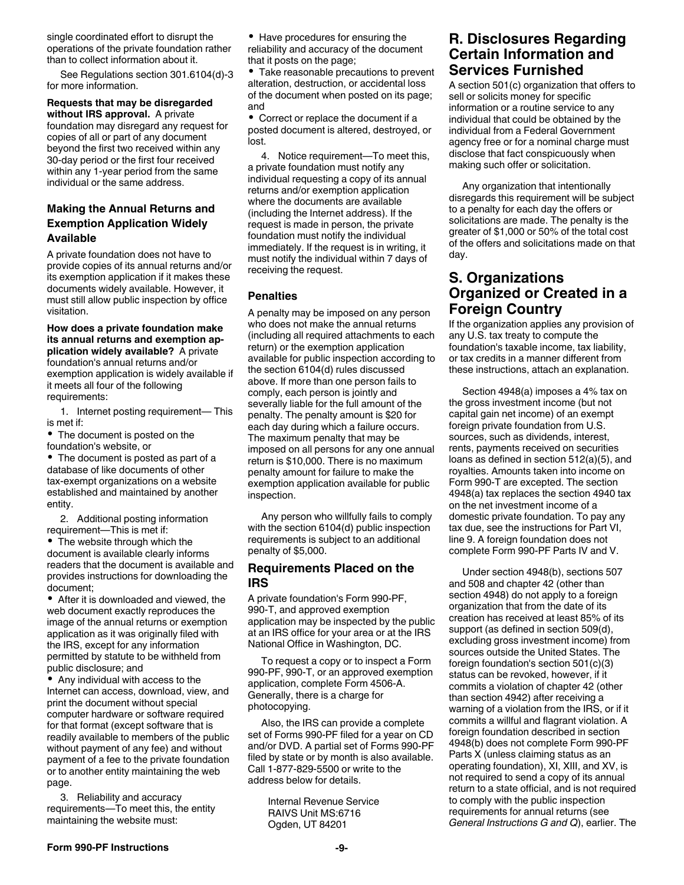single coordinated effort to disrupt the operations of the private foundation rather than to collect information about it.

See Regulations section 301.6104(d)-3 for more information.

**Requests that may be disregarded without IRS approval.** A private foundation may disregard any request for copies of all or part of any document beyond the first two received within any 30-day period or the first four received within any 1-year period from the same individual or the same address.

### Making the Annual Returns and Exemption Application Widely Available

A private foundation does not have to provide copies of its annual returns and/or its exemption application if it makes these documents widely available. However, it must still allow public inspection by office visitation.

**How does a private foundation make its annual returns and exemption application widely available?** A private foundation's annual returns and/or exemption application is widely available if it meets all four of the following requirements:

1. Internet posting requirement— This is met if:

- The document is posted on the foundation's website, or
- The document is posted as part of a database of like documents of other tax-exempt organizations on a website established and maintained by another entity.

2. Additional posting information requirement—This is met if:

- The website through which the document is available clearly informs readers that the document is available and provides instructions for downloading the document;
- After it is downloaded and viewed, the web document exactly reproduces the image of the annual returns or exemption application as it was originally filed with the IRS, except for any information permitted by statute to be withheld from public disclosure; and
- Any individual with access to the Internet can access, download, view, and print the document without special computer hardware or software required for that format (except software that is readily available to members of the public without payment of any fee) and without payment of a fee to the private foundation or to another entity maintaining the web page.

3. Reliability and accuracy requirements—To meet this, the entity maintaining the website must:

- Have procedures for ensuring the reliability and accuracy of the document that it posts on the page;
- Take reasonable precautions to prevent alteration, destruction, or accidental loss of the document when posted on its page; and
- Correct or replace the document if a posted document is altered, destroyed, or lost.

4. Notice requirement—To meet this, a private foundation must notify any individual requesting a copy of its annual returns and/or exemption application where the documents are available (including the Internet address). If the request is made in person, the private foundation must notify the individual immediately. If the request is in writing, it must notify the individual within 7 days of receiving the request.

### Penalties

A penalty may be imposed on any person who does not make the annual returns (including all required attachments to each return) or the exemption application available for public inspection according to the section 6104(d) rules discussed above. If more than one person fails to comply, each person is jointly and severally liable for the full amount of the penalty. The penalty amount is $20 for each day during which a failure occurs. The maximum penalty that may be imposed on all persons for any one annual return is $10,000. There is no maximum penalty amount for failure to make the exemption application available for public inspection.

Any person who willfully fails to comply with the section 6104(d) public inspection requirements is subject to an additional penalty of $5,000.

### Requirements Placed on the IRS

A private foundation's Form 990-PF, 990-T, and approved exemption application may be inspected by the public at an IRS office for your area or at the IRS National Office in Washington, DC.

To request a copy or to inspect a Form 990-PF, 990-T, or an approved exemption application, complete Form 4506-A. Generally, there is a charge for photocopying.

Also, the IRS can provide a complete set of Forms 990-PF filed for a year on CD and/or DVD. A partial set of Forms 990-PF filed by state or by month is also available. Call 1-877-829-5500 or write to the address below for details.

Internal Revenue Service
RAIVS Unit MS:6716
Ogden, UT 84201

## R. Disclosures Regarding Certain Information and Services Furnished

A section 501(c) organization that offers to sell or solicits money for specific information or a routine service to any individual that could be obtained by the individual from a Federal Government agency free or for a nominal charge must disclose that fact conspicuously when making such offer or solicitation.

Any organization that intentionally disregards this requirement will be subject to a penalty for each day the offers or solicitations are made. The penalty is the greater of $1,000 or 50% of the total cost of the offers and solicitations made on that day.

## S. Organizations Organized or Created in a Foreign Country

If the organization applies any provision of any U.S. tax treaty to compute the foundation's taxable income, tax liability, or tax credits in a manner different from these instructions, attach an explanation.

Section 4948(a) imposes a 4% tax on the gross investment income (but not capital gain net income) of an exempt foreign private foundation from U.S. sources, such as dividends, interest, rents, payments received on securities loans as defined in section 512(a)(5), and royalties. Amounts taken into income on Form 990-T are excepted. The section 4948(a) tax replaces the section 4940 tax on the net investment income of a domestic private foundation. To pay any tax due, see the instructions for Part VI, line 9. A foreign foundation does not complete Form 990-PF Parts IV and V.

Under section 4948(b), sections 507 and 508 and chapter 42 (other than section 4948) do not apply to a foreign organization that from the date of its creation has received at least 85% of its support (as defined in section 509(d), excluding gross investment income) from sources outside the United States. The foreign foundation's section 501(c)(3) status can be revoked, however, if it commits a violation of chapter 42 (other than section 4942) after receiving a warning of a violation from the IRS, or if it commits a willful and flagrant violation. A foreign foundation described in section 4948(b) does not complete Form 990-PF Parts X (unless claiming status as an operating foundation), XI, XIII, and XV, is not required to send a copy of its annual return to a state official, and is not required to comply with the public inspection requirements for annual returns (see *General Instructions G and Q*), earlier. The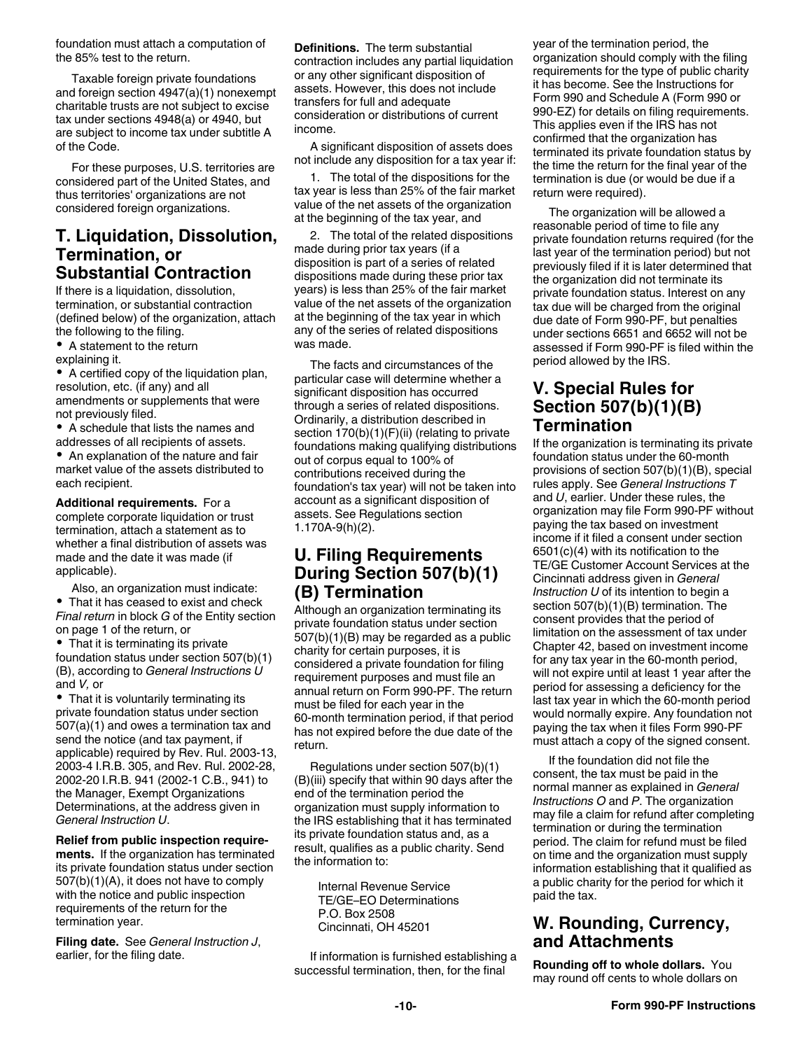foundation must attach a computation of the 85% test to the return.

Taxable foreign private foundations and foreign section 4947(a)(1) nonexempt charitable trusts are not subject to excise tax under sections 4948(a) or 4940, but are subject to income tax under subtitle A of the Code.

For these purposes, U.S. territories are considered part of the United States, and thus territories' organizations are not considered foreign organizations.

## T. Liquidation, Dissolution, Termination, or Substantial Contraction

If there is a liquidation, dissolution, termination, or substantial contraction (defined below) of the organization, attach the following to the filing.

- A statement to the return explaining it.
- A certified copy of the liquidation plan, resolution, etc. (if any) and all amendments or supplements that were not previously filed.
- A schedule that lists the names and addresses of all recipients of assets.
- An explanation of the nature and fair market value of the assets distributed to each recipient.

**Additional requirements.** For a complete corporate liquidation or trust termination, attach a statement as to whether a final distribution of assets was made and the date it was made (if applicable).

Also, an organization must indicate:

- That it has ceased to exist and check *Final return* in block G of the Entity section on page 1 of the return, or
- That it is terminating its private foundation status under section 507(b)(1)(B), according to *General Instructions U* and *V,* or
- That it is voluntarily terminating its private foundation status under section 507(a)(1) and owes a termination tax and send the notice (and tax payment, if applicable) required by Rev. Rul. 2003-13, 2003-4 I.R.B. 305, and Rev. Rul. 2002-28, 2002-20 I.R.B. 941 (2002-1 C.B., 941) to the Manager, Exempt Organizations Determinations, at the address given in *General Instruction U*.

**Relief from public inspection requirements.** If the organization has terminated its private foundation status under section 507(b)(1)(A), it does not have to comply with the notice and public inspection requirements of the return for the termination year.

**Filing date.** See *General Instruction J*, earlier, for the filing date.

**Definitions.** The term substantial contraction includes any partial liquidation or any other significant disposition of assets. However, this does not include transfers for full and adequate consideration or distributions of current income.

A significant disposition of assets does not include any disposition for a tax year if:

1. The total of the dispositions for the tax year is less than 25% of the fair market value of the net assets of the organization at the beginning of the tax year, and
2. The total of the related dispositions made during prior tax years (if a disposition is part of a series of related dispositions made during these prior tax years) is less than 25% of the fair market value of the net assets of the organization at the beginning of the tax year in which any of the series of related dispositions was made.

The facts and circumstances of the particular case will determine whether a significant disposition has occurred through a series of related dispositions. Ordinarily, a distribution described in section 170(b)(1)(F)(ii) (relating to private foundations making qualifying distributions out of corpus equal to 100% of contributions received during the foundation's tax year) will not be taken into account as a significant disposition of assets. See Regulations section 1.170A-9(h)(2).

## U. Filing Requirements During Section 507(b)(1)(B) Termination

Although an organization terminating its private foundation status under section 507(b)(1)(B) may be regarded as a public charity for certain purposes, it is considered a private foundation for filing requirement purposes and must file an annual return on Form 990-PF. The return must be filed for each year in the 60-month termination period, if that period has not expired before the due date of the return.

Regulations under section 507(b)(1)(B)(iii) specify that within 90 days after the end of the termination period the organization must supply information to the IRS establishing that it has terminated its private foundation status and, as a result, qualifies as a public charity. Send the information to:

Internal Revenue Service
TE/GE–EO Determinations
P.O. Box 2508
Cincinnati, OH 45201

If information is furnished establishing a successful termination, then, for the final year of the termination period, the organization should comply with the filing requirements for the type of public charity it has become. See the Instructions for Form 990 and Schedule A (Form 990 or 990-EZ) for details on filing requirements. This applies even if the IRS has not confirmed that the organization has terminated its private foundation status by the time the return for the final year of the termination is due (or would be due if a return were required).

The organization will be allowed a reasonable period of time to file any private foundation returns required (for the last year of the termination period) but not previously filed if it is later determined that the organization did not terminate its private foundation status. Interest on any tax due will be charged from the original due date of Form 990-PF, but penalties under sections 6651 and 6652 will not be assessed if Form 990-PF is filed within the period allowed by the IRS.

## V. Special Rules for Section 507(b)(1)(B) Termination

If the organization is terminating its private foundation status under the 60-month provisions of section 507(b)(1)(B), special rules apply. See *General Instructions T* and *U*, earlier. Under these rules, the organization may file Form 990-PF without paying the tax based on investment income if it filed a consent under section 6501(c)(4) with its notification to the TE/GE Customer Account Services at the Cincinnati address given in *General Instruction U* of its intention to begin a section 507(b)(1)(B) termination. The consent provides that the period of limitation on the assessment of tax under Chapter 42, based on investment income for any tax year in the 60-month period, will not expire until at least 1 year after the period for assessing a deficiency for the last tax year in which the 60-month period would normally expire. Any foundation not paying the tax when it files Form 990-PF must attach a copy of the signed consent.

If the foundation did not file the consent, the tax must be paid in the normal manner as explained in *General Instructions O* and *P*. The organization may file a claim for refund after completing termination or during the termination period. The claim for refund must be filed on time and the organization must supply information establishing that it qualified as a public charity for the period for which it paid the tax.

## W. Rounding, Currency, and Attachments

**Rounding off to whole dollars.** You may round off cents to whole dollars on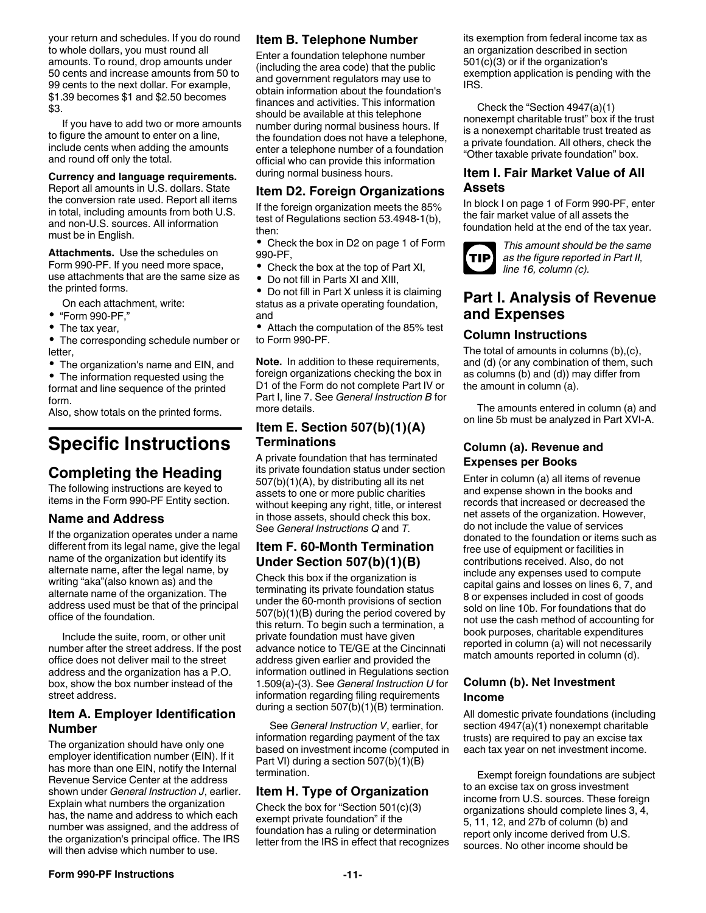your return and schedules. If you do round to whole dollars, you must round all amounts. To round, drop amounts under 50 cents and increase amounts from 50 to 99 cents to the next dollar. For example, $1.39 becomes $1 and $2.50 becomes $3.

If you have to add two or more amounts to figure the amount to enter on a line, include cents when adding the amounts and round off only the total.

**Currency and language requirements.** Report all amounts in U.S. dollars. State the conversion rate used. Report all items in total, including amounts from both U.S. and non-U.S. sources. All information must be in English.

**Attachments.** Use the schedules on Form 990-PF. If you need more space, use attachments that are the same size as the printed forms.

On each attachment, write:

- "Form 990-PF,"
- The tax year,
- The corresponding schedule number or letter,
- The organization's name and EIN, and
- The information requested using the format and line sequence of the printed form.

Also, show totals on the printed forms.

# Specific Instructions

## Completing the Heading

The following instructions are keyed to items in the Form 990-PF Entity section.

### Name and Address

If the organization operates under a name different from its legal name, give the legal name of the organization but identify its alternate name, after the legal name, by writing "aka"(also known as) and the alternate name of the organization. The address used must be that of the principal office of the foundation.

Include the suite, room, or other unit number after the street address. If the post office does not deliver mail to the street address and the organization has a P.O. box, show the box number instead of the street address.

### Item A. Employer Identification Number

The organization should have only one employer identification number (EIN). If it has more than one EIN, notify the Internal Revenue Service Center at the address shown under *General Instruction J*, earlier. Explain what numbers the organization has, the name and address to which each number was assigned, and the address of the organization's principal office. The IRS will then advise which number to use.

### Item B. Telephone Number

Enter a foundation telephone number (including the area code) that the public and government regulators may use to obtain information about the foundation's finances and activities. This information should be available at this telephone number during normal business hours. If the foundation does not have a telephone, enter a telephone number of a foundation official who can provide this information during normal business hours.

### Item D2. Foreign Organizations

If the foreign organization meets the 85% test of Regulations section 53.4948-1(b), then:

- Check the box in D2 on page 1 of Form 990-PF,
- Check the box at the top of Part XI,
- Do not fill in Parts XI and XIII,
- Do not fill in Part X unless it is claiming status as a private operating foundation, and
- Attach the computation of the 85% test to Form 990-PF.

**Note.** In addition to these requirements, foreign organizations checking the box in D1 of the Form do not complete Part IV or Part I, line 7. See *General Instruction B* for more details.

### Item E. Section 507(b)(1)(A) Terminations

A private foundation that has terminated its private foundation status under section 507(b)(1)(A), by distributing all its net assets to one or more public charities without keeping any right, title, or interest in those assets, should check this box. See *General Instructions Q* and *T.*

### Item F. 60-Month Termination Under Section 507(b)(1)(B)

Check this box if the organization is terminating its private foundation status under the 60-month provisions of section 507(b)(1)(B) during the period covered by this return. To begin such a termination, a private foundation must have given advance notice to TE/GE at the Cincinnati address given earlier and provided the information outlined in Regulations section 1.509(a)-(3). See *General Instruction U* for information regarding filing requirements during a section 507(b)(1)(B) termination.

See *General Instruction V*, earlier, for information regarding payment of the tax based on investment income (computed in Part VI) during a section 507(b)(1)(B) termination.

### Item H. Type of Organization

Check the box for "Section 501(c)(3) exempt private foundation" if the foundation has a ruling or determination letter from the IRS in effect that recognizes its exemption from federal income tax as an organization described in section 501(c)(3) or if the organization's exemption application is pending with the IRS.

Check the "Section 4947(a)(1) nonexempt charitable trust" box if the trust is a nonexempt charitable trust treated as a private foundation. All others, check the "Other taxable private foundation" box.

### Item I. Fair Market Value of All Assets

In block I on page 1 of Form 990-PF, enter the fair market value of all assets the foundation held at the end of the tax year.

**TIP** *This amount should be the same as the figure reported in Part II, line 16, column (c).*

## Part I. Analysis of Revenue and Expenses

### Column Instructions

The total of amounts in columns (b),(c), and (d) (or any combination of them, such as columns (b) and (d)) may differ from the amount in column (a).

The amounts entered in column (a) and on line 5b must be analyzed in Part XVI-A.

#### Column (a). Revenue and Expenses per Books

Enter in column (a) all items of revenue and expense shown in the books and records that increased or decreased the net assets of the organization. However, do not include the value of services donated to the foundation or items such as free use of equipment or facilities in contributions received. Also, do not include any expenses used to compute capital gains and losses on lines 6, 7, and 8 or expenses included in cost of goods sold on line 10b. For foundations that do not use the cash method of accounting for book purposes, charitable expenditures reported in column (a) will not necessarily match amounts reported in column (d).

#### Column (b). Net Investment Income

All domestic private foundations (including section 4947(a)(1) nonexempt charitable trusts) are required to pay an excise tax each tax year on net investment income.

Exempt foreign foundations are subject to an excise tax on gross investment income from U.S. sources. These foreign organizations should complete lines 3, 4, 5, 11, 12, and 27b of column (b) and report only income derived from U.S. sources. No other income should be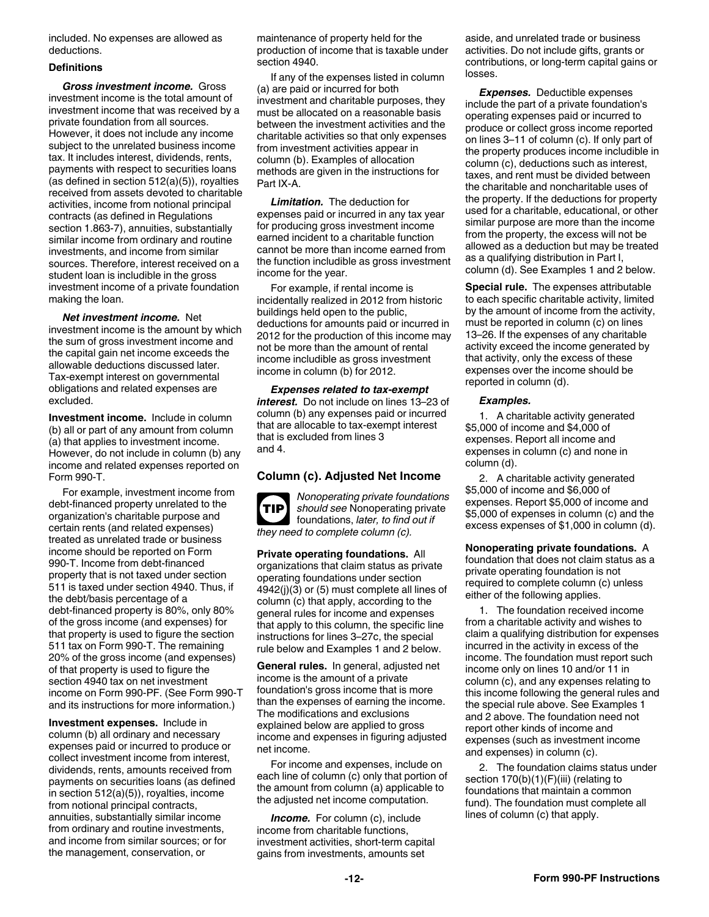included. No expenses are allowed as deductions.

**Definitions**

***Gross investment income.*** Gross investment income is the total amount of investment income that was received by a private foundation from all sources. However, it does not include any income subject to the unrelated business income tax. It includes interest, dividends, rents, payments with respect to securities loans (as defined in section 512(a)(5)), royalties received from assets devoted to charitable activities, income from notional principal contracts (as defined in Regulations section 1.863-7), annuities, substantially similar income from ordinary and routine investments, and income from similar sources. Therefore, interest received on a student loan is includible in the gross investment income of a private foundation making the loan.

***Net investment income.*** Net investment income is the amount by which the sum of gross investment income and the capital gain net income exceeds the allowable deductions discussed later. Tax-exempt interest on governmental obligations and related expenses are excluded.

**Investment income.** Include in column (b) all or part of any amount from column (a) that applies to investment income. However, do not include in column (b) any income and related expenses reported on Form 990-T.

For example, investment income from debt-financed property unrelated to the organization's charitable purpose and certain rents (and related expenses) treated as unrelated trade or business income should be reported on Form 990-T. Income from debt-financed property that is not taxed under section 511 is taxed under section 4940. Thus, if the debt/basis percentage of a debt-financed property is 80%, only 80% of the gross income (and expenses) for that property is used to figure the section 511 tax on Form 990-T. The remaining 20% of the gross income (and expenses) of that property is used to figure the section 4940 tax on net investment income on Form 990-PF. (See Form 990-T and its instructions for more information.)

**Investment expenses.** Include in column (b) all ordinary and necessary expenses paid or incurred to produce or collect investment income from interest, dividends, rents, amounts received from payments on securities loans (as defined in section 512(a)(5)), royalties, income from notional principal contracts, annuities, substantially similar income from ordinary and routine investments, and income from similar sources; or for the management, conservation, or maintenance of property held for the production of income that is taxable under section 4940.

If any of the expenses listed in column (a) are paid or incurred for both investment and charitable purposes, they must be allocated on a reasonable basis between the investment activities and the charitable activities so that only expenses from investment activities appear in column (b). Examples of allocation methods are given in the instructions for Part IX-A.

***Limitation.*** The deduction for expenses paid or incurred in any tax year for producing gross investment income earned incident to a charitable function cannot be more than income earned from the function includible as gross investment income for the year.

For example, if rental income is incidentally realized in 2012 from historic buildings held open to the public, deductions for amounts paid or incurred in 2012 for the production of this income may not be more than the amount of rental income includible as gross investment income in column (b) for 2012.

***Expenses related to tax-exempt interest.*** Do not include on lines 13–23 of column (b) any expenses paid or incurred that are allocable to tax-exempt interest that is excluded from lines 3 and 4.

## Column (c). Adjusted Net Income

**TIP** *Nonoperating private foundations should see* Nonoperating private foundations, *later, to find out if they need to complete column (c).*

**Private operating foundations.** All organizations that claim status as private operating foundations under section 4942(j)(3) or (5) must complete all lines of column (c) that apply, according to the general rules for income and expenses that apply to this column, the specific line instructions for lines 3–27c, the special rule below and Examples 1 and 2 below.

**General rules.** In general, adjusted net income is the amount of a private foundation's gross income that is more than the expenses of earning the income. The modifications and exclusions explained below are applied to gross income and expenses in figuring adjusted net income.

For income and expenses, include on each line of column (c) only that portion of the amount from column (a) applicable to the adjusted net income computation.

***Income.*** For column (c), include income from charitable functions, investment activities, short-term capital gains from investments, amounts set aside, and unrelated trade or business activities. Do not include gifts, grants or contributions, or long-term capital gains or losses.

***Expenses.*** Deductible expenses include the part of a private foundation's operating expenses paid or incurred to produce or collect gross income reported on lines 3–11 of column (c). If only part of the property produces income includible in column (c), deductions such as interest, taxes, and rent must be divided between the charitable and noncharitable uses of the property. If the deductions for property used for a charitable, educational, or other similar purpose are more than the income from the property, the excess will not be allowed as a deduction but may be treated as a qualifying distribution in Part I, column (d). See Examples 1 and 2 below.

**Special rule.** The expenses attributable to each specific charitable activity, limited by the amount of income from the activity, must be reported in column (c) on lines 13–26. If the expenses of any charitable activity exceed the income generated by that activity, only the excess of these expenses over the income should be reported in column (d).

***Examples.***

1. A charitable activity generated $5,000 of income and $4,000 of expenses. Report all income and expenses in column (c) and none in column (d).

2. A charitable activity generated $5,000 of income and $6,000 of expenses. Report $5,000 of income and $5,000 of expenses in column (c) and the excess expenses of $1,000 in column (d).

**Nonoperating private foundations.** A foundation that does not claim status as a private operating foundation is not required to complete column (c) unless either of the following applies.

1. The foundation received income from a charitable activity and wishes to claim a qualifying distribution for expenses incurred in the activity in excess of the income. The foundation must report such income only on lines 10 and/or 11 in column (c), and any expenses relating to this income following the general rules and the special rule above. See Examples 1 and 2 above. The foundation need not report other kinds of income and expenses (such as investment income and expenses) in column (c).

2. The foundation claims status under section 170(b)(1)(F)(iii) (relating to foundations that maintain a common fund). The foundation must complete all lines of column (c) that apply.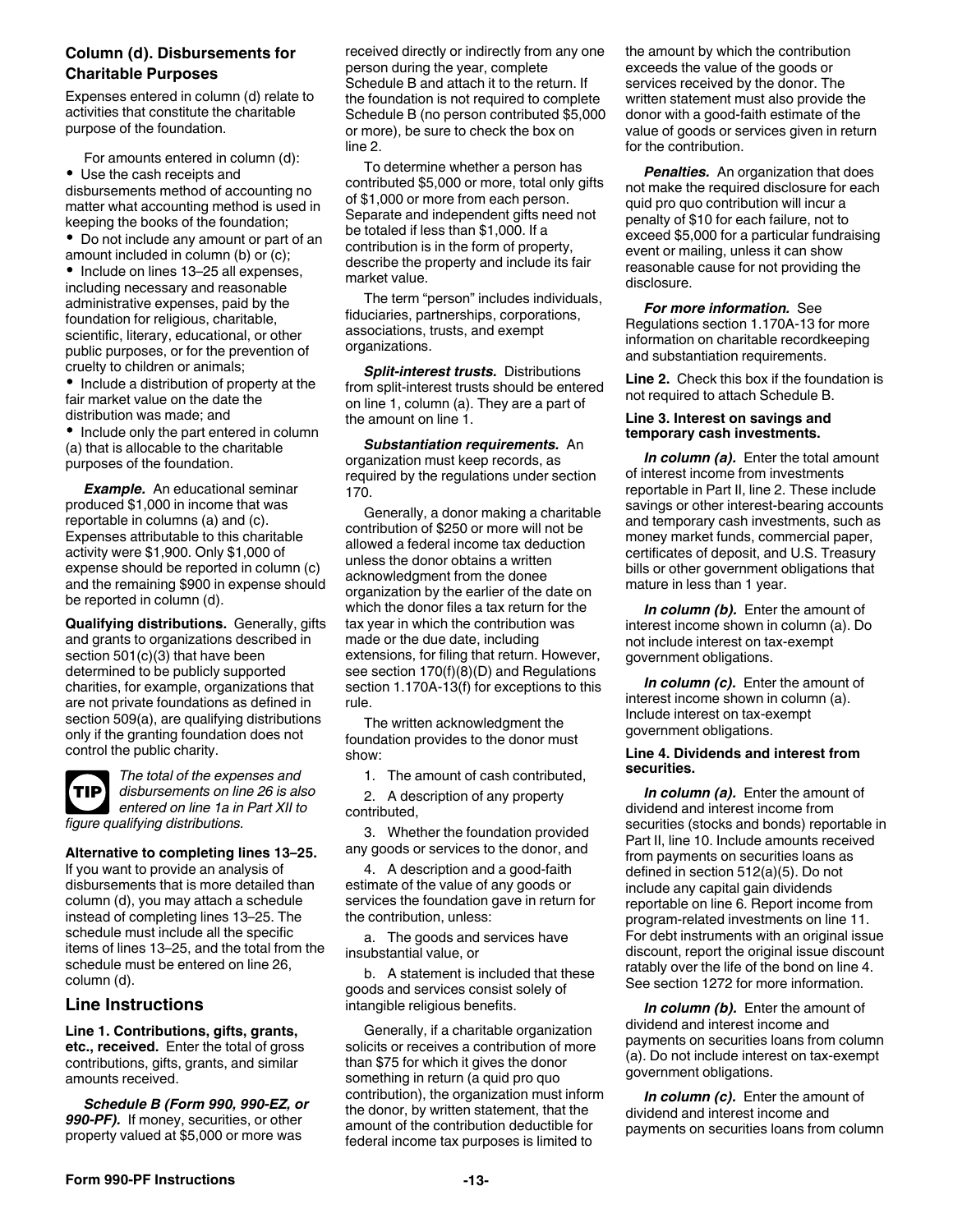### Column (d). Disbursements for Charitable Purposes

Expenses entered in column (d) relate to activities that constitute the charitable purpose of the foundation.

For amounts entered in column (d):

- Use the cash receipts and disbursements method of accounting no matter what accounting method is used in keeping the books of the foundation;
- Do not include any amount or part of an amount included in column (b) or (c);
- Include on lines 13–25 all expenses, including necessary and reasonable administrative expenses, paid by the foundation for religious, charitable, scientific, literary, educational, or other public purposes, or for the prevention of cruelty to children or animals;
- Include a distribution of property at the fair market value on the date the distribution was made; and
- Include only the part entered in column (a) that is allocable to the charitable purposes of the foundation.

***Example.*** An educational seminar produced $1,000 in income that was reportable in columns (a) and (c). Expenses attributable to this charitable activity were $1,900. Only $1,000 of expense should be reported in column (c) and the remaining $900 in expense should be reported in column (d).

**Qualifying distributions.** Generally, gifts and grants to organizations described in section 501(c)(3) that have been determined to be publicly supported charities, for example, organizations that are not private foundations as defined in section 509(a), are qualifying distributions only if the granting foundation does not control the public charity.

**TIP** *The total of the expenses and disbursements on line 26 is also entered on line 1a in Part XII to figure qualifying distributions.*

**Alternative to completing lines 13–25.** If you want to provide an analysis of disbursements that is more detailed than column (d), you may attach a schedule instead of completing lines 13–25. The schedule must include all the specific items of lines 13–25, and the total from the schedule must be entered on line 26, column (d).

## Line Instructions

**Line 1. Contributions, gifts, grants, etc., received.** Enter the total of gross contributions, gifts, grants, and similar amounts received.

***Schedule B (Form 990, 990-EZ, or 990-PF).*** If money, securities, or other property valued at $5,000 or more was received directly or indirectly from any one person during the year, complete Schedule B and attach it to the return. If the foundation is not required to complete Schedule B (no person contributed $5,000 or more), be sure to check the box on line 2.

To determine whether a person has contributed $5,000 or more, total only gifts of $1,000 or more from each person. Separate and independent gifts need not be totaled if less than $1,000. If a contribution is in the form of property, describe the property and include its fair market value.

The term "person" includes individuals, fiduciaries, partnerships, corporations, associations, trusts, and exempt organizations.

***Split-interest trusts.*** Distributions from split-interest trusts should be entered on line 1, column (a). They are a part of the amount on line 1.

***Substantiation requirements.*** An organization must keep records, as required by the regulations under section 170.

Generally, a donor making a charitable contribution of $250 or more will not be allowed a federal income tax deduction unless the donor obtains a written acknowledgment from the donee organization by the earlier of the date on which the donor files a tax return for the tax year in which the contribution was made or the due date, including extensions, for filing that return. However, see section 170(f)(8)(D) and Regulations section 1.170A-13(f) for exceptions to this rule.

The written acknowledgment the foundation provides to the donor must show:

1. The amount of cash contributed,
2. A description of any property contributed,
3. Whether the foundation provided any goods or services to the donor, and
4. A description and a good-faith estimate of the value of any goods or services the foundation gave in return for the contribution, unless:

   a. The goods and services have insubstantial value, or

   b. A statement is included that these goods and services consist solely of intangible religious benefits.

Generally, if a charitable organization solicits or receives a contribution of more than $75 for which it gives the donor something in return (a quid pro quo contribution), the organization must inform the donor, by written statement, that the amount of the contribution deductible for federal income tax purposes is limited to the amount by which the contribution exceeds the value of the goods or services received by the donor. The written statement must also provide the donor with a good-faith estimate of the value of goods or services given in return for the contribution.

***Penalties.*** An organization that does not make the required disclosure for each quid pro quo contribution will incur a penalty of $10 for each failure, not to exceed $5,000 for a particular fundraising event or mailing, unless it can show reasonable cause for not providing the disclosure.

***For more information.*** See Regulations section 1.170A-13 for more information on charitable recordkeeping and substantiation requirements.

**Line 2.** Check this box if the foundation is not required to attach Schedule B.

**Line 3. Interest on savings and temporary cash investments.**

***In column (a).*** Enter the total amount of interest income from investments reportable in Part II, line 2. These include savings or other interest-bearing accounts and temporary cash investments, such as money market funds, commercial paper, certificates of deposit, and U.S. Treasury bills or other government obligations that mature in less than 1 year.

***In column (b).*** Enter the amount of interest income shown in column (a). Do not include interest on tax-exempt government obligations.

***In column (c).*** Enter the amount of interest income shown in column (a). Include interest on tax-exempt government obligations.

**Line 4. Dividends and interest from securities.**

***In column (a).*** Enter the amount of dividend and interest income from securities (stocks and bonds) reportable in Part II, line 10. Include amounts received from payments on securities loans as defined in section 512(a)(5). Do not include any capital gain dividends reportable on line 6. Report income from program-related investments on line 11. For debt instruments with an original issue discount, report the original issue discount ratably over the life of the bond on line 4. See section 1272 for more information.

***In column (b).*** Enter the amount of dividend and interest income and payments on securities loans from column (a). Do not include interest on tax-exempt government obligations.

***In column (c).*** Enter the amount of dividend and interest income and payments on securities loans from column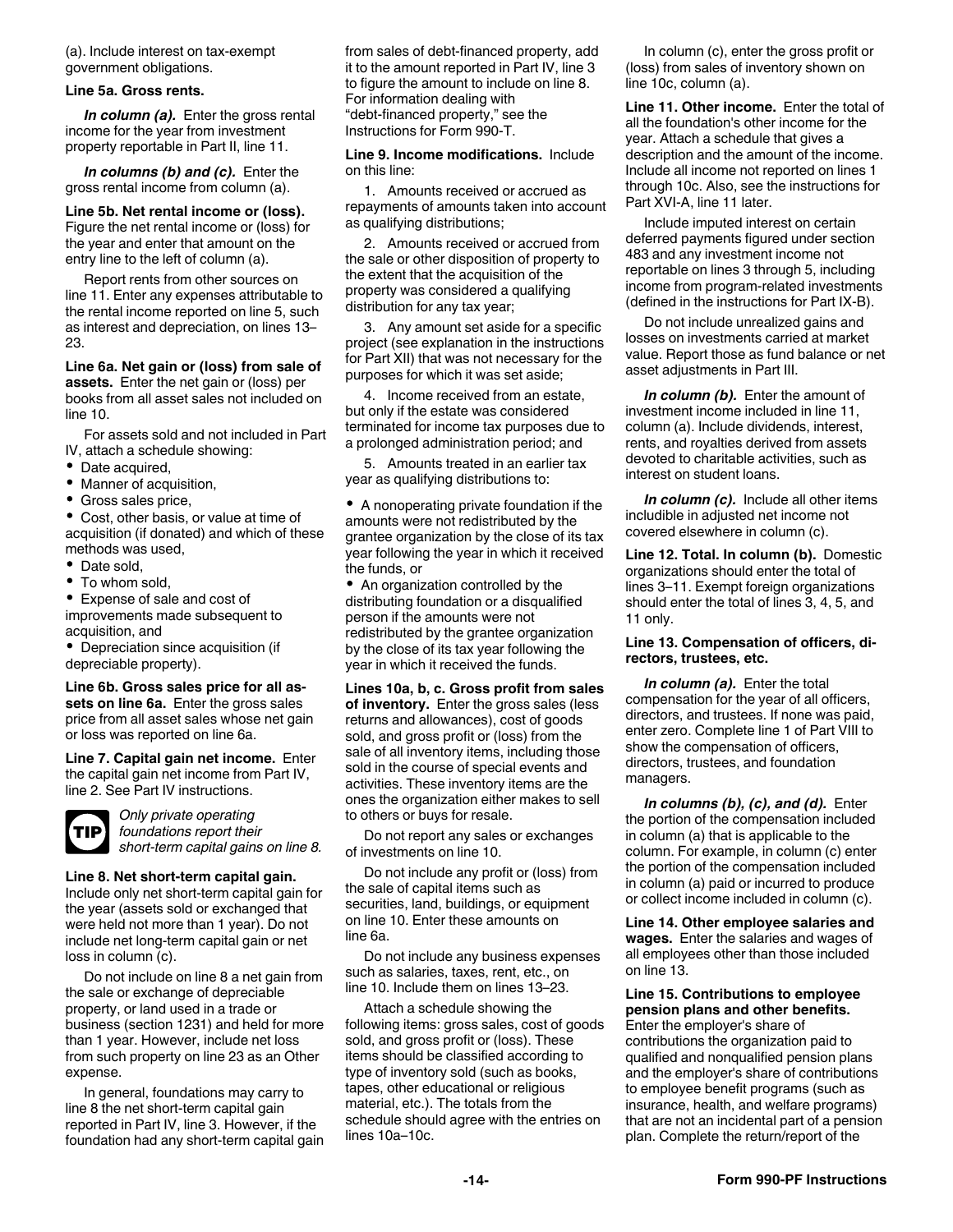(a). Include interest on tax-exempt government obligations.

**Line 5a. Gross rents.**

***In column (a).*** Enter the gross rental income for the year from investment property reportable in Part II, line 11.

***In columns (b) and (c).*** Enter the gross rental income from column (a).

**Line 5b. Net rental income or (loss).** Figure the net rental income or (loss) for the year and enter that amount on the entry line to the left of column (a).

Report rents from other sources on line 11. Enter any expenses attributable to the rental income reported on line 5, such as interest and depreciation, on lines 13–23.

**Line 6a. Net gain or (loss) from sale of assets.** Enter the net gain or (loss) per books from all asset sales not included on line 10.

For assets sold and not included in Part IV, attach a schedule showing:

- Date acquired,
- Manner of acquisition,
- Gross sales price,
- Cost, other basis, or value at time of acquisition (if donated) and which of these methods was used,
- Date sold,
- To whom sold,
- Expense of sale and cost of improvements made subsequent to acquisition, and
- Depreciation since acquisition (if depreciable property).

**Line 6b. Gross sales price for all assets on line 6a.** Enter the gross sales price from all asset sales whose net gain or loss was reported on line 6a.

**Line 7. Capital gain net income.** Enter the capital gain net income from Part IV, line 2. See Part IV instructions.

**TIP** *Only private operating foundations report their short-term capital gains on line 8.*

**Line 8. Net short-term capital gain.** Include only net short-term capital gain for the year (assets sold or exchanged that were held not more than 1 year). Do not include net long-term capital gain or net loss in column (c).

Do not include on line 8 a net gain from the sale or exchange of depreciable property, or land used in a trade or business (section 1231) and held for more than 1 year. However, include net loss from such property on line 23 as an Other expense.

In general, foundations may carry to line 8 the net short-term capital gain reported in Part IV, line 3. However, if the foundation had any short-term capital gain from sales of debt-financed property, add it to the amount reported in Part IV, line 3 to figure the amount to include on line 8. For information dealing with "debt-financed property," see the Instructions for Form 990-T.

**Line 9. Income modifications.** Include on this line:

1. Amounts received or accrued as repayments of amounts taken into account as qualifying distributions;
2. Amounts received or accrued from the sale or other disposition of property to the extent that the acquisition of the property was considered a qualifying distribution for any tax year;
3. Any amount set aside for a specific project (see explanation in the instructions for Part XII) that was not necessary for the purposes for which it was set aside;
4. Income received from an estate, but only if the estate was considered terminated for income tax purposes due to a prolonged administration period; and
5. Amounts treated in an earlier tax year as qualifying distributions to:

- A nonoperating private foundation if the amounts were not redistributed by the grantee organization by the close of its tax year following the year in which it received the funds, or
- An organization controlled by the distributing foundation or a disqualified person if the amounts were not redistributed by the grantee organization by the close of its tax year following the year in which it received the funds.

**Lines 10a, b, c. Gross profit from sales of inventory.** Enter the gross sales (less returns and allowances), cost of goods sold, and gross profit or (loss) from the sale of all inventory items, including those sold in the course of special events and activities. These inventory items are the ones the organization either makes to sell to others or buys for resale.

Do not report any sales or exchanges of investments on line 10.

Do not include any profit or (loss) from the sale of capital items such as securities, land, buildings, or equipment on line 10. Enter these amounts on line 6a.

Do not include any business expenses such as salaries, taxes, rent, etc., on line 10. Include them on lines 13–23.

Attach a schedule showing the following items: gross sales, cost of goods sold, and gross profit or (loss). These items should be classified according to type of inventory sold (such as books, tapes, other educational or religious material, etc.). The totals from the schedule should agree with the entries on lines 10a–10c.

In column (c), enter the gross profit or (loss) from sales of inventory shown on line 10c, column (a).

**Line 11. Other income.** Enter the total of all the foundation's other income for the year. Attach a schedule that gives a description and the amount of the income. Include all income not reported on lines 1 through 10c. Also, see the instructions for Part XVI-A, line 11 later.

Include imputed interest on certain deferred payments figured under section 483 and any investment income not reportable on lines 3 through 5, including income from program-related investments (defined in the instructions for Part IX-B).

Do not include unrealized gains and losses on investments carried at market value. Report those as fund balance or net asset adjustments in Part III.

***In column (b).*** Enter the amount of investment income included in line 11, column (a). Include dividends, interest, rents, and royalties derived from assets devoted to charitable activities, such as interest on student loans.

***In column (c).*** Include all other items includible in adjusted net income not covered elsewhere in column (c).

**Line 12. Total. In column (b).** Domestic organizations should enter the total of lines 3–11. Exempt foreign organizations should enter the total of lines 3, 4, 5, and 11 only.

**Line 13. Compensation of officers, directors, trustees, etc.**

***In column (a).*** Enter the total compensation for the year of all officers, directors, and trustees. If none was paid, enter zero. Complete line 1 of Part VIII to show the compensation of officers, directors, trustees, and foundation managers.

***In columns (b), (c), and (d).*** Enter the portion of the compensation included in column (a) that is applicable to the column. For example, in column (c) enter the portion of the compensation included in column (a) paid or incurred to produce or collect income included in column (c).

**Line 14. Other employee salaries and wages.** Enter the salaries and wages of all employees other than those included on line 13.

**Line 15. Contributions to employee pension plans and other benefits.** Enter the employer's share of contributions the organization paid to qualified and nonqualified pension plans and the employer's share of contributions to employee benefit programs (such as insurance, health, and welfare programs) that are not an incidental part of a pension plan. Complete the return/report of the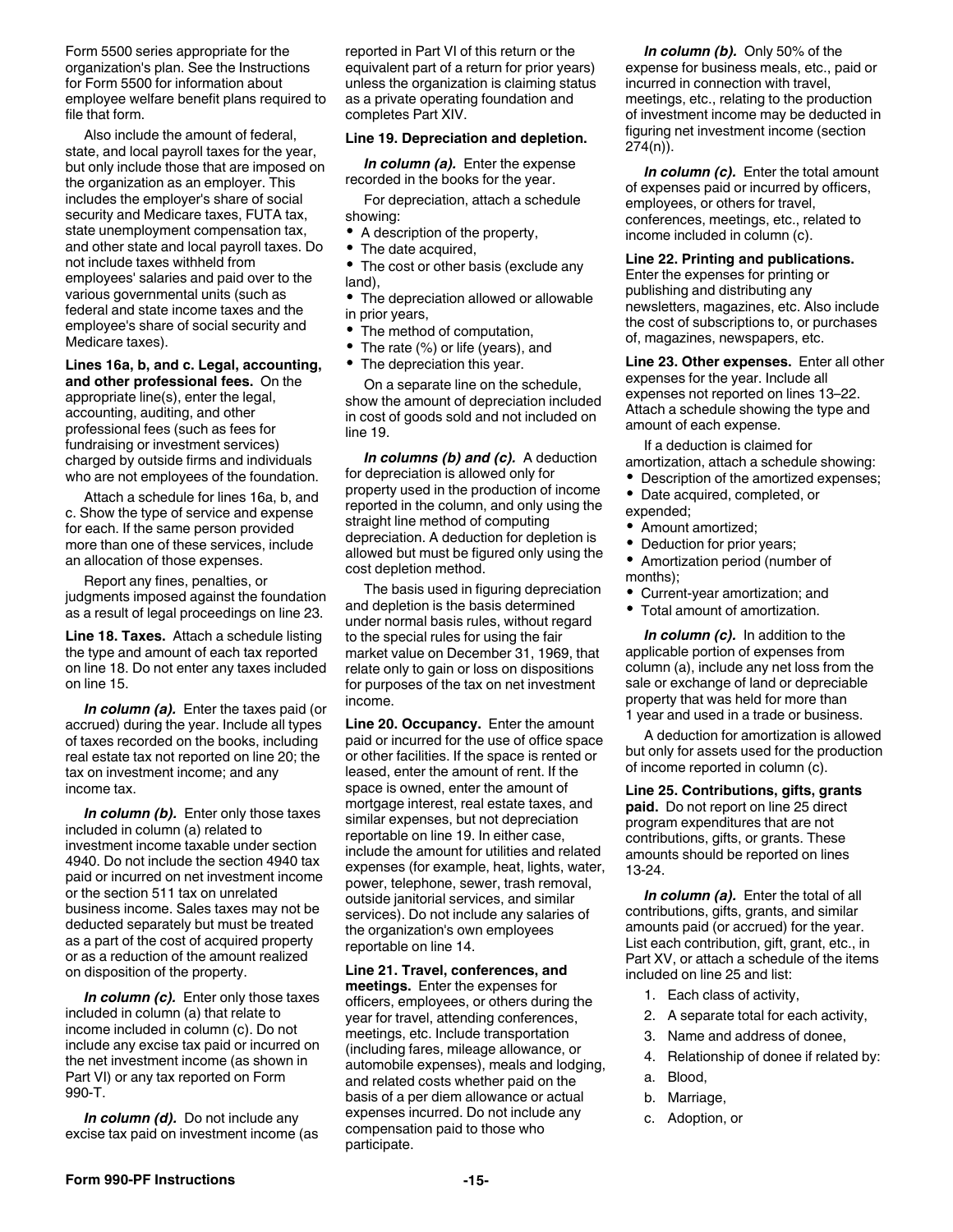Form 5500 series appropriate for the organization's plan. See the Instructions for Form 5500 for information about employee welfare benefit plans required to file that form.

Also include the amount of federal, state, and local payroll taxes for the year, but only include those that are imposed on the organization as an employer. This includes the employer's share of social security and Medicare taxes, FUTA tax, state unemployment compensation tax, and other state and local payroll taxes. Do not include taxes withheld from employees' salaries and paid over to the various governmental units (such as federal and state income taxes and the employee's share of social security and Medicare taxes).

**Lines 16a, b, and c. Legal, accounting, and other professional fees.** On the appropriate line(s), enter the legal, accounting, auditing, and other professional fees (such as fees for fundraising or investment services) charged by outside firms and individuals who are not employees of the foundation.

Attach a schedule for lines 16a, b, and c. Show the type of service and expense for each. If the same person provided more than one of these services, include an allocation of those expenses.

Report any fines, penalties, or judgments imposed against the foundation as a result of legal proceedings on line 23.

**Line 18. Taxes.** Attach a schedule listing the type and amount of each tax reported on line 18. Do not enter any taxes included on line 15.

***In column (a).*** Enter the taxes paid (or accrued) during the year. Include all types of taxes recorded on the books, including real estate tax not reported on line 20; the tax on investment income; and any income tax.

***In column (b).*** Enter only those taxes included in column (a) related to investment income taxable under section 4940. Do not include the section 4940 tax paid or incurred on net investment income or the section 511 tax on unrelated business income. Sales taxes may not be deducted separately but must be treated as a part of the cost of acquired property or as a reduction of the amount realized on disposition of the property.

***In column (c).*** Enter only those taxes included in column (a) that relate to income included in column (c). Do not include any excise tax paid or incurred on the net investment income (as shown in Part VI) or any tax reported on Form 990-T.

***In column (d).*** Do not include any excise tax paid on investment income (as reported in Part VI of this return or the equivalent part of a return for prior years) unless the organization is claiming status as a private operating foundation and completes Part XIV.

**Line 19. Depreciation and depletion.**

***In column (a).*** Enter the expense recorded in the books for the year.

For depreciation, attach a schedule showing:

- A description of the property,
- The date acquired,
- The cost or other basis (exclude any land),
- The depreciation allowed or allowable in prior years,
- The method of computation,
- The rate (%) or life (years), and
- The depreciation this year.

On a separate line on the schedule, show the amount of depreciation included in cost of goods sold and not included on line 19.

***In columns (b) and (c).*** A deduction for depreciation is allowed only for property used in the production of income reported in the column, and only using the straight line method of computing depreciation. A deduction for depletion is allowed but must be figured only using the cost depletion method.

The basis used in figuring depreciation and depletion is the basis determined under normal basis rules, without regard to the special rules for using the fair market value on December 31, 1969, that relate only to gain or loss on dispositions for purposes of the tax on net investment income.

**Line 20. Occupancy.** Enter the amount paid or incurred for the use of office space or other facilities. If the space is rented or leased, enter the amount of rent. If the space is owned, enter the amount of mortgage interest, real estate taxes, and similar expenses, but not depreciation reportable on line 19. In either case, include the amount for utilities and related expenses (for example, heat, lights, water, power, telephone, sewer, trash removal, outside janitorial services, and similar services). Do not include any salaries of the organization's own employees reportable on line 14.

**Line 21. Travel, conferences, and meetings.** Enter the expenses for officers, employees, or others during the year for travel, attending conferences, meetings, etc. Include transportation (including fares, mileage allowance, or automobile expenses), meals and lodging, and related costs whether paid on the basis of a per diem allowance or actual expenses incurred. Do not include any compensation paid to those who participate.

***In column (b).*** Only 50% of the expense for business meals, etc., paid or incurred in connection with travel, meetings, etc., relating to the production of investment income may be deducted in figuring net investment income (section 274(n)).

***In column (c).*** Enter the total amount of expenses paid or incurred by officers, employees, or others for travel, conferences, meetings, etc., related to income included in column (c).

**Line 22. Printing and publications.** Enter the expenses for printing or publishing and distributing any newsletters, magazines, etc. Also include the cost of subscriptions to, or purchases of, magazines, newspapers, etc.

**Line 23. Other expenses.** Enter all other expenses for the year. Include all expenses not reported on lines 13–22. Attach a schedule showing the type and amount of each expense.

If a deduction is claimed for amortization, attach a schedule showing:

- Description of the amortized expenses;
- Date acquired, completed, or expended;
- Amount amortized;
- Deduction for prior years;
- Amortization period (number of months);
- Current-year amortization; and
- Total amount of amortization.

***In column (c).*** In addition to the applicable portion of expenses from column (a), include any net loss from the sale or exchange of land or depreciable property that was held for more than 1 year and used in a trade or business.

A deduction for amortization is allowed but only for assets used for the production of income reported in column (c).

**Line 25. Contributions, gifts, grants paid.** Do not report on line 25 direct program expenditures that are not contributions, gifts, or grants. These amounts should be reported on lines 13-24.

***In column (a).*** Enter the total of all contributions, gifts, grants, and similar amounts paid (or accrued) for the year. List each contribution, gift, grant, etc., in Part XV, or attach a schedule of the items included on line 25 and list:

1. Each class of activity,
2. A separate total for each activity,
3. Name and address of donee,
4. Relationship of donee if related by:
   a. Blood,
   b. Marriage,
   c. Adoption, or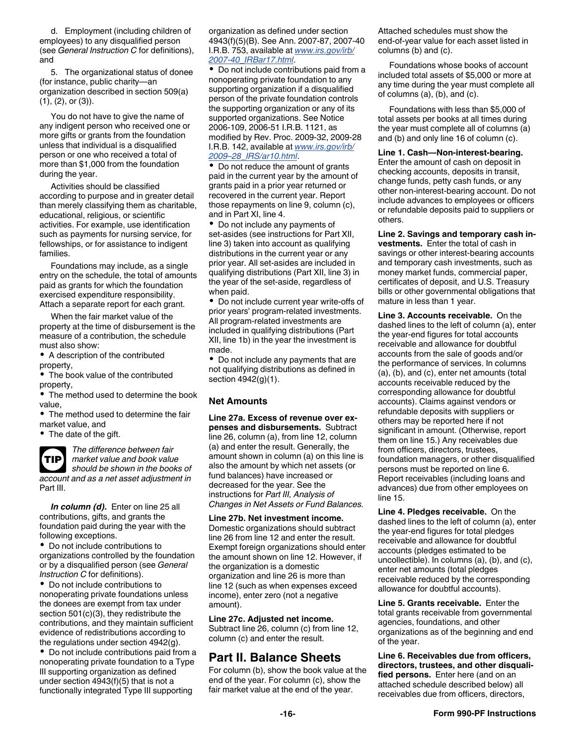d. Employment (including children of employees) to any disqualified person (see *General Instruction C* for definitions), and

5. The organizational status of donee (for instance, public charity—an organization described in section 509(a)(1), (2), or (3)).

You do not have to give the name of any indigent person who received one or more gifts or grants from the foundation unless that individual is a disqualified person or one who received a total of more than $1,000 from the foundation during the year.

Activities should be classified according to purpose and in greater detail than merely classifying them as charitable, educational, religious, or scientific activities. For example, use identification such as payments for nursing service, for fellowships, or for assistance to indigent families.

Foundations may include, as a single entry on the schedule, the total of amounts paid as grants for which the foundation exercised expenditure responsibility. Attach a separate report for each grant.

When the fair market value of the property at the time of disbursement is the measure of a contribution, the schedule must also show:

- A description of the contributed property,
- The book value of the contributed property,
- The method used to determine the book value,
- The method used to determine the fair market value, and
- The date of the gift.

**TIP** *The difference between fair market value and book value should be shown in the books of account and as a net asset adjustment in* Part III.

***In column (d).*** Enter on line 25 all contributions, gifts, and grants the foundation paid during the year with the following exceptions.

- Do not include contributions to organizations controlled by the foundation or by a disqualified person (see *General Instruction C* for definitions).
- Do not include contributions to nonoperating private foundations unless the donees are exempt from tax under section 501(c)(3), they redistribute the contributions, and they maintain sufficient evidence of redistributions according to the regulations under section 4942(g).
- Do not include contributions paid from a nonoperating private foundation to a Type III supporting organization as defined under section 4943(f)(5) that is not a functionally integrated Type III supporting organization as defined under section 4943(f)(5)(B). See Ann. 2007-87, 2007-40 I.R.B. 753, available at *www.irs.gov/irb/2007-40_IRBar17.html*.
- Do not include contributions paid from a nonoperating private foundation to any supporting organization if a disqualified person of the private foundation controls the supporting organization or any of its supported organizations. See Notice 2006-109, 2006-51 I.R.B. 1121, as modified by Rev. Proc. 2009-32, 2009-28 I.R.B. 142, available at *www.irs.gov/irb/2009–28_IRS/ar10.html*.
- Do not reduce the amount of grants paid in the current year by the amount of grants paid in a prior year returned or recovered in the current year. Report those repayments on line 9, column (c), and in Part XI, line 4.
- Do not include any payments of set-asides (see instructions for Part XII, line 3) taken into account as qualifying distributions in the current year or any prior year. All set-asides are included in qualifying distributions (Part XII, line 3) in the year of the set-aside, regardless of when paid.
- Do not include current year write-offs of prior years' program-related investments. All program-related investments are included in qualifying distributions (Part XII, line 1b) in the year the investment is made.
- Do not include any payments that are not qualifying distributions as defined in section 4942(g)(1).

### Net Amounts

**Line 27a. Excess of revenue over expenses and disbursements.** Subtract line 26, column (a), from line 12, column (a) and enter the result. Generally, the amount shown in column (a) on this line is also the amount by which net assets (or fund balances) have increased or decreased for the year. See the instructions for *Part III, Analysis of Changes in Net Assets or Fund Balances.*

**Line 27b. Net investment income.** Domestic organizations should subtract line 26 from line 12 and enter the result. Exempt foreign organizations should enter the amount shown on line 12. However, if the organization is a domestic organization and line 26 is more than line 12 (such as when expenses exceed income), enter zero (not a negative amount).

**Line 27c. Adjusted net income.** Subtract line 26, column (c) from line 12, column (c) and enter the result.

## Part II. Balance Sheets

For column (b), show the book value at the end of the year. For column (c), show the fair market value at the end of the year. Attached schedules must show the end-of-year value for each asset listed in columns (b) and (c).

Foundations whose books of account included total assets of $5,000 or more at any time during the year must complete all of columns (a), (b), and (c).

Foundations with less than $5,000 of total assets per books at all times during the year must complete all of columns (a) and (b) and only line 16 of column (c).

**Line 1. Cash—Non-interest-bearing.** Enter the amount of cash on deposit in checking accounts, deposits in transit, change funds, petty cash funds, or any other non-interest-bearing account. Do not include advances to employees or officers or refundable deposits paid to suppliers or others.

**Line 2. Savings and temporary cash investments.** Enter the total of cash in savings or other interest-bearing accounts and temporary cash investments, such as money market funds, commercial paper, certificates of deposit, and U.S. Treasury bills or other governmental obligations that mature in less than 1 year.

**Line 3. Accounts receivable.** On the dashed lines to the left of column (a), enter the year-end figures for total accounts receivable and allowance for doubtful accounts from the sale of goods and/or the performance of services. In columns (a), (b), and (c), enter net amounts (total accounts receivable reduced by the corresponding allowance for doubtful accounts). Claims against vendors or refundable deposits with suppliers or others may be reported here if not significant in amount. (Otherwise, report them on line 15.) Any receivables due from officers, directors, trustees, foundation managers, or other disqualified persons must be reported on line 6. Report receivables (including loans and advances) due from other employees on line 15.

**Line 4. Pledges receivable.** On the dashed lines to the left of column (a), enter the year-end figures for total pledges receivable and allowance for doubtful accounts (pledges estimated to be uncollectible). In columns (a), (b), and (c), enter net amounts (total pledges receivable reduced by the corresponding allowance for doubtful accounts).

**Line 5. Grants receivable.** Enter the total grants receivable from governmental agencies, foundations, and other organizations as of the beginning and end of the year.

**Line 6. Receivables due from officers, directors, trustees, and other disqualified persons.** Enter here (and on an attached schedule described below) all receivables due from officers, directors,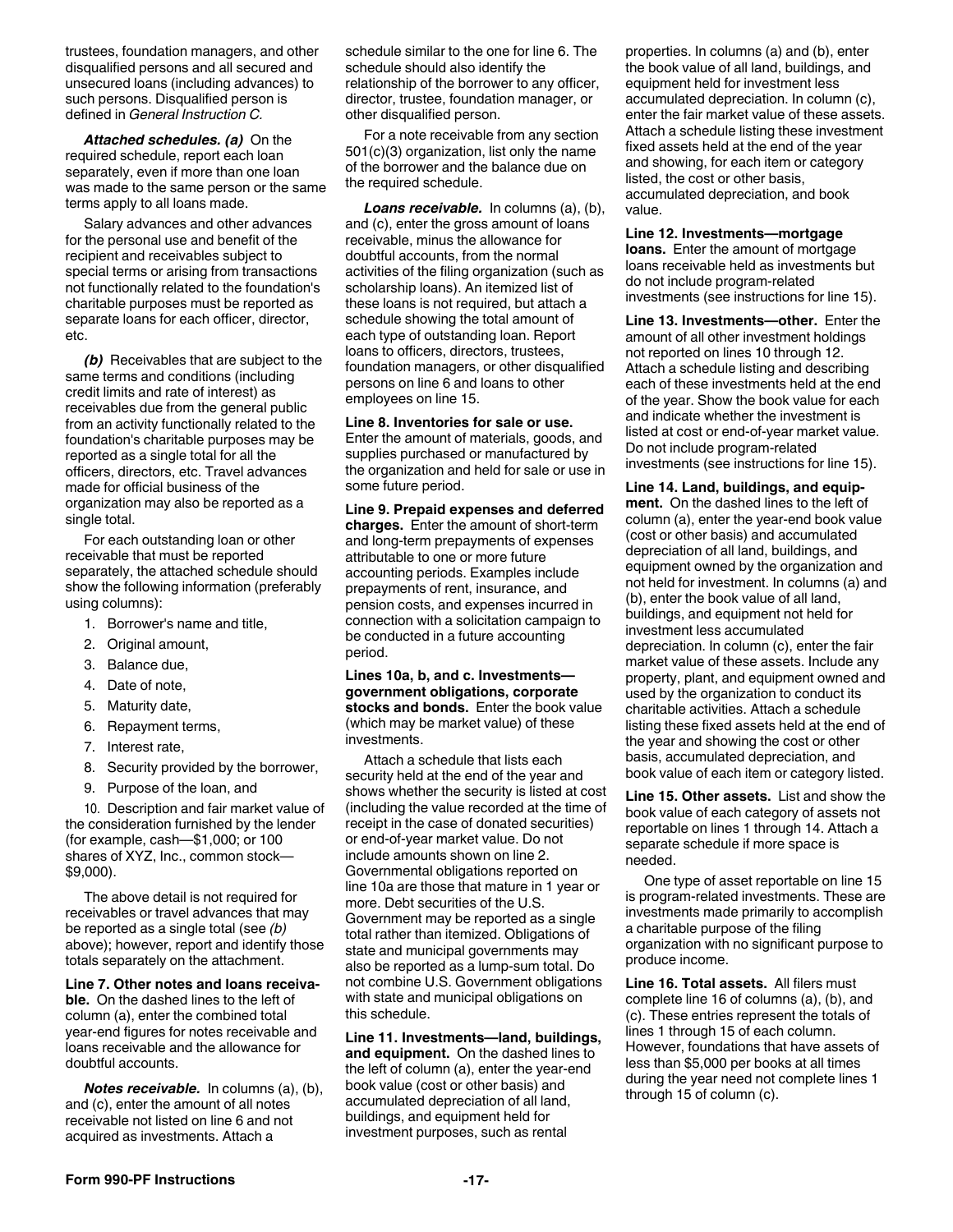trustees, foundation managers, and other disqualified persons and all secured and unsecured loans (including advances) to such persons. Disqualified person is defined in *General Instruction C.*

***Attached schedules. (a)*** On the required schedule, report each loan separately, even if more than one loan was made to the same person or the same terms apply to all loans made.

Salary advances and other advances for the personal use and benefit of the recipient and receivables subject to special terms or arising from transactions not functionally related to the foundation's charitable purposes must be reported as separate loans for each officer, director, etc.

***(b)*** Receivables that are subject to the same terms and conditions (including credit limits and rate of interest) as receivables due from the general public from an activity functionally related to the foundation's charitable purposes may be reported as a single total for all the officers, directors, etc. Travel advances made for official business of the organization may also be reported as a single total.

For each outstanding loan or other receivable that must be reported separately, the attached schedule should show the following information (preferably using columns):

1. Borrower's name and title,
2. Original amount,
3. Balance due,
4. Date of note,
5. Maturity date,
6. Repayment terms,
7. Interest rate,
8. Security provided by the borrower,
9. Purpose of the loan, and
10. Description and fair market value of the consideration furnished by the lender (for example, cash—$1,000; or 100 shares of XYZ, Inc., common stock—$9,000).

The above detail is not required for receivables or travel advances that may be reported as a single total (see *(b)* above); however, report and identify those totals separately on the attachment.

**Line 7. Other notes and loans receivable.** On the dashed lines to the left of column (a), enter the combined total year-end figures for notes receivable and loans receivable and the allowance for doubtful accounts.

***Notes receivable.*** In columns (a), (b), and (c), enter the amount of all notes receivable not listed on line 6 and not acquired as investments. Attach a schedule similar to the one for line 6. The schedule should also identify the relationship of the borrower to any officer, director, trustee, foundation manager, or other disqualified person.

For a note receivable from any section 501(c)(3) organization, list only the name of the borrower and the balance due on the required schedule.

***Loans receivable.*** In columns (a), (b), and (c), enter the gross amount of loans receivable, minus the allowance for doubtful accounts, from the normal activities of the filing organization (such as scholarship loans). An itemized list of these loans is not required, but attach a schedule showing the total amount of each type of outstanding loan. Report loans to officers, directors, trustees, foundation managers, or other disqualified persons on line 6 and loans to other employees on line 15.

**Line 8. Inventories for sale or use.** Enter the amount of materials, goods, and supplies purchased or manufactured by the organization and held for sale or use in some future period.

**Line 9. Prepaid expenses and deferred charges.** Enter the amount of short-term and long-term prepayments of expenses attributable to one or more future accounting periods. Examples include prepayments of rent, insurance, and pension costs, and expenses incurred in connection with a solicitation campaign to be conducted in a future accounting period.

**Lines 10a, b, and c. Investments—government obligations, corporate stocks and bonds.** Enter the book value (which may be market value) of these investments.

Attach a schedule that lists each security held at the end of the year and shows whether the security is listed at cost (including the value recorded at the time of receipt in the case of donated securities) or end-of-year market value. Do not include amounts shown on line 2. Governmental obligations reported on line 10a are those that mature in 1 year or more. Debt securities of the U.S. Government may be reported as a single total rather than itemized. Obligations of state and municipal governments may also be reported as a lump-sum total. Do not combine U.S. Government obligations with state and municipal obligations on this schedule.

**Line 11. Investments—land, buildings, and equipment.** On the dashed lines to the left of column (a), enter the year-end book value (cost or other basis) and accumulated depreciation of all land, buildings, and equipment held for investment purposes, such as rental properties. In columns (a) and (b), enter the book value of all land, buildings, and equipment held for investment less accumulated depreciation. In column (c), enter the fair market value of these assets. Attach a schedule listing these investment fixed assets held at the end of the year and showing, for each item or category listed, the cost or other basis, accumulated depreciation, and book value.

**Line 12. Investments—mortgage loans.** Enter the amount of mortgage loans receivable held as investments but do not include program-related investments (see instructions for line 15).

**Line 13. Investments—other.** Enter the amount of all other investment holdings not reported on lines 10 through 12. Attach a schedule listing and describing each of these investments held at the end of the year. Show the book value for each and indicate whether the investment is listed at cost or end-of-year market value. Do not include program-related investments (see instructions for line 15).

**Line 14. Land, buildings, and equipment.** On the dashed lines to the left of column (a), enter the year-end book value (cost or other basis) and accumulated depreciation of all land, buildings, and equipment owned by the organization and not held for investment. In columns (a) and (b), enter the book value of all land, buildings, and equipment not held for investment less accumulated depreciation. In column (c), enter the fair market value of these assets. Include any property, plant, and equipment owned and used by the organization to conduct its charitable activities. Attach a schedule listing these fixed assets held at the end of the year and showing the cost or other basis, accumulated depreciation, and book value of each item or category listed.

**Line 15. Other assets.** List and show the book value of each category of assets not reportable on lines 1 through 14. Attach a separate schedule if more space is needed.

One type of asset reportable on line 15 is program-related investments. These are investments made primarily to accomplish a charitable purpose of the filing organization with no significant purpose to produce income.

**Line 16. Total assets.** All filers must complete line 16 of columns (a), (b), and (c). These entries represent the totals of lines 1 through 15 of each column. However, foundations that have assets of less than $5,000 per books at all times during the year need not complete lines 1 through 15 of column (c).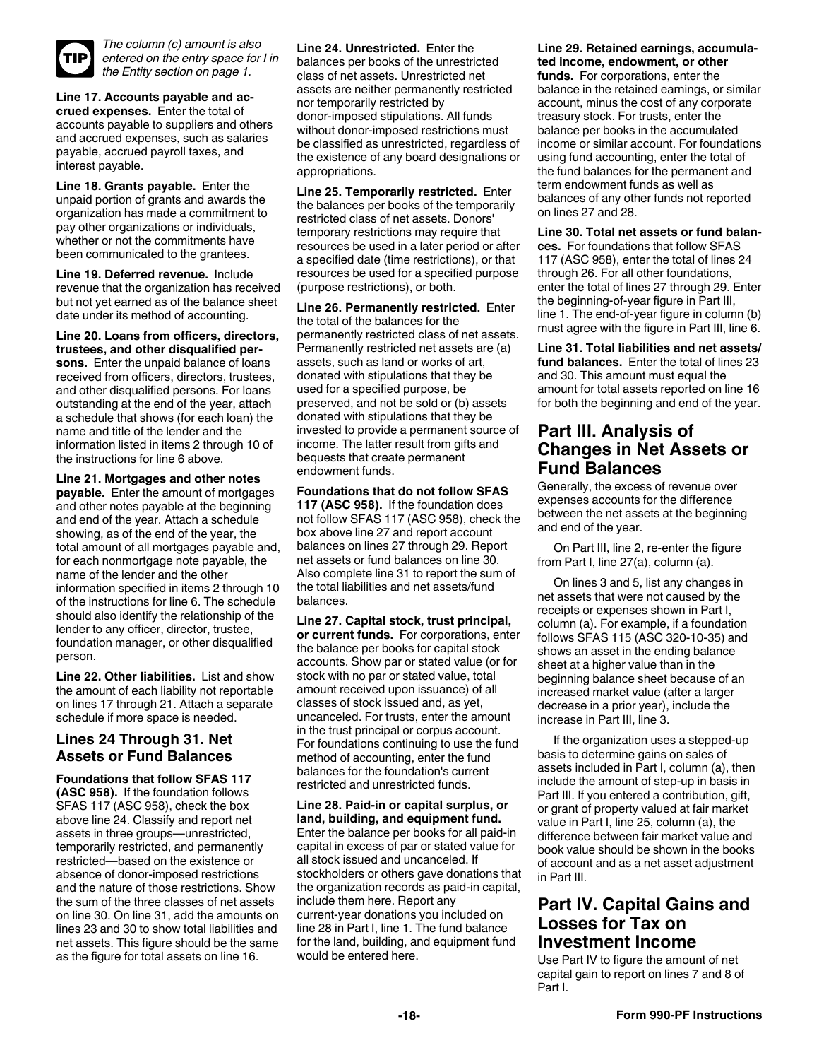**TIP** *The column (c) amount is also entered on the entry space for I in the Entity section on page 1.*

**Line 17. Accounts payable and accrued expenses.** Enter the total of accounts payable to suppliers and others and accrued expenses, such as salaries payable, accrued payroll taxes, and interest payable.

**Line 18. Grants payable.** Enter the unpaid portion of grants and awards the organization has made a commitment to pay other organizations or individuals, whether or not the commitments have been communicated to the grantees.

**Line 19. Deferred revenue.** Include revenue that the organization has received but not yet earned as of the balance sheet date under its method of accounting.

**Line 20. Loans from officers, directors, trustees, and other disqualified persons.** Enter the unpaid balance of loans received from officers, directors, trustees, and other disqualified persons. For loans outstanding at the end of the year, attach a schedule that shows (for each loan) the name and title of the lender and the information listed in items 2 through 10 of the instructions for line 6 above.

**Line 21. Mortgages and other notes payable.** Enter the amount of mortgages and other notes payable at the beginning and end of the year. Attach a schedule showing, as of the end of the year, the total amount of all mortgages payable and, for each nonmortgage note payable, the name of the lender and the other information specified in items 2 through 10 of the instructions for line 6. The schedule should also identify the relationship of the lender to any officer, director, trustee, foundation manager, or other disqualified person.

**Line 22. Other liabilities.** List and show the amount of each liability not reportable on lines 17 through 21. Attach a separate schedule if more space is needed.

## Lines 24 Through 31. Net Assets or Fund Balances

**Foundations that follow SFAS 117 (ASC 958).** If the foundation follows SFAS 117 (ASC 958), check the box above line 24. Classify and report net assets in three groups—unrestricted, temporarily restricted, and permanently restricted—based on the existence or absence of donor-imposed restrictions and the nature of those restrictions. Show the sum of the three classes of net assets on line 30. On line 31, add the amounts on lines 23 and 30 to show total liabilities and net assets. This figure should be the same as the figure for total assets on line 16.

**Line 24. Unrestricted.** Enter the balances per books of the unrestricted class of net assets. Unrestricted net assets are neither permanently restricted nor temporarily restricted by donor-imposed stipulations. All funds without donor-imposed restrictions must be classified as unrestricted, regardless of the existence of any board designations or appropriations.

**Line 25. Temporarily restricted.** Enter the balances per books of the temporarily restricted class of net assets. Donors' temporary restrictions may require that resources be used in a later period or after a specified date (time restrictions), or that resources be used for a specified purpose (purpose restrictions), or both.

**Line 26. Permanently restricted.** Enter the total of the balances for the permanently restricted class of net assets. Permanently restricted net assets are (a) assets, such as land or works of art, donated with stipulations that they be used for a specified purpose, be preserved, and not be sold or (b) assets donated with stipulations that they be invested to provide a permanent source of income. The latter result from gifts and bequests that create permanent endowment funds.

**Foundations that do not follow SFAS 117 (ASC 958).** If the foundation does not follow SFAS 117 (ASC 958), check the box above line 27 and report account balances on lines 27 through 29. Report net assets or fund balances on line 30. Also complete line 31 to report the sum of the total liabilities and net assets/fund balances.

**Line 27. Capital stock, trust principal, or current funds.** For corporations, enter the balance per books for capital stock accounts. Show par or stated value (or for stock with no par or stated value, total amount received upon issuance) of all classes of stock issued and, as yet, uncanceled. For trusts, enter the amount in the trust principal or corpus account. For foundations continuing to use the fund method of accounting, enter the fund balances for the foundation's current restricted and unrestricted funds.

**Line 28. Paid-in or capital surplus, or land, building, and equipment fund.** Enter the balance per books for all paid-in capital in excess of par or stated value for all stock issued and uncanceled. If stockholders or others gave donations that the organization records as paid-in capital, include them here. Report any current-year donations you included on line 28 in Part I, line 1. The fund balance for the land, building, and equipment fund would be entered here.

**Line 29. Retained earnings, accumulated income, endowment, or other funds.** For corporations, enter the balance in the retained earnings, or similar account, minus the cost of any corporate treasury stock. For trusts, enter the balance per books in the accumulated income or similar account. For foundations using fund accounting, enter the total of the fund balances for the permanent and term endowment funds as well as balances of any other funds not reported on lines 27 and 28.

**Line 30. Total net assets or fund balances.** For foundations that follow SFAS 117 (ASC 958), enter the total of lines 24 through 26. For all other foundations, enter the total of lines 27 through 29. Enter the beginning-of-year figure in Part III, line 1. The end-of-year figure in column (b) must agree with the figure in Part III, line 6.

**Line 31. Total liabilities and net assets/ fund balances.** Enter the total of lines 23 and 30. This amount must equal the amount for total assets reported on line 16 for both the beginning and end of the year.

## Part III. Analysis of Changes in Net Assets or Fund Balances

Generally, the excess of revenue over expenses accounts for the difference between the net assets at the beginning and end of the year.

On Part III, line 2, re-enter the figure from Part I, line 27(a), column (a).

On lines 3 and 5, list any changes in net assets that were not caused by the receipts or expenses shown in Part I, column (a). For example, if a foundation follows SFAS 115 (ASC 320-10-35) and shows an asset in the ending balance sheet at a higher value than in the beginning balance sheet because of an increased market value (after a larger decrease in a prior year), include the increase in Part III, line 3.

If the organization uses a stepped-up basis to determine gains on sales of assets included in Part I, column (a), then include the amount of step-up in basis in Part III. If you entered a contribution, gift, or grant of property valued at fair market value in Part I, line 25, column (a), the difference between fair market value and book value should be shown in the books of account and as a net asset adjustment in Part III.

## Part IV. Capital Gains and Losses for Tax on Investment Income

Use Part IV to figure the amount of net capital gain to report on lines 7 and 8 of Part I.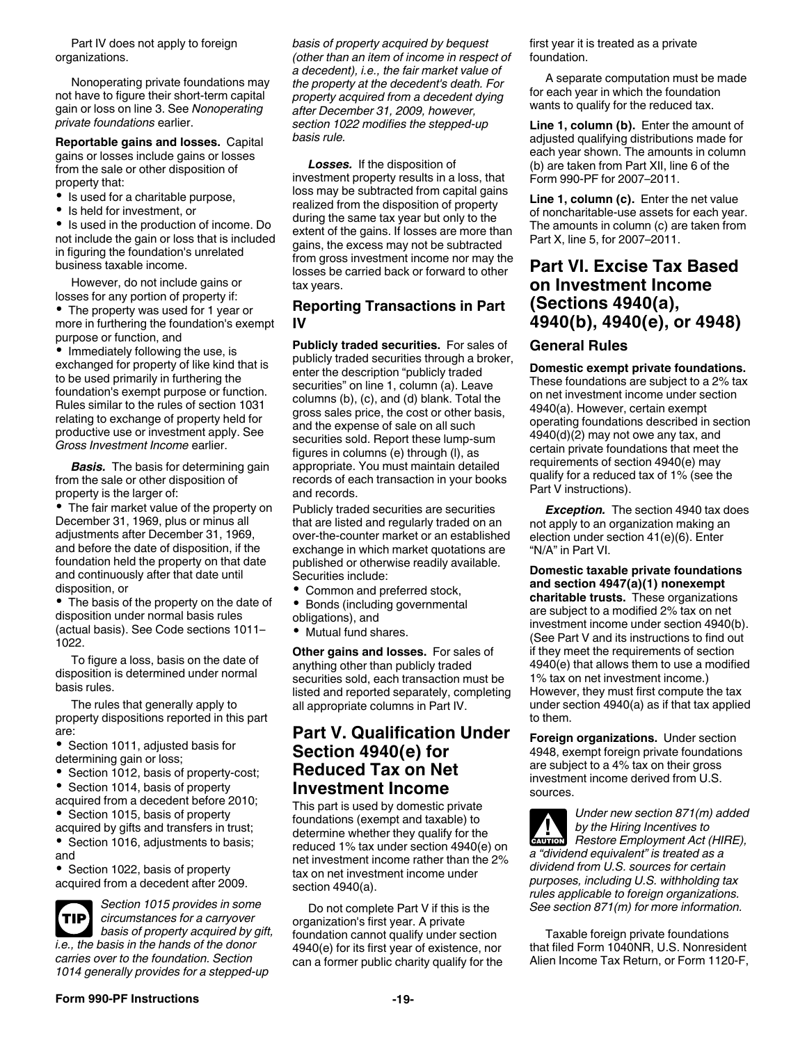Part IV does not apply to foreign organizations.

Nonoperating private foundations may not have to figure their short-term capital gain or loss on line 3. See *Nonoperating private foundations* earlier.

**Reportable gains and losses.** Capital gains or losses include gains or losses from the sale or other disposition of property that:

- Is used for a charitable purpose,
- Is held for investment, or
- Is used in the production of income. Do not include the gain or loss that is included in figuring the foundation's unrelated business taxable income.

However, do not include gains or losses for any portion of property if:

- The property was used for 1 year or more in furthering the foundation's exempt purpose or function, and
- Immediately following the use, is exchanged for property of like kind that is to be used primarily in furthering the foundation's exempt purpose or function. Rules similar to the rules of section 1031 relating to exchange of property held for productive use or investment apply. See *Gross Investment Income* earlier.

***Basis.*** The basis for determining gain from the sale or other disposition of property is the larger of:

- The fair market value of the property on December 31, 1969, plus or minus all adjustments after December 31, 1969, and before the date of disposition, if the foundation held the property on that date and continuously after that date until disposition, or
- The basis of the property on the date of disposition under normal basis rules (actual basis). See Code sections 1011–1022.

To figure a loss, basis on the date of disposition is determined under normal basis rules.

The rules that generally apply to property dispositions reported in this part are:

- Section 1011, adjusted basis for determining gain or loss;
- Section 1012, basis of property-cost;
- Section 1014, basis of property acquired from a decedent before 2010;
- Section 1015, basis of property acquired by gifts and transfers in trust;
- Section 1016, adjustments to basis; and
- Section 1022, basis of property acquired from a decedent after 2009.

**TIP** *Section 1015 provides in some circumstances for a carryover basis of property acquired by gift, i.e., the basis in the hands of the donor carries over to the foundation. Section 1014 generally provides for a stepped-up basis of property acquired by bequest (other than an item of income in respect of a decedent), i.e., the fair market value of the property at the decedent's death. For property acquired from a decedent dying after December 31, 2009, however, section 1022 modifies the stepped-up basis rule.*

***Losses.*** If the disposition of investment property results in a loss, that loss may be subtracted from capital gains realized from the disposition of property during the same tax year but only to the extent of the gains. If losses are more than gains, the excess may not be subtracted from gross investment income nor may the losses be carried back or forward to other tax years.

### Reporting Transactions in Part IV

**Publicly traded securities.** For sales of publicly traded securities through a broker, enter the description "publicly traded securities" on line 1, column (a). Leave columns (b), (c), and (d) blank. Total the gross sales price, the cost or other basis, and the expense of sale on all such securities sold. Report these lump-sum figures in columns (e) through (l), as appropriate. You must maintain detailed records of each transaction in your books and records.

Publicly traded securities are securities that are listed and regularly traded on an over-the-counter market or an established exchange in which market quotations are published or otherwise readily available. Securities include:

- Common and preferred stock,
- Bonds (including governmental obligations), and
- Mutual fund shares.

**Other gains and losses.** For sales of anything other than publicly traded securities sold, each transaction must be listed and reported separately, completing all appropriate columns in Part IV.

## Part V. Qualification Under Section 4940(e) for Reduced Tax on Net Investment Income

This part is used by domestic private foundations (exempt and taxable) to determine whether they qualify for the reduced 1% tax under section 4940(e) on net investment income rather than the 2% tax on net investment income under section 4940(a).

Do not complete Part V if this is the organization's first year. A private foundation cannot qualify under section 4940(e) for its first year of existence, nor can a former public charity qualify for the first year it is treated as a private foundation.

A separate computation must be made for each year in which the foundation wants to qualify for the reduced tax.

**Line 1, column (b).** Enter the amount of adjusted qualifying distributions made for each year shown. The amounts in column (b) are taken from Part XII, line 6 of the Form 990-PF for 2007–2011.

**Line 1, column (c).** Enter the net value of noncharitable-use assets for each year. The amounts in column (c) are taken from Part X, line 5, for 2007–2011.

## Part VI. Excise Tax Based on Investment Income (Sections 4940(a), 4940(b), 4940(e), or 4948)

### General Rules

**Domestic exempt private foundations.** These foundations are subject to a 2% tax on net investment income under section 4940(a). However, certain exempt operating foundations described in section 4940(d)(2) may not owe any tax, and certain private foundations that meet the requirements of section 4940(e) may qualify for a reduced tax of 1% (see the Part V instructions).

***Exception.*** The section 4940 tax does not apply to an organization making an election under section 41(e)(6). Enter "N/A" in Part VI.

**Domestic taxable private foundations and section 4947(a)(1) nonexempt charitable trusts.** These organizations are subject to a modified 2% tax on net investment income under section 4940(b). (See Part V and its instructions to find out if they meet the requirements of section 4940(e) that allows them to use a modified 1% tax on net investment income.) However, they must first compute the tax under section 4940(a) as if that tax applied to them.

**Foreign organizations.** Under section 4948, exempt foreign private foundations are subject to a 4% tax on their gross investment income derived from U.S. sources.

**CAUTION** *Under new section 871(m) added by the Hiring Incentives to Restore Employment Act (HIRE), a "dividend equivalent" is treated as a dividend from U.S. sources for certain purposes, including U.S. withholding tax rules applicable to foreign organizations. See section 871(m) for more information.*

Taxable foreign private foundations that filed Form 1040NR, U.S. Nonresident Alien Income Tax Return, or Form 1120-F,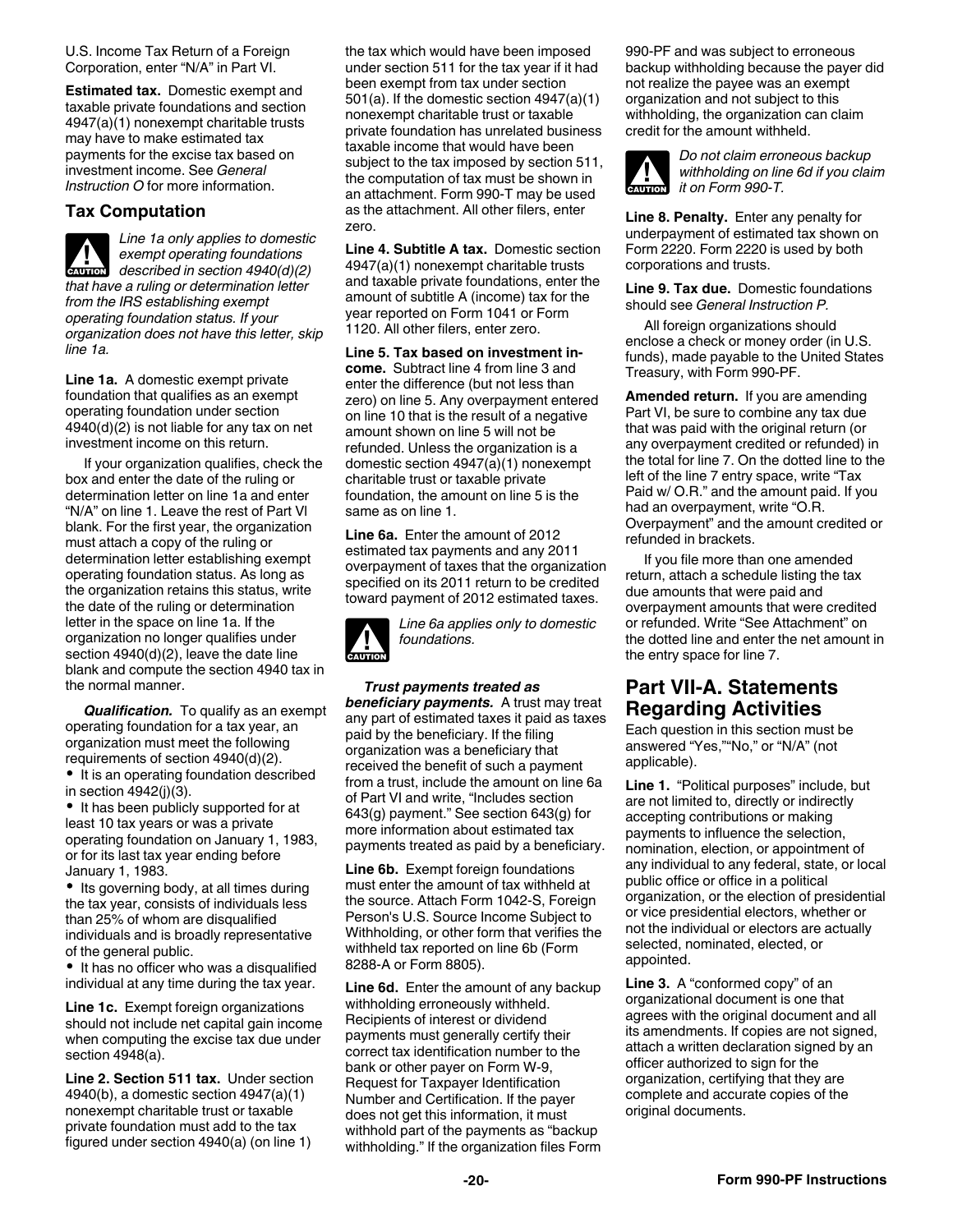U.S. Income Tax Return of a Foreign Corporation, enter "N/A" in Part VI.

**Estimated tax.** Domestic exempt and taxable private foundations and section 4947(a)(1) nonexempt charitable trusts may have to make estimated tax payments for the excise tax based on investment income. See *General Instruction O* for more information.

### Tax Computation

**CAUTION** *Line 1a only applies to domestic exempt operating foundations described in section 4940(d)(2) that have a ruling or determination letter from the IRS establishing exempt operating foundation status. If your organization does not have this letter, skip line 1a.*

**Line 1a.** A domestic exempt private foundation that qualifies as an exempt operating foundation under section 4940(d)(2) is not liable for any tax on net investment income on this return.

If your organization qualifies, check the box and enter the date of the ruling or determination letter on line 1a and enter "N/A" on line 1. Leave the rest of Part VI blank. For the first year, the organization must attach a copy of the ruling or determination letter establishing exempt operating foundation status. As long as the organization retains this status, write the date of the ruling or determination letter in the space on line 1a. If the organization no longer qualifies under section 4940(d)(2), leave the date line blank and compute the section 4940 tax in the normal manner.

***Qualification.*** To qualify as an exempt operating foundation for a tax year, an organization must meet the following requirements of section 4940(d)(2).

- It is an operating foundation described in section 4942(j)(3).
- It has been publicly supported for at least 10 tax years or was a private operating foundation on January 1, 1983, or for its last tax year ending before January 1, 1983.
- Its governing body, at all times during the tax year, consists of individuals less than 25% of whom are disqualified individuals and is broadly representative of the general public.
- It has no officer who was a disqualified individual at any time during the tax year.

**Line 1c.** Exempt foreign organizations should not include net capital gain income when computing the excise tax due under section 4948(a).

**Line 2. Section 511 tax.** Under section 4940(b), a domestic section 4947(a)(1) nonexempt charitable trust or taxable private foundation must add to the tax figured under section 4940(a) (on line 1) the tax which would have been imposed under section 511 for the tax year if it had been exempt from tax under section 501(a). If the domestic section 4947(a)(1) nonexempt charitable trust or taxable private foundation has unrelated business taxable income that would have been subject to the tax imposed by section 511, the computation of tax must be shown in an attachment. Form 990-T may be used as the attachment. All other filers, enter zero.

**Line 4. Subtitle A tax.** Domestic section 4947(a)(1) nonexempt charitable trusts and taxable private foundations, enter the amount of subtitle A (income) tax for the year reported on Form 1041 or Form 1120. All other filers, enter zero.

**Line 5. Tax based on investment income.** Subtract line 4 from line 3 and enter the difference (but not less than zero) on line 5. Any overpayment entered on line 10 that is the result of a negative amount shown on line 5 will not be refunded. Unless the organization is a domestic section 4947(a)(1) nonexempt charitable trust or taxable private foundation, the amount on line 5 is the same as on line 1.

**Line 6a.** Enter the amount of 2012 estimated tax payments and any 2011 overpayment of taxes that the organization specified on its 2011 return to be credited toward payment of 2012 estimated taxes.

**CAUTION** *Line 6a applies only to domestic foundations.*

***Trust payments treated as beneficiary payments.*** A trust may treat any part of estimated taxes it paid as taxes paid by the beneficiary. If the filing organization was a beneficiary that received the benefit of such a payment from a trust, include the amount on line 6a of Part VI and write, "Includes section 643(g) payment." See section 643(g) for more information about estimated tax payments treated as paid by a beneficiary.

**Line 6b.** Exempt foreign foundations must enter the amount of tax withheld at the source. Attach Form 1042-S, Foreign Person's U.S. Source Income Subject to Withholding, or other form that verifies the withheld tax reported on line 6b (Form 8288-A or Form 8805).

**Line 6d.** Enter the amount of any backup withholding erroneously withheld. Recipients of interest or dividend payments must generally certify their correct tax identification number to the bank or other payer on Form W-9, Request for Taxpayer Identification Number and Certification. If the payer does not get this information, it must withhold part of the payments as "backup withholding." If the organization files Form 990-PF and was subject to erroneous backup withholding because the payer did not realize the payee was an exempt organization and not subject to this withholding, the organization can claim credit for the amount withheld.

**CAUTION** *Do not claim erroneous backup withholding on line 6d if you claim it on Form 990-T.*

**Line 8. Penalty.** Enter any penalty for underpayment of estimated tax shown on Form 2220. Form 2220 is used by both corporations and trusts.

**Line 9. Tax due.** Domestic foundations should see *General Instruction P.*

All foreign organizations should enclose a check or money order (in U.S. funds), made payable to the United States Treasury, with Form 990-PF.

**Amended return.** If you are amending Part VI, be sure to combine any tax due that was paid with the original return (or any overpayment credited or refunded) in the total for line 7. On the dotted line to the left of the line 7 entry space, write "Tax Paid w/ O.R." and the amount paid. If you had an overpayment, write "O.R. Overpayment" and the amount credited or refunded in brackets.

If you file more than one amended return, attach a schedule listing the tax due amounts that were paid and overpayment amounts that were credited or refunded. Write "See Attachment" on the dotted line and enter the net amount in the entry space for line 7.

## Part VII-A. Statements Regarding Activities

Each question in this section must be answered "Yes,""No," or "N/A" (not applicable).

**Line 1.** "Political purposes" include, but are not limited to, directly or indirectly accepting contributions or making payments to influence the selection, nomination, election, or appointment of any individual to any federal, state, or local public office or office in a political organization, or the election of presidential or vice presidential electors, whether or not the individual or electors are actually selected, nominated, elected, or appointed.

**Line 3.** A "conformed copy" of an organizational document is one that agrees with the original document and all its amendments. If copies are not signed, attach a written declaration signed by an officer authorized to sign for the organization, certifying that they are complete and accurate copies of the original documents.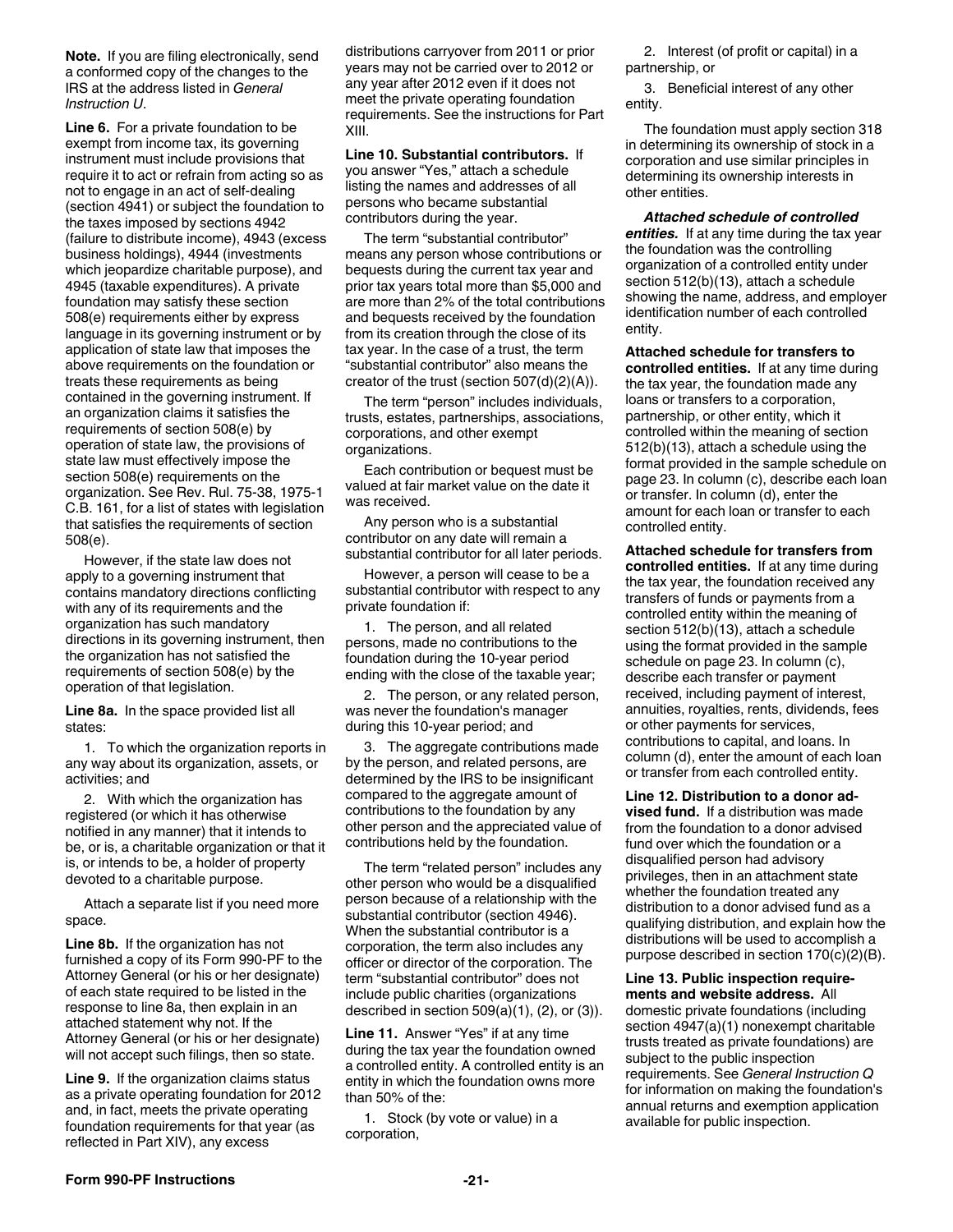**Note.** If you are filing electronically, send a conformed copy of the changes to the IRS at the address listed in *General Instruction U*.

**Line 6.** For a private foundation to be exempt from income tax, its governing instrument must include provisions that require it to act or refrain from acting so as not to engage in an act of self-dealing (section 4941) or subject the foundation to the taxes imposed by sections 4942 (failure to distribute income), 4943 (excess business holdings), 4944 (investments which jeopardize charitable purpose), and 4945 (taxable expenditures). A private foundation may satisfy these section 508(e) requirements either by express language in its governing instrument or by application of state law that imposes the above requirements on the foundation or treats these requirements as being contained in the governing instrument. If an organization claims it satisfies the requirements of section 508(e) by operation of state law, the provisions of state law must effectively impose the section 508(e) requirements on the organization. See Rev. Rul. 75-38, 1975-1 C.B. 161, for a list of states with legislation that satisfies the requirements of section 508(e).

However, if the state law does not apply to a governing instrument that contains mandatory directions conflicting with any of its requirements and the organization has such mandatory directions in its governing instrument, then the organization has not satisfied the requirements of section 508(e) by the operation of that legislation.

**Line 8a.** In the space provided list all states:

1. To which the organization reports in any way about its organization, assets, or activities; and

2. With which the organization has registered (or which it has otherwise notified in any manner) that it intends to be, or is, a charitable organization or that it is, or intends to be, a holder of property devoted to a charitable purpose.

Attach a separate list if you need more space.

**Line 8b.** If the organization has not furnished a copy of its Form 990-PF to the Attorney General (or his or her designate) of each state required to be listed in the response to line 8a, then explain in an attached statement why not. If the Attorney General (or his or her designate) will not accept such filings, then so state.

**Line 9.** If the organization claims status as a private operating foundation for 2012 and, in fact, meets the private operating foundation requirements for that year (as reflected in Part XIV), any excess distributions carryover from 2011 or prior years may not be carried over to 2012 or any year after 2012 even if it does not meet the private operating foundation requirements. See the instructions for Part XIII.

**Line 10. Substantial contributors.** If you answer "Yes," attach a schedule listing the names and addresses of all persons who became substantial contributors during the year.

The term "substantial contributor" means any person whose contributions or bequests during the current tax year and prior tax years total more than $5,000 and are more than 2% of the total contributions and bequests received by the foundation from its creation through the close of its tax year. In the case of a trust, the term "substantial contributor" also means the creator of the trust (section 507(d)(2)(A)).

The term "person" includes individuals, trusts, estates, partnerships, associations, corporations, and other exempt organizations.

Each contribution or bequest must be valued at fair market value on the date it was received.

Any person who is a substantial contributor on any date will remain a substantial contributor for all later periods.

However, a person will cease to be a substantial contributor with respect to any private foundation if:

1. The person, and all related persons, made no contributions to the foundation during the 10-year period ending with the close of the taxable year;

2. The person, or any related person, was never the foundation's manager during this 10-year period; and

3. The aggregate contributions made by the person, and related persons, are determined by the IRS to be insignificant compared to the aggregate amount of contributions to the foundation by any other person and the appreciated value of contributions held by the foundation.

The term "related person" includes any other person who would be a disqualified person because of a relationship with the substantial contributor (section 4946). When the substantial contributor is a corporation, the term also includes any officer or director of the corporation. The term "substantial contributor" does not include public charities (organizations described in section 509(a)(1), (2), or (3)).

**Line 11.** Answer "Yes" if at any time during the tax year the foundation owned a controlled entity. A controlled entity is an entity in which the foundation owns more than 50% of the:

1. Stock (by vote or value) in a corporation,

2. Interest (of profit or capital) in a partnership, or

3. Beneficial interest of any other entity.

The foundation must apply section 318 in determining its ownership of stock in a corporation and use similar principles in determining its ownership interests in other entities.

***Attached schedule of controlled entities.*** If at any time during the tax year the foundation was the controlling organization of a controlled entity under section 512(b)(13), attach a schedule showing the name, address, and employer identification number of each controlled entity.

**Attached schedule for transfers to controlled entities.** If at any time during the tax year, the foundation made any loans or transfers to a corporation, partnership, or other entity, which it controlled within the meaning of section 512(b)(13), attach a schedule using the format provided in the sample schedule on page 23. In column (c), describe each loan or transfer. In column (d), enter the amount for each loan or transfer to each controlled entity.

**Attached schedule for transfers from controlled entities.** If at any time during the tax year, the foundation received any transfers of funds or payments from a controlled entity within the meaning of section 512(b)(13), attach a schedule using the format provided in the sample schedule on page 23. In column (c), describe each transfer or payment received, including payment of interest, annuities, royalties, rents, dividends, fees or other payments for services, contributions to capital, and loans. In column (d), enter the amount of each loan or transfer from each controlled entity.

**Line 12. Distribution to a donor advised fund.** If a distribution was made from the foundation to a donor advised fund over which the foundation or a disqualified person had advisory privileges, then in an attachment state whether the foundation treated any distribution to a donor advised fund as a qualifying distribution, and explain how the distributions will be used to accomplish a purpose described in section 170(c)(2)(B).

**Line 13. Public inspection requirements and website address.** All domestic private foundations (including section 4947(a)(1) nonexempt charitable trusts treated as private foundations) are subject to the public inspection requirements. See *General Instruction Q* for information on making the foundation's annual returns and exemption application available for public inspection.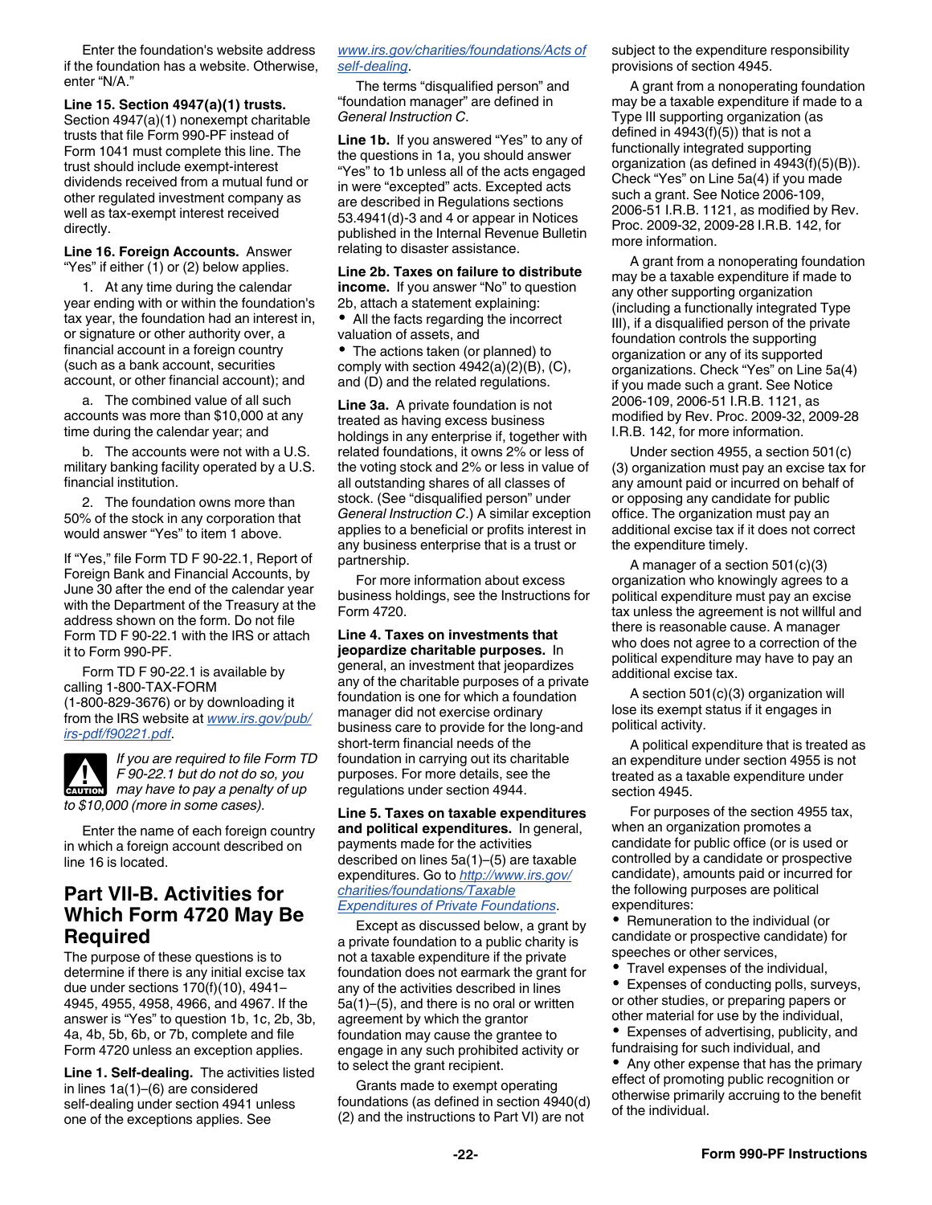Enter the foundation's website address if the foundation has a website. Otherwise, enter "N/A."

**Line 15. Section 4947(a)(1) trusts.** Section 4947(a)(1) nonexempt charitable trusts that file Form 990-PF instead of Form 1041 must complete this line. The trust should include exempt-interest dividends received from a mutual fund or other regulated investment company as well as tax-exempt interest received directly.

**Line 16. Foreign Accounts.** Answer "Yes" if either (1) or (2) below applies.

1. At any time during the calendar year ending with or within the foundation's tax year, the foundation had an interest in, or signature or other authority over, a financial account in a foreign country (such as a bank account, securities account, or other financial account); and

a. The combined value of all such accounts was more than $10,000 at any time during the calendar year; and

b. The accounts were not with a U.S. military banking facility operated by a U.S. financial institution.

2. The foundation owns more than 50% of the stock in any corporation that would answer "Yes" to item 1 above.

If "Yes," file Form TD F 90-22.1, Report of Foreign Bank and Financial Accounts, by June 30 after the end of the calendar year with the Department of the Treasury at the address shown on the form. Do not file Form TD F 90-22.1 with the IRS or attach it to Form 990-PF.

Form TD F 90-22.1 is available by calling 1-800-TAX-FORM (1-800-829-3676) or by downloading it from the IRS website at *www.irs.gov/pub/irs-pdf/f90221.pdf*.

**CAUTION** *If you are required to file Form TD F 90-22.1 but do not do so, you may have to pay a penalty of up to $10,000 (more in some cases).*

Enter the name of each foreign country in which a foreign account described on line 16 is located.

## Part VII-B. Activities for Which Form 4720 May Be Required

The purpose of these questions is to determine if there is any initial excise tax due under sections 170(f)(10), 4941–4945, 4955, 4958, 4966, and 4967. If the answer is "Yes" to question 1b, 1c, 2b, 3b, 4a, 4b, 5b, 6b, or 7b, complete and file Form 4720 unless an exception applies.

**Line 1. Self-dealing.** The activities listed in lines 1a(1)–(6) are considered self-dealing under section 4941 unless one of the exceptions applies. See *www.irs.gov/charities/foundations/Acts of self-dealing*.

The terms "disqualified person" and "foundation manager" are defined in *General Instruction C*.

**Line 1b.** If you answered "Yes" to any of the questions in 1a, you should answer "Yes" to 1b unless all of the acts engaged in were "excepted" acts. Excepted acts are described in Regulations sections 53.4941(d)-3 and 4 or appear in Notices published in the Internal Revenue Bulletin relating to disaster assistance.

**Line 2b. Taxes on failure to distribute income.** If you answer "No" to question 2b, attach a statement explaining:

- All the facts regarding the incorrect valuation of assets, and
- The actions taken (or planned) to comply with section 4942(a)(2)(B), (C), and (D) and the related regulations.

**Line 3a.** A private foundation is not treated as having excess business holdings in any enterprise if, together with related foundations, it owns 2% or less of the voting stock and 2% or less in value of all outstanding shares of all classes of stock. (See "disqualified person" under *General Instruction C*.) A similar exception applies to a beneficial or profits interest in any business enterprise that is a trust or partnership.

For more information about excess business holdings, see the Instructions for Form 4720.

**Line 4. Taxes on investments that jeopardize charitable purposes.** In general, an investment that jeopardizes any of the charitable purposes of a private foundation is one for which a foundation manager did not exercise ordinary business care to provide for the long-and short-term financial needs of the foundation in carrying out its charitable purposes. For more details, see the regulations under section 4944.

**Line 5. Taxes on taxable expenditures and political expenditures.** In general, payments made for the activities described on lines 5a(1)–(5) are taxable expenditures. Go to *http://www.irs.gov/charities/foundations/Taxable Expenditures of Private Foundations*.

Except as discussed below, a grant by a private foundation to a public charity is not a taxable expenditure if the private foundation does not earmark the grant for any of the activities described in lines 5a(1)–(5), and there is no oral or written agreement by which the grantor foundation may cause the grantee to engage in any such prohibited activity or to select the grant recipient.

Grants made to exempt operating foundations (as defined in section 4940(d)(2) and the instructions to Part VI) are not subject to the expenditure responsibility provisions of section 4945.

A grant from a nonoperating foundation may be a taxable expenditure if made to a Type III supporting organization (as defined in 4943(f)(5)) that is not a functionally integrated supporting organization (as defined in 4943(f)(5)(B)). Check "Yes" on Line 5a(4) if you made such a grant. See Notice 2006-109, 2006-51 I.R.B. 1121, as modified by Rev. Proc. 2009-32, 2009-28 I.R.B. 142, for more information.

A grant from a nonoperating foundation may be a taxable expenditure if made to any other supporting organization (including a functionally integrated Type III), if a disqualified person of the private foundation controls the supporting organization or any of its supported organizations. Check "Yes" on Line 5a(4) if you made such a grant. See Notice 2006-109, 2006-51 I.R.B. 1121, as modified by Rev. Proc. 2009-32, 2009-28 I.R.B. 142, for more information.

Under section 4955, a section 501(c)(3) organization must pay an excise tax for any amount paid or incurred on behalf of or opposing any candidate for public office. The organization must pay an additional excise tax if it does not correct the expenditure timely.

A manager of a section 501(c)(3) organization who knowingly agrees to a political expenditure must pay an excise tax unless the agreement is not willful and there is reasonable cause. A manager who does not agree to a correction of the political expenditure may have to pay an additional excise tax.

A section 501(c)(3) organization will lose its exempt status if it engages in political activity.

A political expenditure that is treated as an expenditure under section 4955 is not treated as a taxable expenditure under section 4945.

For purposes of the section 4955 tax, when an organization promotes a candidate for public office (or is used or controlled by a candidate or prospective candidate), amounts paid or incurred for the following purposes are political expenditures:

- Remuneration to the individual (or candidate or prospective candidate) for speeches or other services,
- Travel expenses of the individual,
- Expenses of conducting polls, surveys, or other studies, or preparing papers or other material for use by the individual,
- Expenses of advertising, publicity, and fundraising for such individual, and
- Any other expense that has the primary effect of promoting public recognition or otherwise primarily accruing to the benefit of the individual.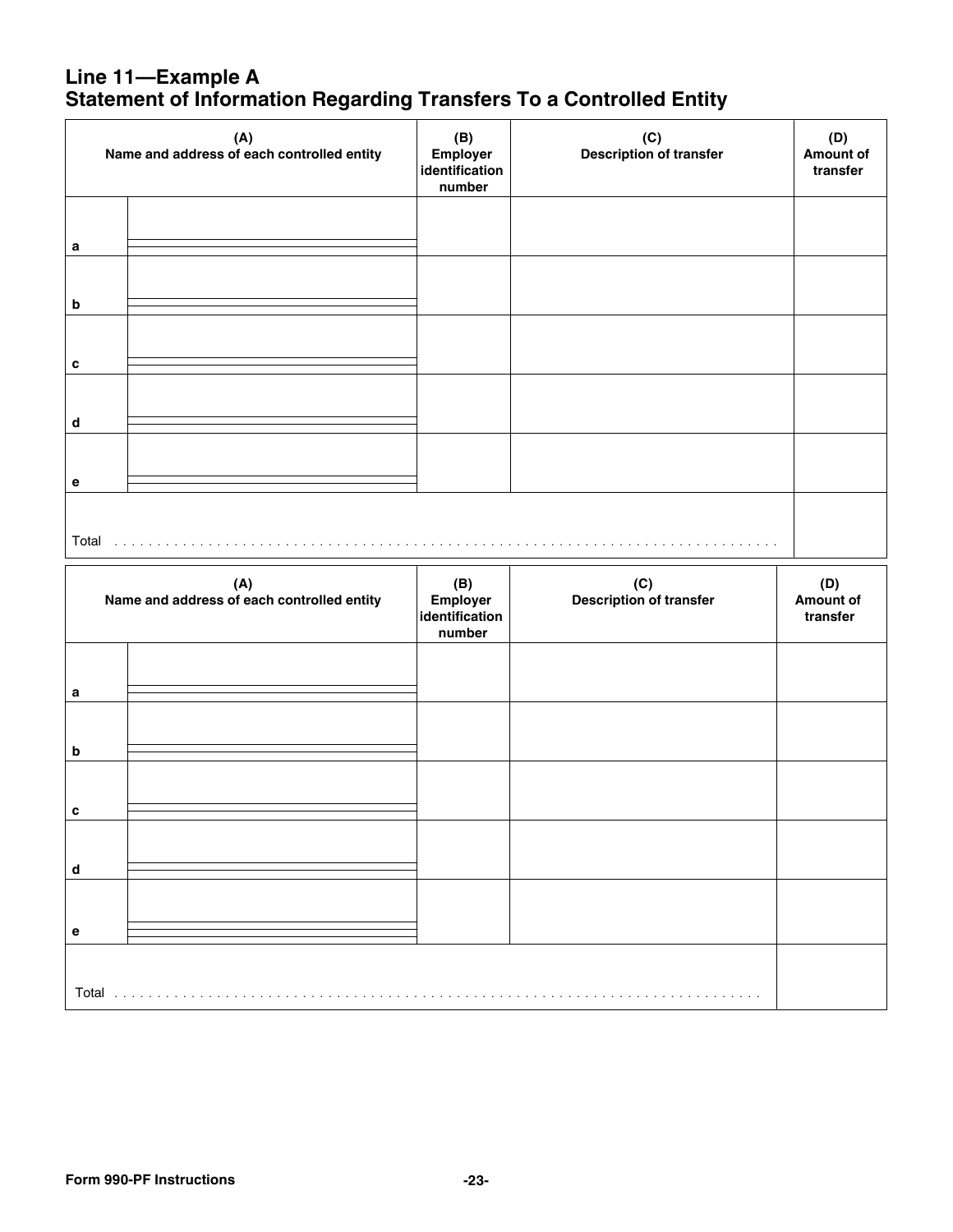# Line 11—Example A
# Statement of Information Regarding Transfers To a Controlled Entity

| | (A) Name and address of each controlled entity | (B) Employer identification number | (C) Description of transfer | (D) Amount of transfer |
|---|---|---|---|---|
| a | | | | |
| b | | | | |
| c | | | | |
| d | | | | |
| e | | | | |
| Total | | | | |

| | (A) Name and address of each controlled entity | (B) Employer identification number | (C) Description of transfer | (D) Amount of transfer |
|---|---|---|---|---|
| a | | | | |
| b | | | | |
| c | | | | |
| d | | | | |
| e | | | | |
| Total | | | | |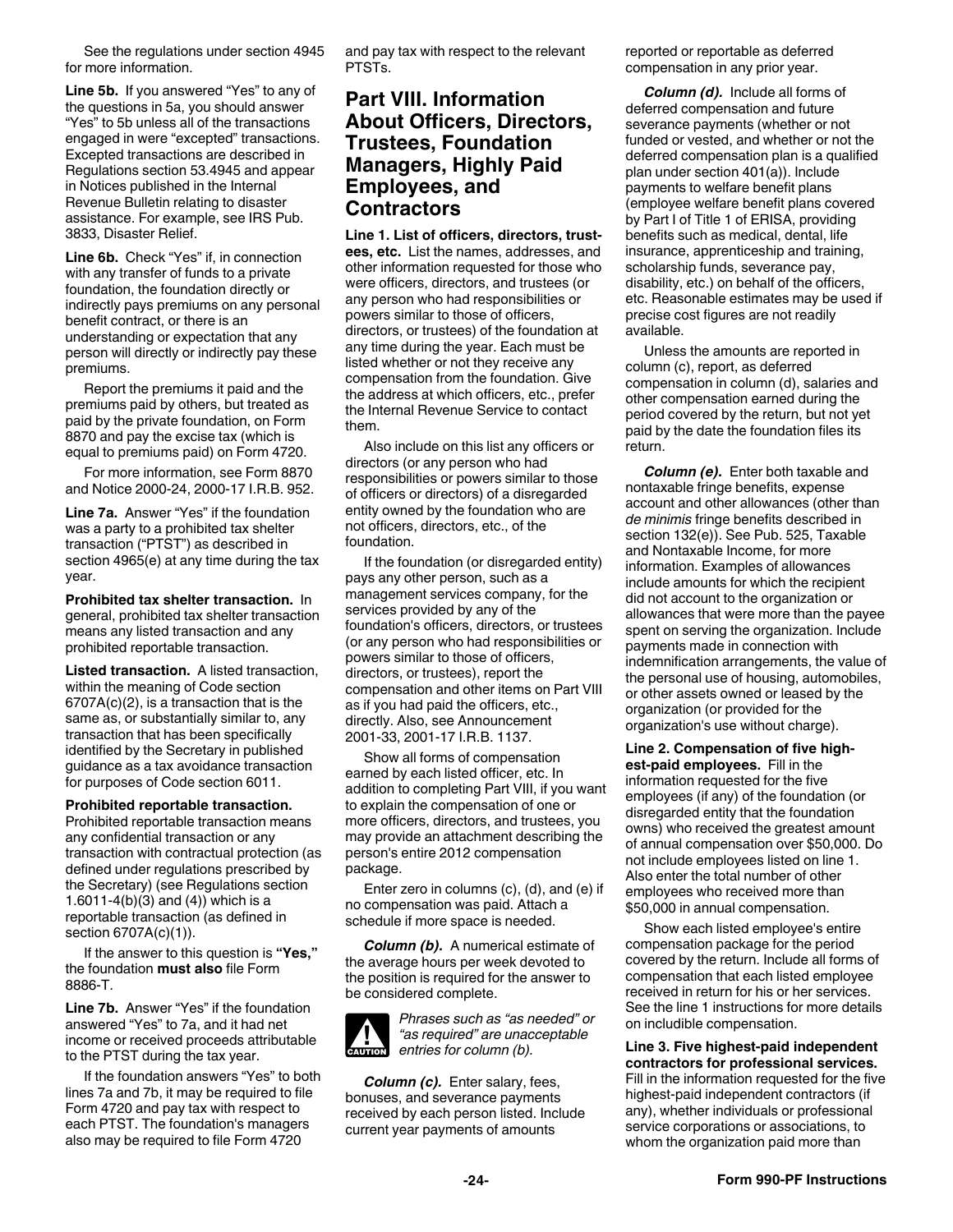See the regulations under section 4945 for more information.

**Line 5b.** If you answered "Yes" to any of the questions in 5a, you should answer "Yes" to 5b unless all of the transactions engaged in were "excepted" transactions. Excepted transactions are described in Regulations section 53.4945 and appear in Notices published in the Internal Revenue Bulletin relating to disaster assistance. For example, see IRS Pub. 3833, Disaster Relief.

**Line 6b.** Check "Yes" if, in connection with any transfer of funds to a private foundation, the foundation directly or indirectly pays premiums on any personal benefit contract, or there is an understanding or expectation that any person will directly or indirectly pay these premiums.

Report the premiums it paid and the premiums paid by others, but treated as paid by the private foundation, on Form 8870 and pay the excise tax (which is equal to premiums paid) on Form 4720.

For more information, see Form 8870 and Notice 2000-24, 2000-17 I.R.B. 952.

**Line 7a.** Answer "Yes" if the foundation was a party to a prohibited tax shelter transaction ("PTST") as described in section 4965(e) at any time during the tax year.

**Prohibited tax shelter transaction.** In general, prohibited tax shelter transaction means any listed transaction and any prohibited reportable transaction.

**Listed transaction.** A listed transaction, within the meaning of Code section 6707A(c)(2), is a transaction that is the same as, or substantially similar to, any transaction that has been specifically identified by the Secretary in published guidance as a tax avoidance transaction for purposes of Code section 6011.

**Prohibited reportable transaction.** Prohibited reportable transaction means any confidential transaction or any transaction with contractual protection (as defined under regulations prescribed by the Secretary) (see Regulations section 1.6011-4(b)(3) and (4)) which is a reportable transaction (as defined in section 6707A(c)(1)).

If the answer to this question is **"Yes,"** the foundation **must also** file Form 8886-T.

**Line 7b.** Answer "Yes" if the foundation answered "Yes" to 7a, and it had net income or received proceeds attributable to the PTST during the tax year.

If the foundation answers "Yes" to both lines 7a and 7b, it may be required to file Form 4720 and pay tax with respect to each PTST. The foundation's managers also may be required to file Form 4720 and pay tax with respect to the relevant PTSTs.

## Part VIII. Information About Officers, Directors, Trustees, Foundation Managers, Highly Paid Employees, and Contractors

**Line 1. List of officers, directors, trustees, etc.** List the names, addresses, and other information requested for those who were officers, directors, and trustees (or any person who had responsibilities or powers similar to those of officers, directors, or trustees) of the foundation at any time during the year. Each must be listed whether or not they receive any compensation from the foundation. Give the address at which officers, etc., prefer the Internal Revenue Service to contact them.

Also include on this list any officers or directors (or any person who had responsibilities or powers similar to those of officers or directors) of a disregarded entity owned by the foundation who are not officers, directors, etc., of the foundation.

If the foundation (or disregarded entity) pays any other person, such as a management services company, for the services provided by any of the foundation's officers, directors, or trustees (or any person who had responsibilities or powers similar to those of officers, directors, or trustees), report the compensation and other items on Part VIII as if you had paid the officers, etc., directly. Also, see Announcement 2001-33, 2001-17 I.R.B. 1137.

Show all forms of compensation earned by each listed officer, etc. In addition to completing Part VIII, if you want to explain the compensation of one or more officers, directors, and trustees, you may provide an attachment describing the person's entire 2012 compensation package.

Enter zero in columns (c), (d), and (e) if no compensation was paid. Attach a schedule if more space is needed.

***Column (b).*** A numerical estimate of the average hours per week devoted to the position is required for the answer to be considered complete.

**CAUTION:** *Phrases such as "as needed" or "as required" are unacceptable entries for column (b).*

***Column (c).*** Enter salary, fees, bonuses, and severance payments received by each person listed. Include current year payments of amounts reported or reportable as deferred compensation in any prior year.

***Column (d).*** Include all forms of deferred compensation and future severance payments (whether or not funded or vested, and whether or not the deferred compensation plan is a qualified plan under section 401(a)). Include payments to welfare benefit plans (employee welfare benefit plans covered by Part I of Title 1 of ERISA, providing benefits such as medical, dental, life insurance, apprenticeship and training, scholarship funds, severance pay, disability, etc.) on behalf of the officers, etc. Reasonable estimates may be used if precise cost figures are not readily available.

Unless the amounts are reported in column (c), report, as deferred compensation in column (d), salaries and other compensation earned during the period covered by the return, but not yet paid by the date the foundation files its return.

***Column (e).*** Enter both taxable and nontaxable fringe benefits, expense account and other allowances (other than *de minimis* fringe benefits described in section 132(e)). See Pub. 525, Taxable and Nontaxable Income, for more information. Examples of allowances include amounts for which the recipient did not account to the organization or allowances that were more than the payee spent on serving the organization. Include payments made in connection with indemnification arrangements, the value of the personal use of housing, automobiles, or other assets owned or leased by the organization (or provided for the organization's use without charge).

**Line 2. Compensation of five highest-paid employees.** Fill in the information requested for the five employees (if any) of the foundation (or disregarded entity that the foundation owns) who received the greatest amount of annual compensation over $50,000. Do not include employees listed on line 1. Also enter the total number of other employees who received more than $50,000 in annual compensation.

Show each listed employee's entire compensation package for the period covered by the return. Include all forms of compensation that each listed employee received in return for his or her services. See the line 1 instructions for more details on includible compensation.

**Line 3. Five highest-paid independent contractors for professional services.** Fill in the information requested for the five highest-paid independent contractors (if any), whether individuals or professional service corporations or associations, to whom the organization paid more than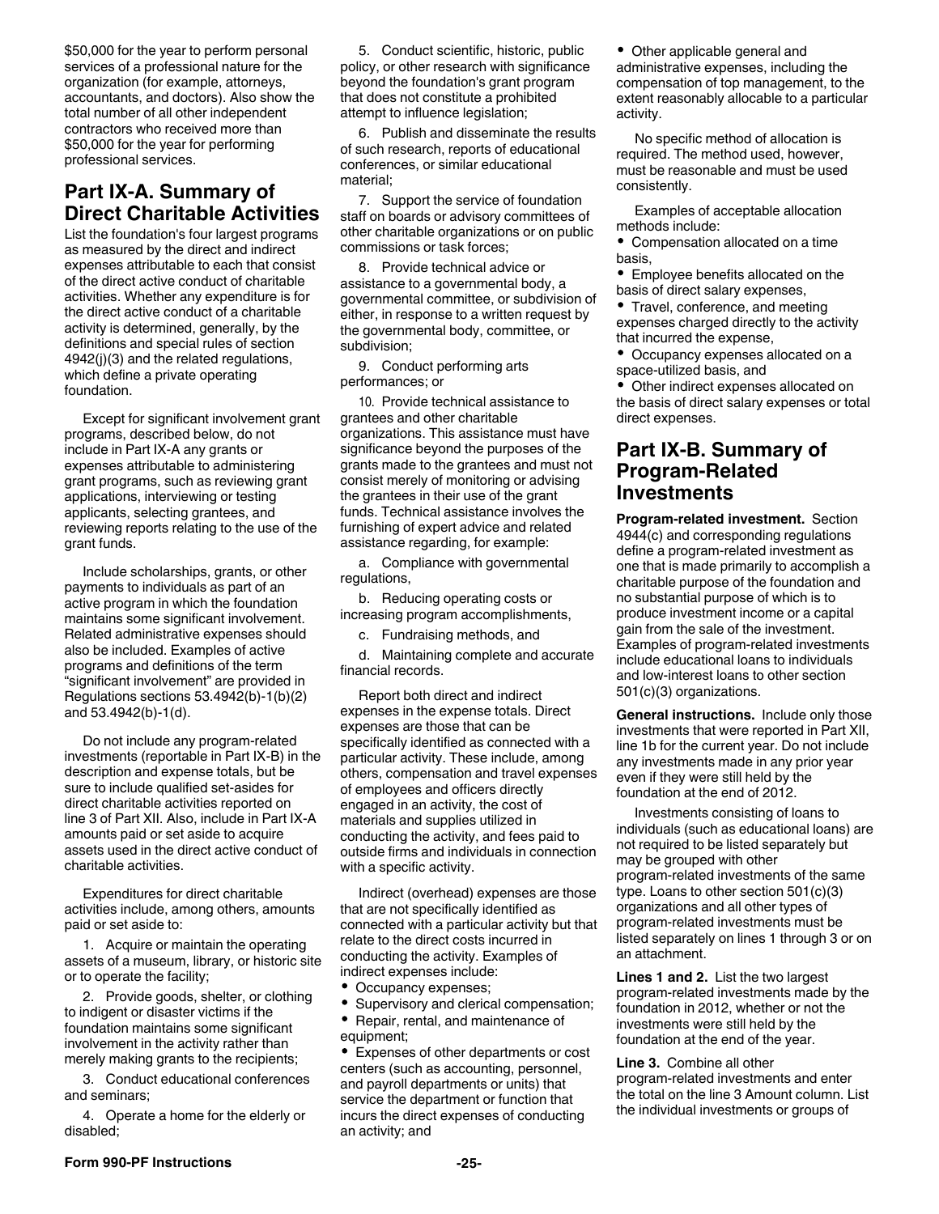$50,000 for the year to perform personal services of a professional nature for the organization (for example, attorneys, accountants, and doctors). Also show the total number of all other independent contractors who received more than $50,000 for the year for performing professional services.

## Part IX-A. Summary of Direct Charitable Activities

List the foundation's four largest programs as measured by the direct and indirect expenses attributable to each that consist of the direct active conduct of charitable activities. Whether any expenditure is for the direct active conduct of a charitable activity is determined, generally, by the definitions and special rules of section 4942(j)(3) and the related regulations, which define a private operating foundation.

Except for significant involvement grant programs, described below, do not include in Part IX-A any grants or expenses attributable to administering grant programs, such as reviewing grant applications, interviewing or testing applicants, selecting grantees, and reviewing reports relating to the use of the grant funds.

Include scholarships, grants, or other payments to individuals as part of an active program in which the foundation maintains some significant involvement. Related administrative expenses should also be included. Examples of active programs and definitions of the term "significant involvement" are provided in Regulations sections 53.4942(b)-1(b)(2) and 53.4942(b)-1(d).

Do not include any program-related investments (reportable in Part IX-B) in the description and expense totals, but be sure to include qualified set-asides for direct charitable activities reported on line 3 of Part XII. Also, include in Part IX-A amounts paid or set aside to acquire assets used in the direct active conduct of charitable activities.

Expenditures for direct charitable activities include, among others, amounts paid or set aside to:

1. Acquire or maintain the operating assets of a museum, library, or historic site or to operate the facility;

2. Provide goods, shelter, or clothing to indigent or disaster victims if the foundation maintains some significant involvement in the activity rather than merely making grants to the recipients;

3. Conduct educational conferences and seminars;

4. Operate a home for the elderly or disabled;

5. Conduct scientific, historic, public policy, or other research with significance beyond the foundation's grant program that does not constitute a prohibited attempt to influence legislation;

6. Publish and disseminate the results of such research, reports of educational conferences, or similar educational material;

7. Support the service of foundation staff on boards or advisory committees of other charitable organizations or on public commissions or task forces;

8. Provide technical advice or assistance to a governmental body, a governmental committee, or subdivision of either, in response to a written request by the governmental body, committee, or subdivision;

9. Conduct performing arts performances; or

10. Provide technical assistance to grantees and other charitable organizations. This assistance must have significance beyond the purposes of the grants made to the grantees and must not consist merely of monitoring or advising the grantees in their use of the grant funds. Technical assistance involves the furnishing of expert advice and related assistance regarding, for example:

a. Compliance with governmental regulations,

b. Reducing operating costs or increasing program accomplishments,

c. Fundraising methods, and

d. Maintaining complete and accurate financial records.

Report both direct and indirect expenses in the expense totals. Direct expenses are those that can be specifically identified as connected with a particular activity. These include, among others, compensation and travel expenses of employees and officers directly engaged in an activity, the cost of materials and supplies utilized in conducting the activity, and fees paid to outside firms and individuals in connection with a specific activity.

Indirect (overhead) expenses are those that are not specifically identified as connected with a particular activity but that relate to the direct costs incurred in conducting the activity. Examples of indirect expenses include:

- Occupancy expenses;
- Supervisory and clerical compensation;
- Repair, rental, and maintenance of equipment;
- Expenses of other departments or cost centers (such as accounting, personnel, and payroll departments or units) that service the department or function that incurs the direct expenses of conducting an activity; and
- Other applicable general and administrative expenses, including the compensation of top management, to the extent reasonably allocable to a particular activity.

No specific method of allocation is required. The method used, however, must be reasonable and must be used consistently.

Examples of acceptable allocation methods include:

- Compensation allocated on a time basis,
- Employee benefits allocated on the basis of direct salary expenses,
- Travel, conference, and meeting expenses charged directly to the activity that incurred the expense,
- Occupancy expenses allocated on a space-utilized basis, and
- Other indirect expenses allocated on the basis of direct salary expenses or total direct expenses.

## Part IX-B. Summary of Program-Related Investments

**Program-related investment.** Section 4944(c) and corresponding regulations define a program-related investment as one that is made primarily to accomplish a charitable purpose of the foundation and no substantial purpose of which is to produce investment income or a capital gain from the sale of the investment. Examples of program-related investments include educational loans to individuals and low-interest loans to other section 501(c)(3) organizations.

**General instructions.** Include only those investments that were reported in Part XII, line 1b for the current year. Do not include any investments made in any prior year even if they were still held by the foundation at the end of 2012.

Investments consisting of loans to individuals (such as educational loans) are not required to be listed separately but may be grouped with other program-related investments of the same type. Loans to other section 501(c)(3) organizations and all other types of program-related investments must be listed separately on lines 1 through 3 or on an attachment.

**Lines 1 and 2.** List the two largest program-related investments made by the foundation in 2012, whether or not the investments were still held by the foundation at the end of the year.

**Line 3.** Combine all other program-related investments and enter the total on the line 3 Amount column. List the individual investments or groups of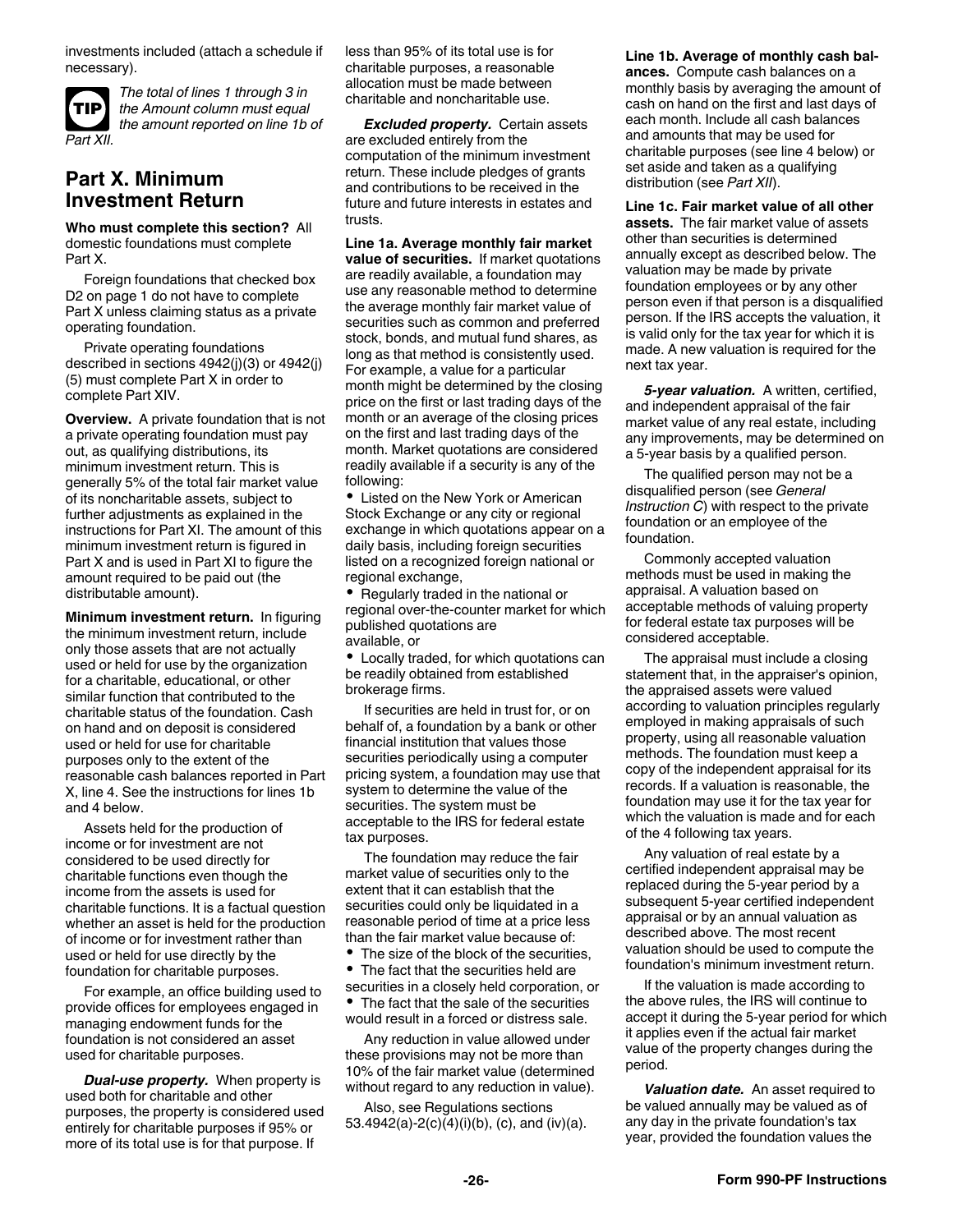investments included (attach a schedule if necessary).

**TIP** *The total of lines 1 through 3 in the Amount column must equal the amount reported on line 1b of Part XII.*

## Part X. Minimum Investment Return

**Who must complete this section?** All domestic foundations must complete Part X.

Foreign foundations that checked box D2 on page 1 do not have to complete Part X unless claiming status as a private operating foundation.

Private operating foundations described in sections 4942(j)(3) or 4942(j)(5) must complete Part X in order to complete Part XIV.

**Overview.** A private foundation that is not a private operating foundation must pay out, as qualifying distributions, its minimum investment return. This is generally 5% of the total fair market value of its noncharitable assets, subject to further adjustments as explained in the instructions for Part XI. The amount of this minimum investment return is figured in Part X and is used in Part XI to figure the amount required to be paid out (the distributable amount).

**Minimum investment return.** In figuring the minimum investment return, include only those assets that are not actually used or held for use by the organization for a charitable, educational, or other similar function that contributed to the charitable status of the foundation. Cash on hand and on deposit is considered used or held for use for charitable purposes only to the extent of the reasonable cash balances reported in Part X, line 4. See the instructions for lines 1b and 4 below.

Assets held for the production of income or for investment are not considered to be used directly for charitable functions even though the income from the assets is used for charitable functions. It is a factual question whether an asset is held for the production of income or for investment rather than used or held for use directly by the foundation for charitable purposes.

For example, an office building used to provide offices for employees engaged in managing endowment funds for the foundation is not considered an asset used for charitable purposes.

***Dual-use property.*** When property is used both for charitable and other purposes, the property is considered used entirely for charitable purposes if 95% or more of its total use is for that purpose. If less than 95% of its total use is for charitable purposes, a reasonable allocation must be made between charitable and noncharitable use.

***Excluded property.*** Certain assets are excluded entirely from the computation of the minimum investment return. These include pledges of grants and contributions to be received in the future and future interests in estates and trusts.

**Line 1a. Average monthly fair market value of securities.** If market quotations are readily available, a foundation may use any reasonable method to determine the average monthly fair market value of securities such as common and preferred stock, bonds, and mutual fund shares, as long as that method is consistently used. For example, a value for a particular month might be determined by the closing price on the first or last trading days of the month or an average of the closing prices on the first and last trading days of the month. Market quotations are considered readily available if a security is any of the following:

- Listed on the New York or American Stock Exchange or any city or regional exchange in which quotations appear on a daily basis, including foreign securities listed on a recognized foreign national or regional exchange,
- Regularly traded in the national or regional over-the-counter market for which published quotations are available, or
- Locally traded, for which quotations can be readily obtained from established brokerage firms.

If securities are held in trust for, or on behalf of, a foundation by a bank or other financial institution that values those securities periodically using a computer pricing system, a foundation may use that system to determine the value of the securities. The system must be acceptable to the IRS for federal estate tax purposes.

The foundation may reduce the fair market value of securities only to the extent that it can establish that the securities could only be liquidated in a reasonable period of time at a price less than the fair market value because of:

- The size of the block of the securities,
- The fact that the securities held are securities in a closely held corporation, or
- The fact that the sale of the securities would result in a forced or distress sale.

Any reduction in value allowed under these provisions may not be more than 10% of the fair market value (determined without regard to any reduction in value).

Also, see Regulations sections 53.4942(a)-2(c)(4)(i)(b), (c), and (iv)(a).

**Line 1b. Average of monthly cash balances.** Compute cash balances on a monthly basis by averaging the amount of cash on hand on the first and last days of each month. Include all cash balances and amounts that may be used for charitable purposes (see line 4 below) or set aside and taken as a qualifying distribution (see *Part XII*).

**Line 1c. Fair market value of all other assets.** The fair market value of assets other than securities is determined annually except as described below. The valuation may be made by private foundation employees or by any other person even if that person is a disqualified person. If the IRS accepts the valuation, it is valid only for the tax year for which it is made. A new valuation is required for the next tax year.

***5-year valuation.*** A written, certified, and independent appraisal of the fair market value of any real estate, including any improvements, may be determined on a 5-year basis by a qualified person.

The qualified person may not be a disqualified person (see *General Instruction C*) with respect to the private foundation or an employee of the foundation.

Commonly accepted valuation methods must be used in making the appraisal. A valuation based on acceptable methods of valuing property for federal estate tax purposes will be considered acceptable.

The appraisal must include a closing statement that, in the appraiser's opinion, the appraised assets were valued according to valuation principles regularly employed in making appraisals of such property, using all reasonable valuation methods. The foundation must keep a copy of the independent appraisal for its records. If a valuation is reasonable, the foundation may use it for the tax year for which the valuation is made and for each of the 4 following tax years.

Any valuation of real estate by a certified independent appraisal may be replaced during the 5-year period by a subsequent 5-year certified independent appraisal or by an annual valuation as described above. The most recent valuation should be used to compute the foundation's minimum investment return.

If the valuation is made according to the above rules, the IRS will continue to accept it during the 5-year period for which it applies even if the actual fair market value of the property changes during the period.

***Valuation date.*** An asset required to be valued annually may be valued as of any day in the private foundation's tax year, provided the foundation values the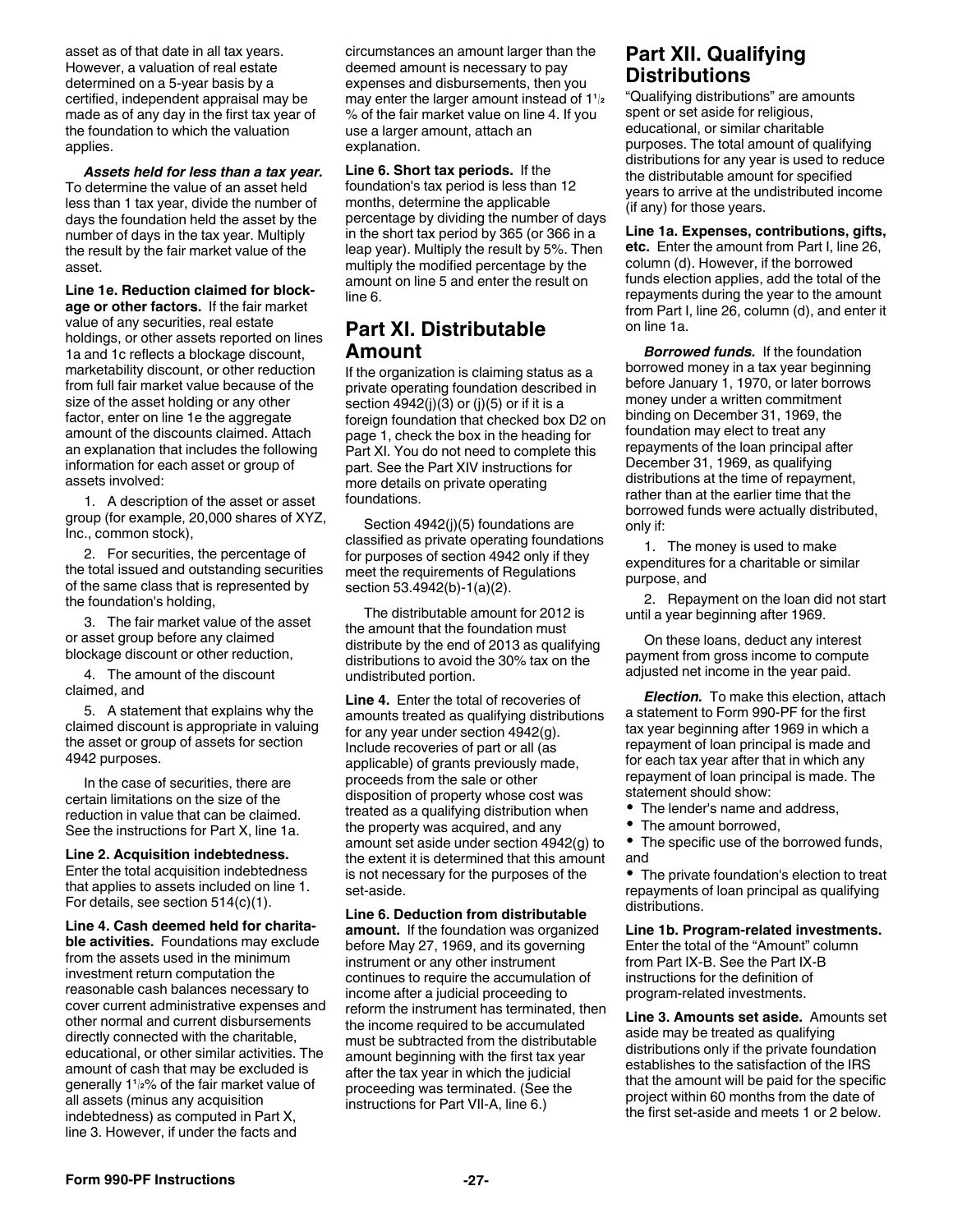asset as of that date in all tax years. However, a valuation of real estate determined on a 5-year basis by a certified, independent appraisal may be made as of any day in the first tax year of the foundation to which the valuation applies.

***Assets held for less than a tax year.*** To determine the value of an asset held less than 1 tax year, divide the number of days the foundation held the asset by the number of days in the tax year. Multiply the result by the fair market value of the asset.

**Line 1e. Reduction claimed for blockage or other factors.** If the fair market value of any securities, real estate holdings, or other assets reported on lines 1a and 1c reflects a blockage discount, marketability discount, or other reduction from full fair market value because of the size of the asset holding or any other factor, enter on line 1e the aggregate amount of the discounts claimed. Attach an explanation that includes the following information for each asset or group of assets involved:

1. A description of the asset or asset group (for example, 20,000 shares of XYZ, Inc., common stock),
2. For securities, the percentage of the total issued and outstanding securities of the same class that is represented by the foundation's holding,
3. The fair market value of the asset or asset group before any claimed blockage discount or other reduction,
4. The amount of the discount claimed, and
5. A statement that explains why the claimed discount is appropriate in valuing the asset or group of assets for section 4942 purposes.

In the case of securities, there are certain limitations on the size of the reduction in value that can be claimed. See the instructions for Part X, line 1a.

**Line 2. Acquisition indebtedness.** Enter the total acquisition indebtedness that applies to assets included on line 1. For details, see section 514(c)(1).

**Line 4. Cash deemed held for charitable activities.** Foundations may exclude from the assets used in the minimum investment return computation the reasonable cash balances necessary to cover current administrative expenses and other normal and current disbursements directly connected with the charitable, educational, or other similar activities. The amount of cash that may be excluded is generally 1½% of the fair market value of all assets (minus any acquisition indebtedness) as computed in Part X, line 3. However, if under the facts and circumstances an amount larger than the deemed amount is necessary to pay expenses and disbursements, then you may enter the larger amount instead of 1½ % of the fair market value on line 4. If you use a larger amount, attach an explanation.

**Line 6. Short tax periods.** If the foundation's tax period is less than 12 months, determine the applicable percentage by dividing the number of days in the short tax period by 365 (or 366 in a leap year). Multiply the result by 5%. Then multiply the modified percentage by the amount on line 5 and enter the result on line 6.

## Part XI. Distributable Amount

If the organization is claiming status as a private operating foundation described in section 4942(j)(3) or (j)(5) or if it is a foreign foundation that checked box D2 on page 1, check the box in the heading for Part XI. You do not need to complete this part. See the Part XIV instructions for more details on private operating foundations.

Section 4942(j)(5) foundations are classified as private operating foundations for purposes of section 4942 only if they meet the requirements of Regulations section 53.4942(b)-1(a)(2).

The distributable amount for 2012 is the amount that the foundation must distribute by the end of 2013 as qualifying distributions to avoid the 30% tax on the undistributed portion.

**Line 4.** Enter the total of recoveries of amounts treated as qualifying distributions for any year under section 4942(g). Include recoveries of part or all (as applicable) of grants previously made, proceeds from the sale or other disposition of property whose cost was treated as a qualifying distribution when the property was acquired, and any amount set aside under section 4942(g) to the extent it is determined that this amount is not necessary for the purposes of the set-aside.

**Line 6. Deduction from distributable amount.** If the foundation was organized before May 27, 1969, and its governing instrument or any other instrument continues to require the accumulation of income after a judicial proceeding to reform the instrument has terminated, then the income required to be accumulated must be subtracted from the distributable amount beginning with the first tax year after the tax year in which the judicial proceeding was terminated. (See the instructions for Part VII-A, line 6.)

## Part XII. Qualifying Distributions

"Qualifying distributions" are amounts spent or set aside for religious, educational, or similar charitable purposes. The total amount of qualifying distributions for any year is used to reduce the distributable amount for specified years to arrive at the undistributed income (if any) for those years.

**Line 1a. Expenses, contributions, gifts, etc.** Enter the amount from Part I, line 26, column (d). However, if the borrowed funds election applies, add the total of the repayments during the year to the amount from Part I, line 26, column (d), and enter it on line 1a.

***Borrowed funds.*** If the foundation borrowed money in a tax year beginning before January 1, 1970, or later borrows money under a written commitment binding on December 31, 1969, the foundation may elect to treat any repayments of the loan principal after December 31, 1969, as qualifying distributions at the time of repayment, rather than at the earlier time that the borrowed funds were actually distributed, only if:

1. The money is used to make expenditures for a charitable or similar purpose, and
2. Repayment on the loan did not start until a year beginning after 1969.

On these loans, deduct any interest payment from gross income to compute adjusted net income in the year paid.

***Election.*** To make this election, attach a statement to Form 990-PF for the first tax year beginning after 1969 in which a repayment of loan principal is made and for each tax year after that in which any repayment of loan principal is made. The statement should show:

- The lender's name and address,
- The amount borrowed,
- The specific use of the borrowed funds, and
- The private foundation's election to treat repayments of loan principal as qualifying distributions.

**Line 1b. Program-related investments.** Enter the total of the "Amount" column from Part IX-B. See the Part IX-B instructions for the definition of program-related investments.

**Line 3. Amounts set aside.** Amounts set aside may be treated as qualifying distributions only if the private foundation establishes to the satisfaction of the IRS that the amount will be paid for the specific project within 60 months from the date of the first set-aside and meets 1 or 2 below.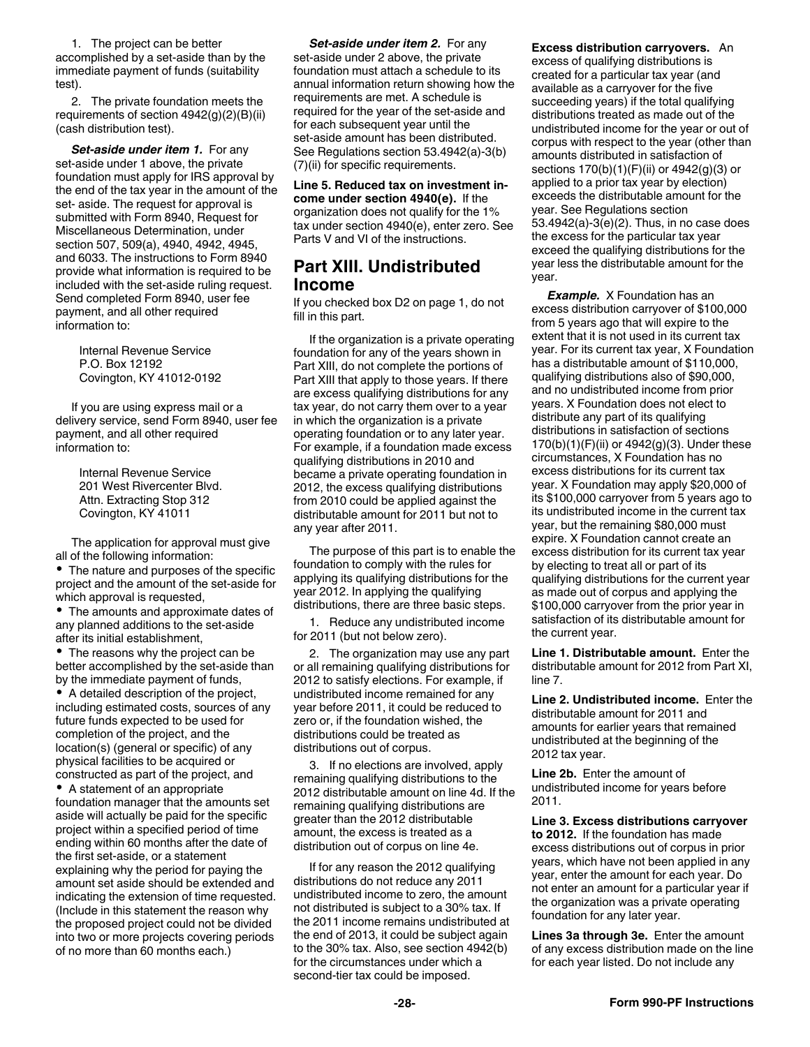1. The project can be better accomplished by a set-aside than by the immediate payment of funds (suitability test).

2. The private foundation meets the requirements of section 4942(g)(2)(B)(ii) (cash distribution test).

***Set-aside under item 1.*** For any set-aside under 1 above, the private foundation must apply for IRS approval by the end of the tax year in the amount of the set- aside. The request for approval is submitted with Form 8940, Request for Miscellaneous Determination, under section 507, 509(a), 4940, 4942, 4945, and 6033. The instructions to Form 8940 provide what information is required to be included with the set-aside ruling request. Send completed Form 8940, user fee payment, and all other required information to:

Internal Revenue Service
P.O. Box 12192
Covington, KY 41012-0192

If you are using express mail or a delivery service, send Form 8940, user fee payment, and all other required information to:

Internal Revenue Service
201 West Rivercenter Blvd.
Attn. Extracting Stop 312
Covington, KY 41011

The application for approval must give all of the following information:

- The nature and purposes of the specific project and the amount of the set-aside for which approval is requested,
- The amounts and approximate dates of any planned additions to the set-aside after its initial establishment,
- The reasons why the project can be better accomplished by the set-aside than by the immediate payment of funds,
- A detailed description of the project, including estimated costs, sources of any future funds expected to be used for completion of the project, and the location(s) (general or specific) of any physical facilities to be acquired or constructed as part of the project, and
- A statement of an appropriate foundation manager that the amounts set aside will actually be paid for the specific project within a specified period of time ending within 60 months after the date of the first set-aside, or a statement explaining why the period for paying the amount set aside should be extended and indicating the extension of time requested. (Include in this statement the reason why the proposed project could not be divided into two or more projects covering periods of no more than 60 months each.)

***Set-aside under item 2.*** For any set-aside under 2 above, the private foundation must attach a schedule to its annual information return showing how the requirements are met. A schedule is required for the year of the set-aside and for each subsequent year until the set-aside amount has been distributed. See Regulations section 53.4942(a)-3(b)(7)(ii) for specific requirements.

**Line 5. Reduced tax on investment income under section 4940(e).** If the organization does not qualify for the 1% tax under section 4940(e), enter zero. See Parts V and VI of the instructions.

## Part XIII. Undistributed Income

If you checked box D2 on page 1, do not fill in this part.

If the organization is a private operating foundation for any of the years shown in Part XIII, do not complete the portions of Part XIII that apply to those years. If there are excess qualifying distributions for any tax year, do not carry them over to a year in which the organization is a private operating foundation or to any later year. For example, if a foundation made excess qualifying distributions in 2010 and became a private operating foundation in 2012, the excess qualifying distributions from 2010 could be applied against the distributable amount for 2011 but not to any year after 2011.

The purpose of this part is to enable the foundation to comply with the rules for applying its qualifying distributions for the year 2012. In applying the qualifying distributions, there are three basic steps.

1. Reduce any undistributed income for 2011 (but not below zero).

2. The organization may use any part or all remaining qualifying distributions for 2012 to satisfy elections. For example, if undistributed income remained for any year before 2011, it could be reduced to zero or, if the foundation wished, the distributions could be treated as distributions out of corpus.

3. If no elections are involved, apply remaining qualifying distributions to the 2012 distributable amount on line 4d. If the remaining qualifying distributions are greater than the 2012 distributable amount, the excess is treated as a distribution out of corpus on line 4e.

If for any reason the 2012 qualifying distributions do not reduce any 2011 undistributed income to zero, the amount not distributed is subject to a 30% tax. If the 2011 income remains undistributed at the end of 2013, it could be subject again to the 30% tax. Also, see section 4942(b) for the circumstances under which a second-tier tax could be imposed.

**Excess distribution carryovers.** An excess of qualifying distributions is created for a particular tax year (and available as a carryover for the five succeeding years) if the total qualifying distributions treated as made out of the undistributed income for the year or out of corpus with respect to the year (other than amounts distributed in satisfaction of sections 170(b)(1)(F)(ii) or 4942(g)(3) or applied to a prior tax year by election) exceeds the distributable amount for the year. See Regulations section 53.4942(a)-3(e)(2). Thus, in no case does the excess for the particular tax year exceed the qualifying distributions for the year less the distributable amount for the year.

***Example.*** X Foundation has an excess distribution carryover of \$100,000 from 5 years ago that will expire to the extent that it is not used in its current tax year. For its current tax year, X Foundation has a distributable amount of \$110,000, qualifying distributions also of \$90,000, and no undistributed income from prior years. X Foundation does not elect to distribute any part of its qualifying distributions in satisfaction of sections 170(b)(1)(F)(ii) or 4942(g)(3). Under these circumstances, X Foundation has no excess distributions for its current tax year. X Foundation may apply \$20,000 of its \$100,000 carryover from 5 years ago to its undistributed income in the current tax year, but the remaining \$80,000 must expire. X Foundation cannot create an excess distribution for its current tax year by electing to treat all or part of its qualifying distributions for the current year as made out of corpus and applying the \$100,000 carryover from the prior year in satisfaction of its distributable amount for the current year.

**Line 1. Distributable amount.** Enter the distributable amount for 2012 from Part XI, line 7.

**Line 2. Undistributed income.** Enter the distributable amount for 2011 and amounts for earlier years that remained undistributed at the beginning of the 2012 tax year.

**Line 2b.** Enter the amount of undistributed income for years before 2011.

**Line 3. Excess distributions carryover to 2012.** If the foundation has made excess distributions out of corpus in prior years, which have not been applied in any year, enter the amount for each year. Do not enter an amount for a particular year if the organization was a private operating foundation for any later year.

**Lines 3a through 3e.** Enter the amount of any excess distribution made on the line for each year listed. Do not include any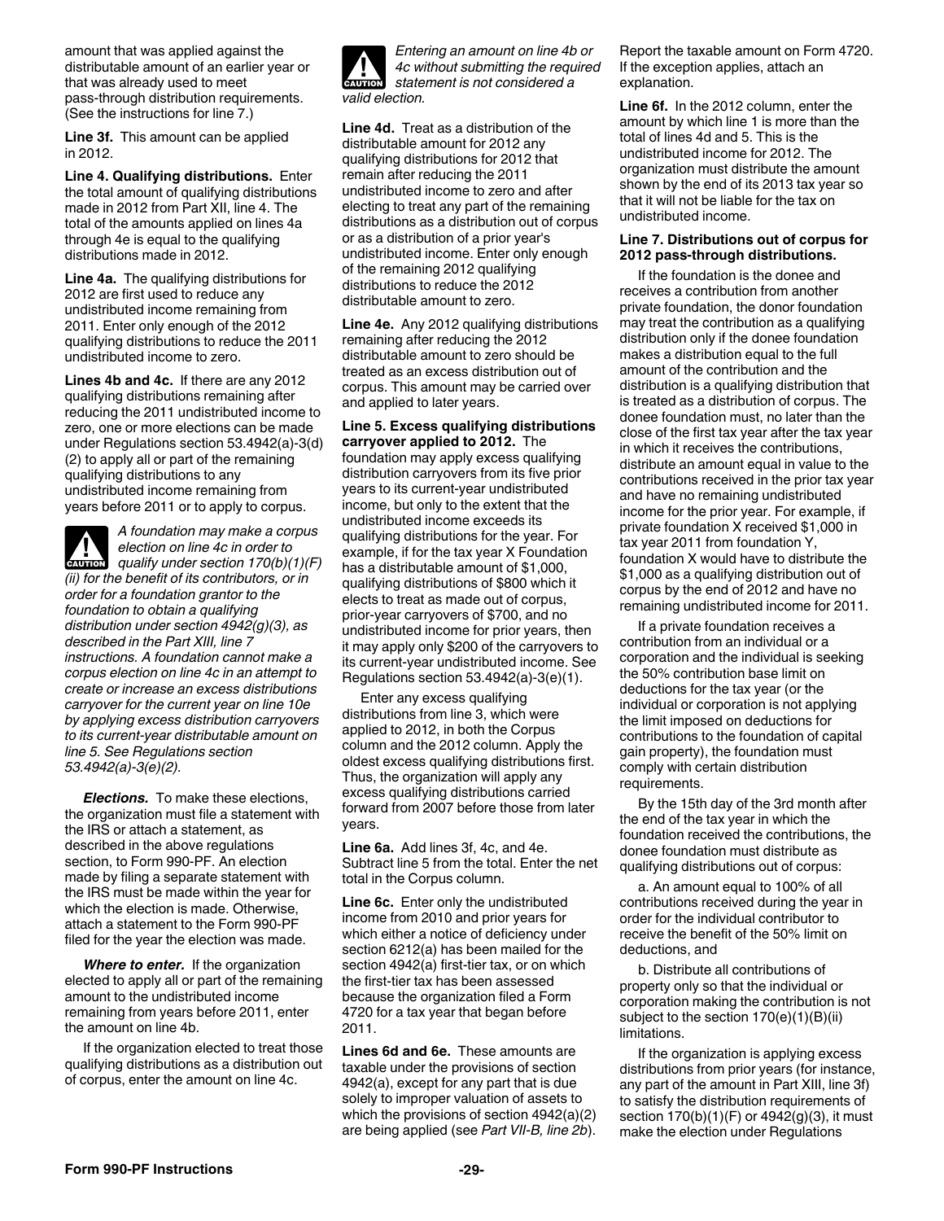amount that was applied against the distributable amount of an earlier year or that was already used to meet pass-through distribution requirements. (See the instructions for line 7.)

**Line 3f.** This amount can be applied in 2012.

**Line 4. Qualifying distributions.** Enter the total amount of qualifying distributions made in 2012 from Part XII, line 4. The total of the amounts applied on lines 4a through 4e is equal to the qualifying distributions made in 2012.

**Line 4a.** The qualifying distributions for 2012 are first used to reduce any undistributed income remaining from 2011. Enter only enough of the 2012 qualifying distributions to reduce the 2011 undistributed income to zero.

**Lines 4b and 4c.** If there are any 2012 qualifying distributions remaining after reducing the 2011 undistributed income to zero, one or more elections can be made under Regulations section 53.4942(a)-3(d)(2) to apply all or part of the remaining qualifying distributions to any undistributed income remaining from years before 2011 or to apply to corpus.

**CAUTION** *A foundation may make a corpus election on line 4c in order to qualify under section 170(b)(1)(F)(ii) for the benefit of its contributors, or in order for a foundation grantor to the foundation to obtain a qualifying distribution under section 4942(g)(3), as described in the Part XIII, line 7 instructions. A foundation cannot make a corpus election on line 4c in an attempt to create or increase an excess distributions carryover for the current year on line 10e by applying excess distribution carryovers to its current-year distributable amount on line 5. See Regulations section 53.4942(a)-3(e)(2).*

***Elections.*** To make these elections, the organization must file a statement with the IRS or attach a statement, as described in the above regulations section, to Form 990-PF. An election made by filing a separate statement with the IRS must be made within the year for which the election is made. Otherwise, attach a statement to the Form 990-PF filed for the year the election was made.

***Where to enter.*** If the organization elected to apply all or part of the remaining amount to the undistributed income remaining from years before 2011, enter the amount on line 4b.

If the organization elected to treat those qualifying distributions as a distribution out of corpus, enter the amount on line 4c.

**CAUTION** *Entering an amount on line 4b or 4c without submitting the required statement is not considered a valid election.*

**Line 4d.** Treat as a distribution of the distributable amount for 2012 any qualifying distributions for 2012 that remain after reducing the 2011 undistributed income to zero and after electing to treat any part of the remaining distributions as a distribution out of corpus or as a distribution of a prior year's undistributed income. Enter only enough of the remaining 2012 qualifying distributions to reduce the 2012 distributable amount to zero.

**Line 4e.** Any 2012 qualifying distributions remaining after reducing the 2012 distributable amount to zero should be treated as an excess distribution out of corpus. This amount may be carried over and applied to later years.

**Line 5. Excess qualifying distributions carryover applied to 2012.** The foundation may apply excess qualifying distribution carryovers from its five prior years to its current-year undistributed income, but only to the extent that the undistributed income exceeds its qualifying distributions for the year. For example, if for the tax year X Foundation has a distributable amount of $1,000, qualifying distributions of $800 which it elects to treat as made out of corpus, prior-year carryovers of $700, and no undistributed income for prior years, then it may apply only $200 of the carryovers to its current-year undistributed income. See Regulations section 53.4942(a)-3(e)(1).

Enter any excess qualifying distributions from line 3, which were applied to 2012, in both the Corpus column and the 2012 column. Apply the oldest excess qualifying distributions first. Thus, the organization will apply any excess qualifying distributions carried forward from 2007 before those from later years.

**Line 6a.** Add lines 3f, 4c, and 4e. Subtract line 5 from the total. Enter the net total in the Corpus column.

**Line 6c.** Enter only the undistributed income from 2010 and prior years for which either a notice of deficiency under section 6212(a) has been mailed for the section 4942(a) first-tier tax, or on which the first-tier tax has been assessed because the organization filed a Form 4720 for a tax year that began before 2011.

**Lines 6d and 6e.** These amounts are taxable under the provisions of section 4942(a), except for any part that is due solely to improper valuation of assets to which the provisions of section 4942(a)(2) are being applied (see *Part VII-B, line 2b*). Report the taxable amount on Form 4720. If the exception applies, attach an explanation.

**Line 6f.** In the 2012 column, enter the amount by which line 1 is more than the total of lines 4d and 5. This is the undistributed income for 2012. The organization must distribute the amount shown by the end of its 2013 tax year so that it will not be liable for the tax on undistributed income.

**Line 7. Distributions out of corpus for 2012 pass-through distributions.**

If the foundation is the donee and receives a contribution from another private foundation, the donor foundation may treat the contribution as a qualifying distribution only if the donee foundation makes a distribution equal to the full amount of the contribution and the distribution is a qualifying distribution that is treated as a distribution of corpus. The donee foundation must, no later than the close of the first tax year after the tax year in which it receives the contributions, distribute an amount equal in value to the contributions received in the prior tax year and have no remaining undistributed income for the prior year. For example, if private foundation X received $1,000 in tax year 2011 from foundation Y, foundation X would have to distribute the $1,000 as a qualifying distribution out of corpus by the end of 2012 and have no remaining undistributed income for 2011.

If a private foundation receives a contribution from an individual or a corporation and the individual is seeking the 50% contribution base limit on deductions for the tax year (or the individual or corporation is not applying the limit imposed on deductions for contributions to the foundation of capital gain property), the foundation must comply with certain distribution requirements.

By the 15th day of the 3rd month after the end of the tax year in which the foundation received the contributions, the donee foundation must distribute as qualifying distributions out of corpus:

a. An amount equal to 100% of all contributions received during the year in order for the individual contributor to receive the benefit of the 50% limit on deductions, and

b. Distribute all contributions of property only so that the individual or corporation making the contribution is not subject to the section 170(e)(1)(B)(ii) limitations.

If the organization is applying excess distributions from prior years (for instance, any part of the amount in Part XIII, line 3f) to satisfy the distribution requirements of section 170(b)(1)(F) or 4942(g)(3), it must make the election under Regulations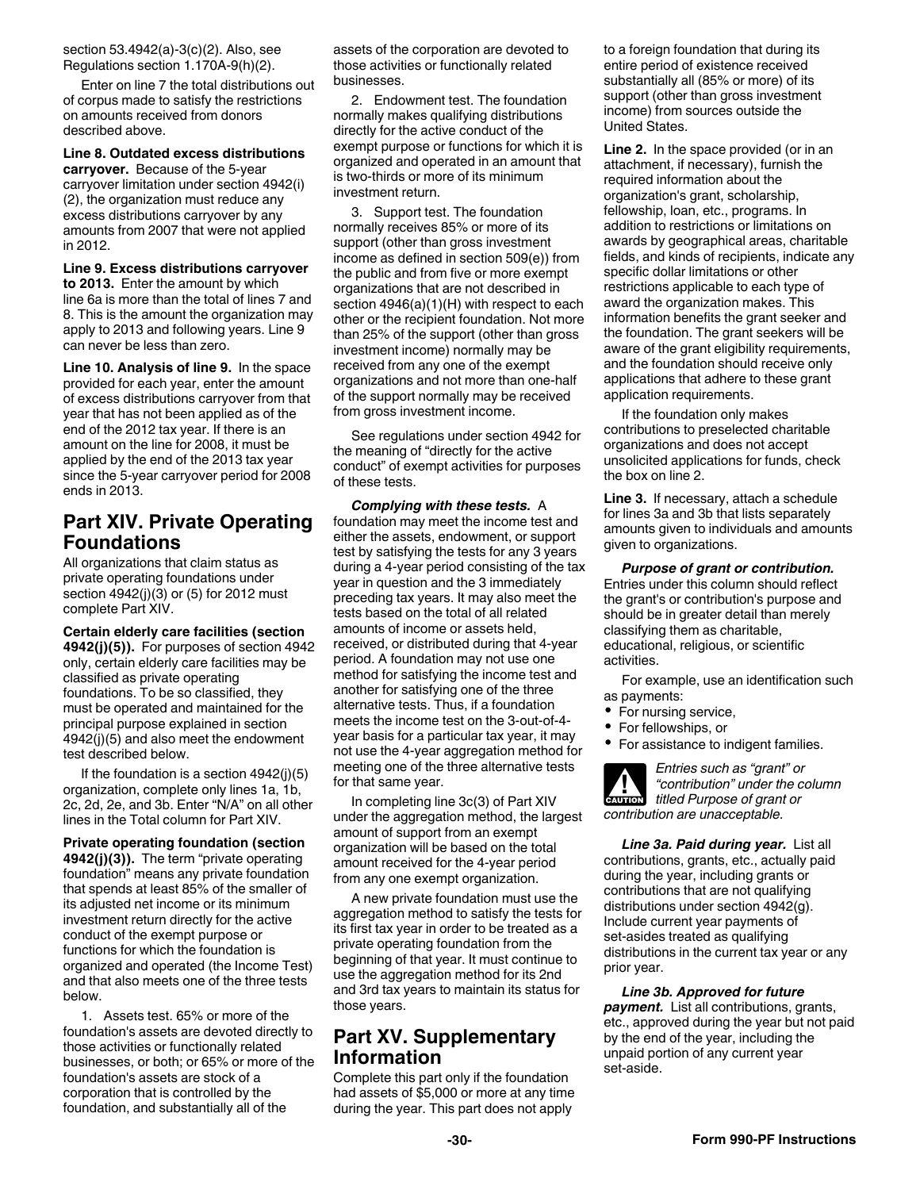section 53.4942(a)-3(c)(2). Also, see Regulations section 1.170A-9(h)(2).

Enter on line 7 the total distributions out of corpus made to satisfy the restrictions on amounts received from donors described above.

**Line 8. Outdated excess distributions carryover.** Because of the 5-year carryover limitation under section 4942(i)(2), the organization must reduce any excess distributions carryover by any amounts from 2007 that were not applied in 2012.

**Line 9. Excess distributions carryover to 2013.** Enter the amount by which line 6a is more than the total of lines 7 and 8. This is the amount the organization may apply to 2013 and following years. Line 9 can never be less than zero.

**Line 10. Analysis of line 9.** In the space provided for each year, enter the amount of excess distributions carryover from that year that has not been applied as of the end of the 2012 tax year. If there is an amount on the line for 2008, it must be applied by the end of the 2013 tax year since the 5-year carryover period for 2008 ends in 2013.

## Part XIV. Private Operating Foundations

All organizations that claim status as private operating foundations under section 4942(j)(3) or (5) for 2012 must complete Part XIV.

**Certain elderly care facilities (section 4942(j)(5)).** For purposes of section 4942 only, certain elderly care facilities may be classified as private operating foundations. To be so classified, they must be operated and maintained for the principal purpose explained in section 4942(j)(5) and also meet the endowment test described below.

If the foundation is a section 4942(j)(5) organization, complete only lines 1a, 1b, 2c, 2d, 2e, and 3b. Enter "N/A" on all other lines in the Total column for Part XIV.

**Private operating foundation (section 4942(j)(3)).** The term "private operating foundation" means any private foundation that spends at least 85% of the smaller of its adjusted net income or its minimum investment return directly for the active conduct of the exempt purpose or functions for which the foundation is organized and operated (the Income Test) and that also meets one of the three tests below.

1. Assets test. 65% or more of the foundation's assets are devoted directly to those activities or functionally related businesses, or both; or 65% or more of the foundation's assets are stock of a corporation that is controlled by the foundation, and substantially all of the assets of the corporation are devoted to those activities or functionally related businesses.

2. Endowment test. The foundation normally makes qualifying distributions directly for the active conduct of the exempt purpose or functions for which it is organized and operated in an amount that is two-thirds or more of its minimum investment return.

3. Support test. The foundation normally receives 85% or more of its support (other than gross investment income as defined in section 509(e)) from the public and from five or more exempt organizations that are not described in section 4946(a)(1)(H) with respect to each other or the recipient foundation. Not more than 25% of the support (other than gross investment income) normally may be received from any one of the exempt organizations and not more than one-half of the support normally may be received from gross investment income.

See regulations under section 4942 for the meaning of "directly for the active conduct" of exempt activities for purposes of these tests.

***Complying with these tests.*** A foundation may meet the income test and either the assets, endowment, or support test by satisfying the tests for any 3 years during a 4-year period consisting of the tax year in question and the 3 immediately preceding tax years. It may also meet the tests based on the total of all related amounts of income or assets held, received, or distributed during that 4-year period. A foundation may not use one method for satisfying the income test and another for satisfying one of the three alternative tests. Thus, if a foundation meets the income test on the 3-out-of-4-year basis for a particular tax year, it may not use the 4-year aggregation method for meeting one of the three alternative tests for that same year.

In completing line 3c(3) of Part XIV under the aggregation method, the largest amount of support from an exempt organization will be based on the total amount received for the 4-year period from any one exempt organization.

A new private foundation must use the aggregation method to satisfy the tests for its first tax year in order to be treated as a private operating foundation from the beginning of that year. It must continue to use the aggregation method for its 2nd and 3rd tax years to maintain its status for those years.

## Part XV. Supplementary Information

Complete this part only if the foundation had assets of $5,000 or more at any time during the year. This part does not apply to a foreign foundation that during its entire period of existence received substantially all (85% or more) of its support (other than gross investment income) from sources outside the United States.

**Line 2.** In the space provided (or in an attachment, if necessary), furnish the required information about the organization's grant, scholarship, fellowship, loan, etc., programs. In addition to restrictions or limitations on awards by geographical areas, charitable fields, and kinds of recipients, indicate any specific dollar limitations or other restrictions applicable to each type of award the organization makes. This information benefits the grant seeker and the foundation. The grant seekers will be aware of the grant eligibility requirements, and the foundation should receive only applications that adhere to these grant application requirements.

If the foundation only makes contributions to preselected charitable organizations and does not accept unsolicited applications for funds, check the box on line 2.

**Line 3.** If necessary, attach a schedule for lines 3a and 3b that lists separately amounts given to individuals and amounts given to organizations.

***Purpose of grant or contribution.*** Entries under this column should reflect the grant's or contribution's purpose and should be in greater detail than merely classifying them as charitable, educational, religious, or scientific activities.

For example, use an identification such as payments:

- For nursing service,
- For fellowships, or
- For assistance to indigent families.

**CAUTION:** *Entries such as "grant" or "contribution" under the column titled Purpose of grant or contribution are unacceptable.*

***Line 3a. Paid during year.*** List all contributions, grants, etc., actually paid during the year, including grants or contributions that are not qualifying distributions under section 4942(g). Include current year payments of set-asides treated as qualifying distributions in the current tax year or any prior year.

***Line 3b. Approved for future payment.*** List all contributions, grants, etc., approved during the year but not paid by the end of the year, including the unpaid portion of any current year set-aside.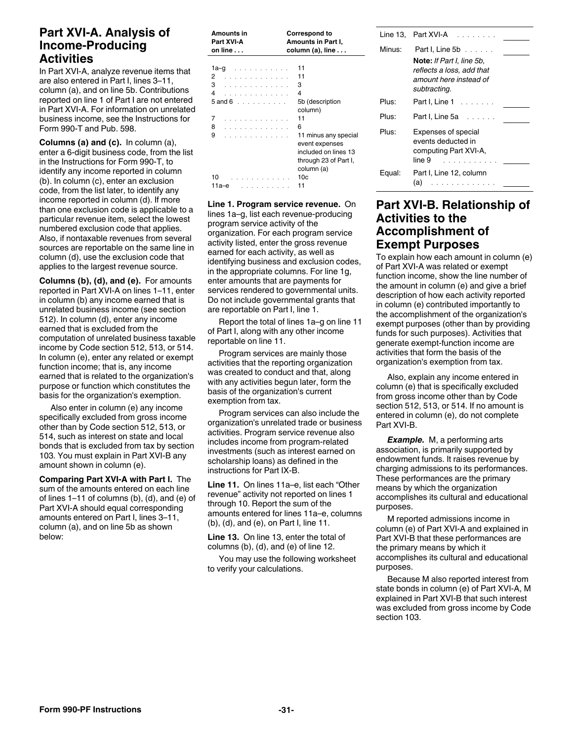## Part XVI-A. Analysis of Income-Producing Activities

In Part XVI-A, analyze revenue items that are also entered in Part I, lines 3–11, column (a), and on line 5b. Contributions reported on line 1 of Part I are not entered in Part XVI-A. For information on unrelated business income, see the Instructions for Form 990-T and Pub. 598.

**Columns (a) and (c).** In column (a), enter a 6-digit business code, from the list in the Instructions for Form 990-T, to identify any income reported in column (b). In column (c), enter an exclusion code, from the list later, to identify any income reported in column (d). If more than one exclusion code is applicable to a particular revenue item, select the lowest numbered exclusion code that applies. Also, if nontaxable revenues from several sources are reportable on the same line in column (d), use the exclusion code that applies to the largest revenue source.

**Columns (b), (d), and (e).** For amounts reported in Part XVI-A on lines 1–11, enter in column (b) any income earned that is unrelated business income (see section 512). In column (d), enter any income earned that is excluded from the computation of unrelated business taxable income by Code section 512, 513, or 514. In column (e), enter any related or exempt function income; that is, any income earned that is related to the organization's purpose or function which constitutes the basis for the organization's exemption.

Also enter in column (e) any income specifically excluded from gross income other than by Code section 512, 513, or 514, such as interest on state and local bonds that is excluded from tax by section 103. You must explain in Part XVI-B any amount shown in column (e).

**Comparing Part XVI-A with Part I.** The sum of the amounts entered on each line of lines 1–11 of columns (b), (d), and (e) of Part XVI-A should equal corresponding amounts entered on Part I, lines 3–11, column (a), and on line 5b as shown below:

| Amounts in Part XVI-A on line . . . | Correspond to Amounts in Part I, column (a), line . . . |
|---|---|
| 1a–g | 11 |
| 2 | 11 |
| 3 | 3 |
| 4 | 4 |
| 5 and 6 | 5b (description column) |
| 7 | 11 |
| 8 | 6 |
| 9 | 11 minus any special event expenses included on lines 13 through 23 of Part I, column (a) |
| 10 | 10c |
| 11a–e | 11 |

**Line 1. Program service revenue.** On lines 1a–g, list each revenue-producing program service activity of the organization. For each program service activity listed, enter the gross revenue earned for each activity, as well as identifying business and exclusion codes, in the appropriate columns. For line 1g, enter amounts that are payments for services rendered to governmental units. Do not include governmental grants that are reportable on Part I, line 1.

Report the total of lines 1a–g on line 11 of Part I, along with any other income reportable on line 11.

Program services are mainly those activities that the reporting organization was created to conduct and that, along with any activities begun later, form the basis of the organization's current exemption from tax.

Program services can also include the organization's unrelated trade or business activities. Program service revenue also includes income from program-related investments (such as interest earned on scholarship loans) as defined in the instructions for Part IX-B.

**Line 11.** On lines 11a–e, list each "Other revenue" activity not reported on lines 1 through 10. Report the sum of the amounts entered for lines 11a–e, columns (b), (d), and (e), on Part I, line 11.

**Line 13.** On line 13, enter the total of columns (b), (d), and (e) of line 12.

You may use the following worksheet to verify your calculations.

| | | |
|---|---|---|
| Line 13, | Part XVI-A | |
| Minus: | Part I, Line 5b<br>**Note:** *If Part I, line 5b, reflects a loss, add that amount here instead of subtracting.* | |
| Plus: | Part I, Line 1 | |
| Plus: | Part I, Line 5a | |
| Plus: | Expenses of special events deducted in computing Part XVI-A, line 9 | |
| Equal: | Part I, Line 12, column (a) | |

## Part XVI-B. Relationship of Activities to the Accomplishment of Exempt Purposes

To explain how each amount in column (e) of Part XVI-A was related or exempt function income, show the line number of the amount in column (e) and give a brief description of how each activity reported in column (e) contributed importantly to the accomplishment of the organization's exempt purposes (other than by providing funds for such purposes). Activities that generate exempt-function income are activities that form the basis of the organization's exemption from tax.

Also, explain any income entered in column (e) that is specifically excluded from gross income other than by Code section 512, 513, or 514. If no amount is entered in column (e), do not complete Part XVI-B.

***Example.*** M, a performing arts association, is primarily supported by endowment funds. It raises revenue by charging admissions to its performances. These performances are the primary means by which the organization accomplishes its cultural and educational purposes.

M reported admissions income in column (e) of Part XVI-A and explained in Part XVI-B that these performances are the primary means by which it accomplishes its cultural and educational purposes.

Because M also reported interest from state bonds in column (e) of Part XVI-A, M explained in Part XVI-B that such interest was excluded from gross income by Code section 103.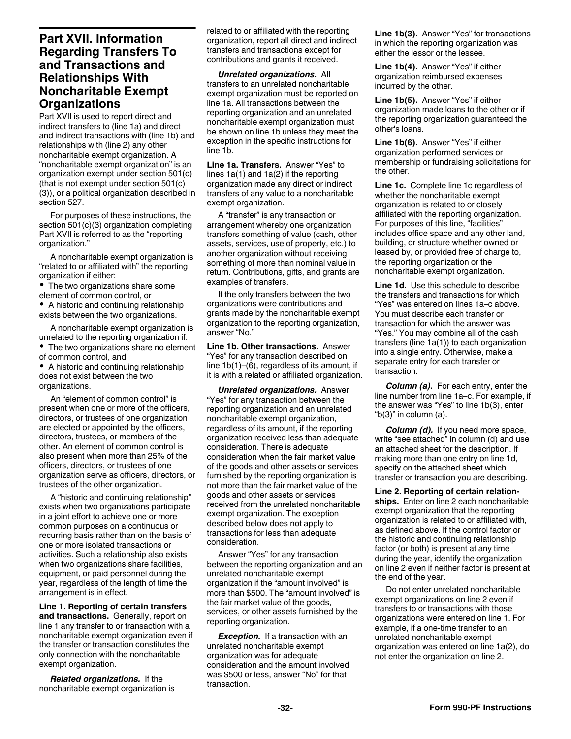## Part XVII. Information Regarding Transfers To and Transactions and Relationships With Noncharitable Exempt Organizations

Part XVII is used to report direct and indirect transfers to (line 1a) and direct and indirect transactions with (line 1b) and relationships with (line 2) any other noncharitable exempt organization. A "noncharitable exempt organization" is an organization exempt under section 501(c) (that is not exempt under section 501(c)(3)), or a political organization described in section 527.

For purposes of these instructions, the section 501(c)(3) organization completing Part XVII is referred to as the "reporting organization."

A noncharitable exempt organization is "related to or affiliated with" the reporting organization if either:

- The two organizations share some element of common control, or
- A historic and continuing relationship exists between the two organizations.

A noncharitable exempt organization is unrelated to the reporting organization if:

- The two organizations share no element of common control, and
- A historic and continuing relationship does not exist between the two organizations.

An "element of common control" is present when one or more of the officers, directors, or trustees of one organization are elected or appointed by the officers, directors, trustees, or members of the other. An element of common control is also present when more than 25% of the officers, directors, or trustees of one organization serve as officers, directors, or trustees of the other organization.

A "historic and continuing relationship" exists when two organizations participate in a joint effort to achieve one or more common purposes on a continuous or recurring basis rather than on the basis of one or more isolated transactions or activities. Such a relationship also exists when two organizations share facilities, equipment, or paid personnel during the year, regardless of the length of time the arrangement is in effect.

**Line 1. Reporting of certain transfers and transactions.** Generally, report on line 1 any transfer to or transaction with a noncharitable exempt organization even if the transfer or transaction constitutes the only connection with the noncharitable exempt organization.

***Related organizations.*** If the noncharitable exempt organization is related to or affiliated with the reporting organization, report all direct and indirect transfers and transactions except for contributions and grants it received.

***Unrelated organizations.*** All transfers to an unrelated noncharitable exempt organization must be reported on line 1a. All transactions between the reporting organization and an unrelated noncharitable exempt organization must be shown on line 1b unless they meet the exception in the specific instructions for line 1b.

**Line 1a. Transfers.** Answer "Yes" to lines 1a(1) and 1a(2) if the reporting organization made any direct or indirect transfers of any value to a noncharitable exempt organization.

A "transfer" is any transaction or arrangement whereby one organization transfers something of value (cash, other assets, services, use of property, etc.) to another organization without receiving something of more than nominal value in return. Contributions, gifts, and grants are examples of transfers.

If the only transfers between the two organizations were contributions and grants made by the noncharitable exempt organization to the reporting organization, answer "No."

**Line 1b. Other transactions.** Answer "Yes" for any transaction described on line 1b(1)–(6), regardless of its amount, if it is with a related or affiliated organization.

***Unrelated organizations.*** Answer "Yes" for any transaction between the reporting organization and an unrelated noncharitable exempt organization, regardless of its amount, if the reporting organization received less than adequate consideration. There is adequate consideration when the fair market value of the goods and other assets or services furnished by the reporting organization is not more than the fair market value of the goods and other assets or services received from the unrelated noncharitable exempt organization. The exception described below does not apply to transactions for less than adequate consideration.

Answer "Yes" for any transaction between the reporting organization and an unrelated noncharitable exempt organization if the "amount involved" is more than $500. The "amount involved" is the fair market value of the goods, services, or other assets furnished by the reporting organization.

***Exception.*** If a transaction with an unrelated noncharitable exempt organization was for adequate consideration and the amount involved was $500 or less, answer "No" for that transaction.

**Line 1b(3).** Answer "Yes" for transactions in which the reporting organization was either the lessor or the lessee.

**Line 1b(4).** Answer "Yes" if either organization reimbursed expenses incurred by the other.

**Line 1b(5).** Answer "Yes" if either organization made loans to the other or if the reporting organization guaranteed the other's loans.

**Line 1b(6).** Answer "Yes" if either organization performed services or membership or fundraising solicitations for the other.

**Line 1c.** Complete line 1c regardless of whether the noncharitable exempt organization is related to or closely affiliated with the reporting organization. For purposes of this line, "facilities" includes office space and any other land, building, or structure whether owned or leased by, or provided free of charge to, the reporting organization or the noncharitable exempt organization.

**Line 1d.** Use this schedule to describe the transfers and transactions for which "Yes" was entered on lines 1a–c above. You must describe each transfer or transaction for which the answer was "Yes." You may combine all of the cash transfers (line 1a(1)) to each organization into a single entry. Otherwise, make a separate entry for each transfer or transaction.

***Column (a).*** For each entry, enter the line number from line 1a–c. For example, if the answer was "Yes" to line 1b(3), enter "b(3)" in column (a).

***Column (d).*** If you need more space, write "see attached" in column (d) and use an attached sheet for the description. If making more than one entry on line 1d, specify on the attached sheet which transfer or transaction you are describing.

**Line 2. Reporting of certain relationships.** Enter on line 2 each noncharitable exempt organization that the reporting organization is related to or affiliated with, as defined above. If the control factor or the historic and continuing relationship factor (or both) is present at any time during the year, identify the organization on line 2 even if neither factor is present at the end of the year.

Do not enter unrelated noncharitable exempt organizations on line 2 even if transfers to or transactions with those organizations were entered on line 1. For example, if a one-time transfer to an unrelated noncharitable exempt organization was entered on line 1a(2), do not enter the organization on line 2.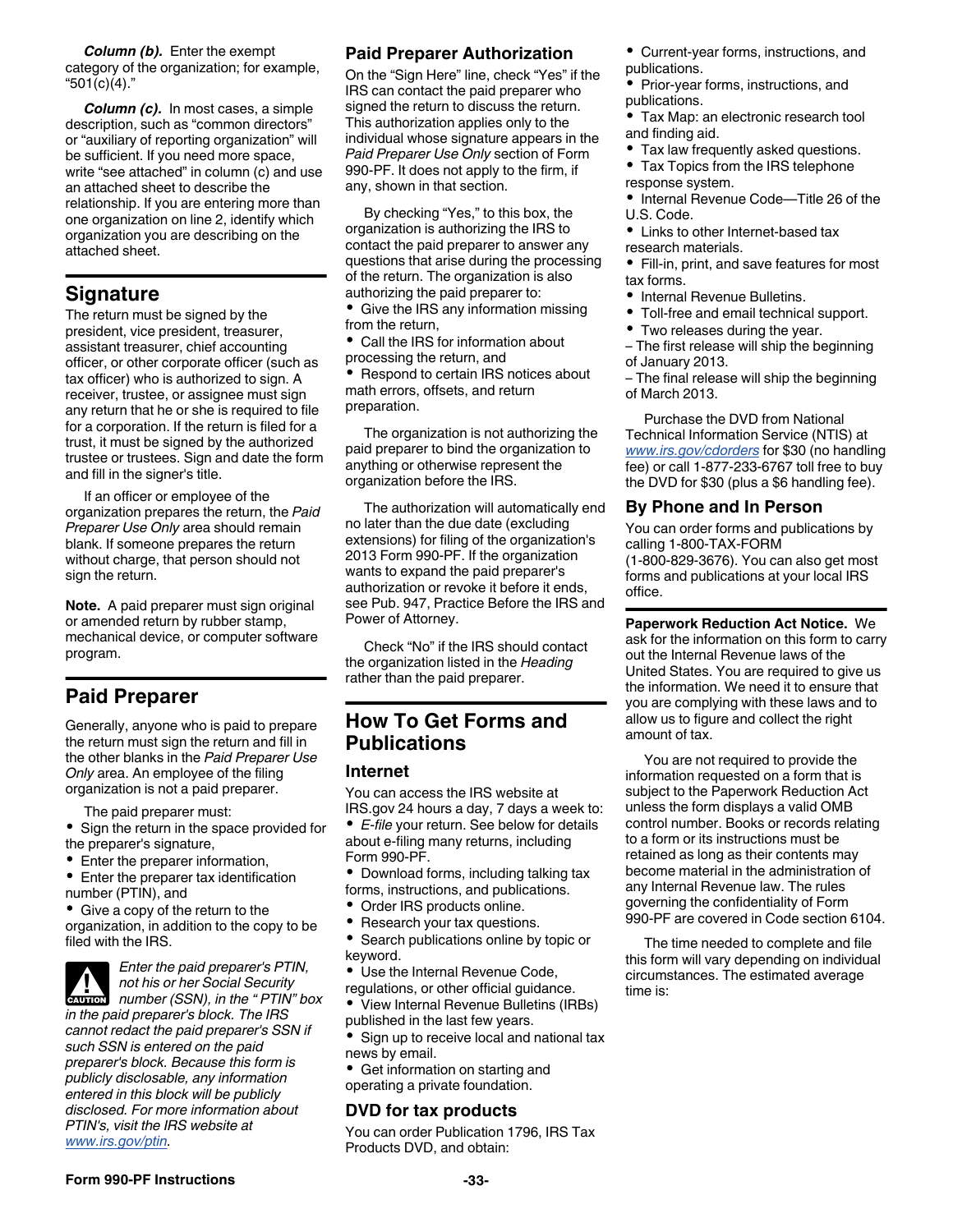***Column (b).*** Enter the exempt category of the organization; for example, "501(c)(4)."

***Column (c).*** In most cases, a simple description, such as "common directors" or "auxiliary of reporting organization" will be sufficient. If you need more space, write "see attached" in column (c) and use an attached sheet to describe the relationship. If you are entering more than one organization on line 2, identify which organization you are describing on the attached sheet.

## Signature

The return must be signed by the president, vice president, treasurer, assistant treasurer, chief accounting officer, or other corporate officer (such as tax officer) who is authorized to sign. A receiver, trustee, or assignee must sign any return that he or she is required to file for a corporation. If the return is filed for a trust, it must be signed by the authorized trustee or trustees. Sign and date the form and fill in the signer's title.

If an officer or employee of the organization prepares the return, the *Paid Preparer Use Only* area should remain blank. If someone prepares the return without charge, that person should not sign the return.

**Note.** A paid preparer must sign original or amended return by rubber stamp, mechanical device, or computer software program.

## Paid Preparer

Generally, anyone who is paid to prepare the return must sign the return and fill in the other blanks in the *Paid Preparer Use Only* area. An employee of the filing organization is not a paid preparer.

The paid preparer must:

- Sign the return in the space provided for the preparer's signature,
- Enter the preparer information,
- Enter the preparer tax identification number (PTIN), and
- Give a copy of the return to the organization, in addition to the copy to be filed with the IRS.

CAUTION: *Enter the paid preparer's PTIN, not his or her Social Security number (SSN), in the " PTIN" box in the paid preparer's block. The IRS cannot redact the paid preparer's SSN if such SSN is entered on the paid preparer's block. Because this form is publicly disclosable, any information entered in this block will be publicly disclosed. For more information about PTIN's, visit the IRS website at www.irs.gov/ptin.*

### Paid Preparer Authorization

On the "Sign Here" line, check "Yes" if the IRS can contact the paid preparer who signed the return to discuss the return. This authorization applies only to the individual whose signature appears in the *Paid Preparer Use Only* section of Form 990-PF. It does not apply to the firm, if any, shown in that section.

By checking "Yes," to this box, the organization is authorizing the IRS to contact the paid preparer to answer any questions that arise during the processing of the return. The organization is also authorizing the paid preparer to:

- Give the IRS any information missing from the return,
- Call the IRS for information about processing the return, and
- Respond to certain IRS notices about math errors, offsets, and return preparation.

The organization is not authorizing the paid preparer to bind the organization to anything or otherwise represent the organization before the IRS.

The authorization will automatically end no later than the due date (excluding extensions) for filing of the organization's 2013 Form 990-PF. If the organization wants to expand the paid preparer's authorization or revoke it before it ends, see Pub. 947, Practice Before the IRS and Power of Attorney.

Check "No" if the IRS should contact the organization listed in the *Heading* rather than the paid preparer.

## How To Get Forms and Publications

### Internet

You can access the IRS website at IRS.gov 24 hours a day, 7 days a week to:

- *E-file* your return. See below for details about e-filing many returns, including Form 990-PF.
- Download forms, including talking tax forms, instructions, and publications.
- Order IRS products online.
- Research your tax questions.
- Search publications online by topic or keyword.
- Use the Internal Revenue Code, regulations, or other official guidance.
- View Internal Revenue Bulletins (IRBs) published in the last few years.
- Sign up to receive local and national tax news by email.
- Get information on starting and operating a private foundation.

### DVD for tax products

You can order Publication 1796, IRS Tax Products DVD, and obtain:

- Current-year forms, instructions, and publications.
- Prior-year forms, instructions, and publications.
- Tax Map: an electronic research tool and finding aid.
- Tax law frequently asked questions.
- Tax Topics from the IRS telephone response system.
- Internal Revenue Code—Title 26 of the U.S. Code.
- Links to other Internet-based tax research materials.
- Fill-in, print, and save features for most tax forms.
- Internal Revenue Bulletins.
- Toll-free and email technical support.
- Two releases during the year.
  – The first release will ship the beginning of January 2013.
  – The final release will ship the beginning of March 2013.

Purchase the DVD from National Technical Information Service (NTIS) at www.irs.gov/cdorders for $30 (no handling fee) or call 1-877-233-6767 toll free to buy the DVD for $30 (plus a $6 handling fee).

### By Phone and In Person

You can order forms and publications by calling 1-800-TAX-FORM (1-800-829-3676). You can also get most forms and publications at your local IRS office.

**Paperwork Reduction Act Notice.** We ask for the information on this form to carry out the Internal Revenue laws of the United States. You are required to give us the information. We need it to ensure that you are complying with these laws and to allow us to figure and collect the right amount of tax.

You are not required to provide the information requested on a form that is subject to the Paperwork Reduction Act unless the form displays a valid OMB control number. Books or records relating to a form or its instructions must be retained as long as their contents may become material in the administration of any Internal Revenue law. The rules governing the confidentiality of Form 990-PF are covered in Code section 6104.

The time needed to complete and file this form will vary depending on individual circumstances. The estimated average time is: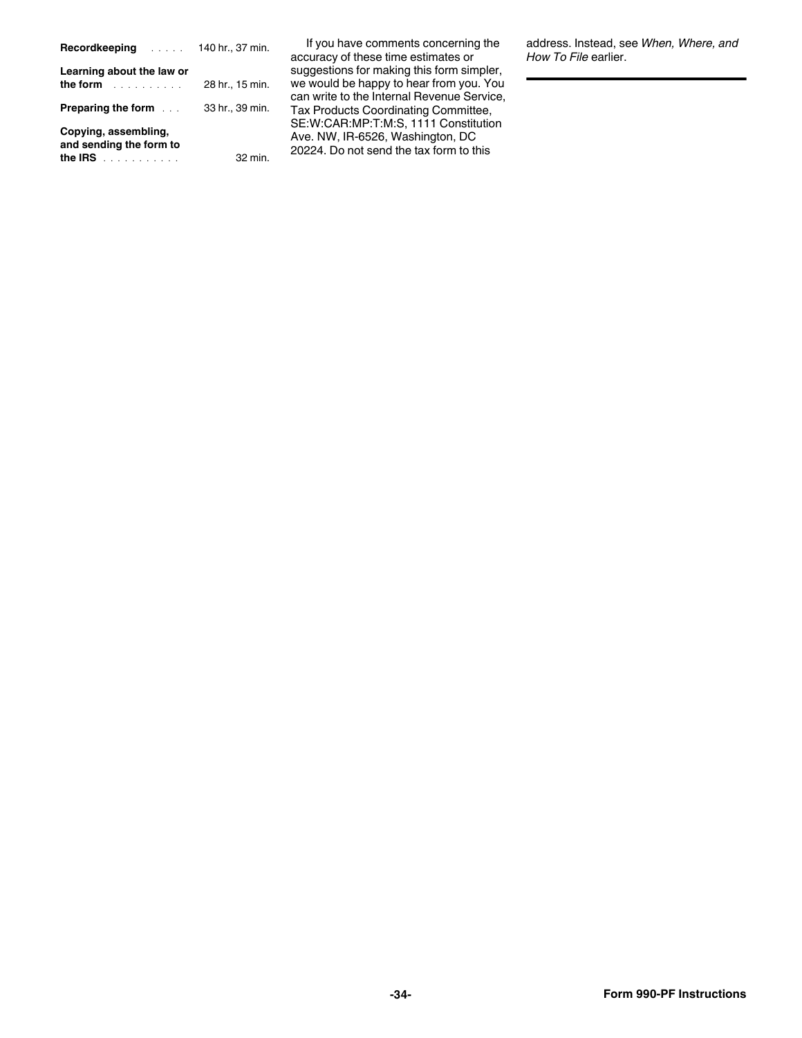| | |
|---|---|
| **Recordkeeping** | 140 hr., 37 min. |
| **Learning about the law or the form** | 28 hr., 15 min. |
| **Preparing the form** | 33 hr., 39 min. |
| **Copying, assembling, and sending the form to the IRS** | 32 min. |

If you have comments concerning the accuracy of these time estimates or suggestions for making this form simpler, we would be happy to hear from you. You can write to the Internal Revenue Service, Tax Products Coordinating Committee, SE:W:CAR:MP:T:M:S, 1111 Constitution Ave. NW, IR-6526, Washington, DC 20224. Do not send the tax form to this address. Instead, see *When, Where, and How To File* earlier.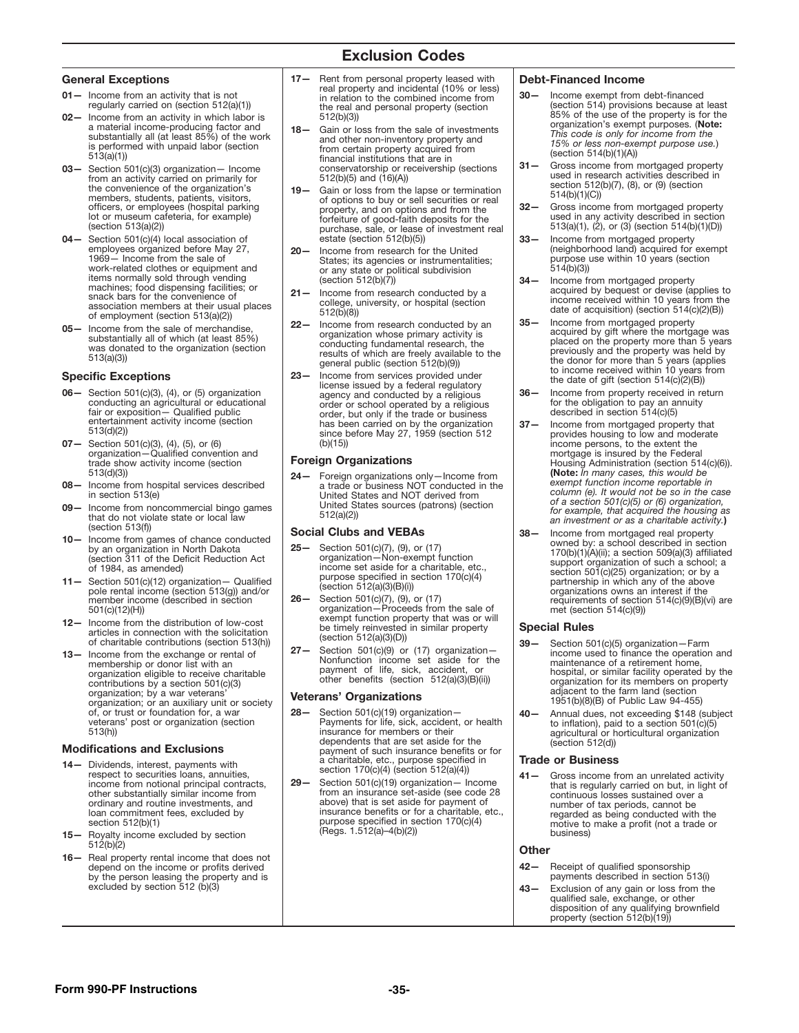# Exclusion Codes

### General Exceptions

**01—** Income from an activity that is not regularly carried on (section 512(a)(1))

**02—** Income from an activity in which labor is a material income-producing factor and substantially all (at least 85%) of the work is performed with unpaid labor (section 513(a)(1))

**03—** Section 501(c)(3) organization— Income from an activity carried on primarily for the convenience of the organization's members, students, patients, visitors, officers, or employees (hospital parking lot or museum cafeteria, for example) (section 513(a)(2))

**04—** Section 501(c)(4) local association of employees organized before May 27, 1969— Income from the sale of work-related clothes or equipment and items normally sold through vending machines; food dispensing facilities; or snack bars for the convenience of association members at their usual places of employment (section 513(a)(2))

**05—** Income from the sale of merchandise, substantially all of which (at least 85%) was donated to the organization (section 513(a)(3))

### Specific Exceptions

**06—** Section 501(c)(3), (4), or (5) organization conducting an agricultural or educational fair or exposition— Qualified public entertainment activity income (section 513(d)(2))

**07—** Section 501(c)(3), (4), (5), or (6) organization—Qualified convention and trade show activity income (section 513(d)(3))

**08—** Income from hospital services described in section 513(e)

**09—** Income from noncommercial bingo games that do not violate state or local law (section 513(f))

**10—** Income from games of chance conducted by an organization in North Dakota (section 311 of the Deficit Reduction Act of 1984, as amended)

**11—** Section 501(c)(12) organization— Qualified pole rental income (section 513(g)) and/or member income (described in section 501(c)(12)(H))

**12—** Income from the distribution of low-cost articles in connection with the solicitation of charitable contributions (section 513(h))

**13—** Income from the exchange or rental of membership or donor list with an organization eligible to receive charitable contributions by a section 501(c)(3) organization; by a war veterans' organization; or an auxiliary unit or society of, or trust or foundation for, a war veterans' post or organization (section 513(h))

### Modifications and Exclusions

**14—** Dividends, interest, payments with respect to securities loans, annuities, income from notional principal contracts, other substantially similar income from ordinary and routine investments, and loan commitment fees, excluded by section 512(b)(1)

**15—** Royalty income excluded by section 512(b)(2)

**16—** Real property rental income that does not depend on the income or profits derived by the person leasing the property and is excluded by section 512 (b)(3)

**17—** Rent from personal property leased with real property and incidental (10% or less) in relation to the combined income from the real and personal property (section 512(b)(3))

**18—** Gain or loss from the sale of investments and other non-inventory property and from certain property acquired from financial institutions that are in conservatorship or receivership (sections 512(b)(5) and (16)(A))

**19—** Gain or loss from the lapse or termination of options to buy or sell securities or real property, and on options and from the forfeiture of good-faith deposits for the purchase, sale, or lease of investment real estate (section 512(b)(5))

**20—** Income from research for the United States; its agencies or instrumentalities; or any state or political subdivision (section 512(b)(7))

**21—** Income from research conducted by a college, university, or hospital (section 512(b)(8))

**22—** Income from research conducted by an organization whose primary activity is conducting fundamental research, the results of which are freely available to the general public (section 512(b)(9))

**23—** Income from services provided under license issued by a federal regulatory agency and conducted by a religious order or school operated by a religious order, but only if the trade or business has been carried on by the organization since before May 27, 1959 (section 512 (b)(15))

### Foreign Organizations

**24—** Foreign organizations only—Income from a trade or business NOT conducted in the United States and NOT derived from United States sources (patrons) (section 512(a)(2))

### Social Clubs and VEBAs

**25—** Section 501(c)(7), (9), or (17) organization—Non-exempt function income set aside for a charitable, etc., purpose specified in section 170(c)(4) (section 512(a)(3)(B)(i))

**26—** Section 501(c)(7), (9), or (17) organization—Proceeds from the sale of exempt function property that was or will be timely reinvested in similar property (section 512(a)(3)(D))

**27—** Section 501(c)(9) or (17) organization—Nonfunction income set aside for the payment of life, sick, accident, or other benefits (section 512(a)(3)(B)(ii))

### Veterans' Organizations

**28—** Section 501(c)(19) organization—Payments for life, sick, accident, or health insurance for members or their dependents that are set aside for the payment of such insurance benefits or for a charitable, etc., purpose specified in section 170(c)(4) (section 512(a)(4))

**29—** Section 501(c)(19) organization— Income from an insurance set-aside (see code 28 above) that is set aside for payment of insurance benefits or for a charitable, etc., purpose specified in section 170(c)(4) (Regs. 1.512(a)–4(b)(2))

### Debt-Financed Income

**30—** Income exempt from debt-financed (section 514) provisions because at least 85% of the use of the property is for the organization's exempt purposes. (**Note:** *This code is only for income from the 15% or less non-exempt purpose use.*) (section 514(b)(1)(A))

**31—** Gross income from mortgaged property used in research activities described in section 512(b)(7), (8), or (9) (section 514(b)(1)(C))

**32—** Gross income from mortgaged property used in any activity described in section 513(a)(1), (2), or (3) (section 514(b)(1)(D))

**33—** Income from mortgaged property (neighborhood land) acquired for exempt purpose use within 10 years (section 514(b)(3))

**34—** Income from mortgaged property acquired by bequest or devise (applies to income received within 10 years from the date of acquisition) (section 514(c)(2)(B))

**35—** Income from mortgaged property acquired by gift where the mortgage was placed on the property more than 5 years previously and the property was held by the donor for more than 5 years (applies to income received within 10 years from the date of gift (section 514(c)(2)(B))

**36—** Income from property received in return for the obligation to pay an annuity described in section 514(c)(5)

**37—** Income from mortgaged property that provides housing to low and moderate income persons, to the extent the mortgage is insured by the Federal Housing Administration (section 514(c)(6)). **(Note:** *In many cases, this would be exempt function income reportable in column (e). It would not be so in the case of a section 501(c)(5) or (6) organization, for example, that acquired the housing as an investment or as a charitable activity.***)**

**38—** Income from mortgaged real property owned by: a school described in section 170(b)(1)(A)(ii); a section 509(a)(3) affiliated support organization of such a school; a section 501(c)(25) organization; or by a partnership in which any of the above organizations owns an interest if the requirements of section 514(c)(9)(B)(vi) are met (section 514(c)(9))

### Special Rules

**39—** Section 501(c)(5) organization—Farm income used to finance the operation and maintenance of a retirement home, hospital, or similar facility operated by the organization for its members on property adjacent to the farm land (section 1951(b)(8)(B) of Public Law 94-455)

**40—** Annual dues, not exceeding $148 (subject to inflation), paid to a section 501(c)(5) agricultural or horticultural organization (section 512(d))

### Trade or Business

**41—** Gross income from an unrelated activity that is regularly carried on but, in light of continuous losses sustained over a number of tax periods, cannot be regarded as being conducted with the motive to make a profit (not a trade or business)

### Other

**42—** Receipt of qualified sponsorship payments described in section 513(i)

**43—** Exclusion of any gain or loss from the qualified sale, exchange, or other disposition of any qualifying brownfield property (section 512(b)(19))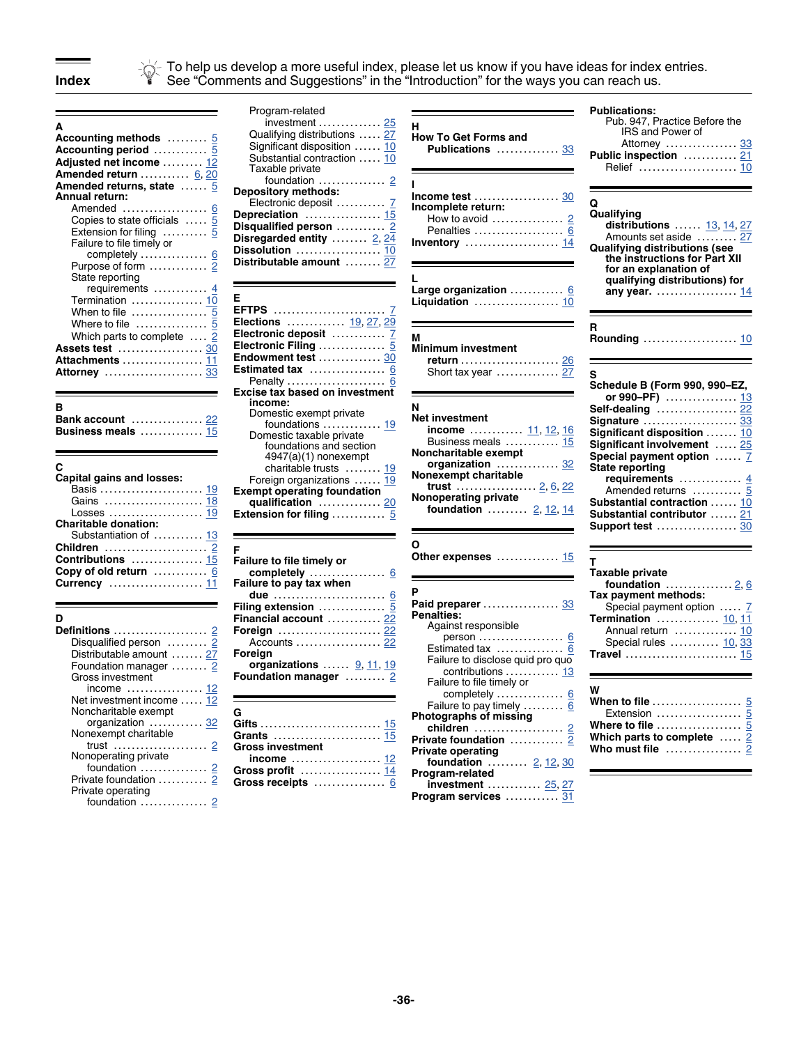# Index

To help us develop a more useful index, please let us know if you have ideas for index entries. See "Comments and Suggestions" in the "Introduction" for the ways you can reach us.

## A

**Accounting methods** ......... 5
**Accounting period** ............ 5
**Adjusted net income** ......... 12
**Amended return** ........... 6, 20
**Amended returns, state** ...... 5
**Annual return:**
- Amended .................. 6
- Copies to state officials ..... 5
- Extension for filing .......... 5
- Failure to file timely or completely ............... 6
- Purpose of form ............. 2
- State reporting requirements ............ 4
- Termination ................ 10
- When to file ................ 5
- Where to file ................ 5
- Which parts to complete .... 2

**Assets test** .................. 30
**Attachments** .................. 11
**Attorney** ..................... 33

## B

**Bank account** ................ 22
**Business meals** .............. 15

## C

**Capital gains and losses:**
- Basis ....................... 19
- Gains ...................... 18
- Losses ..................... 19

**Charitable donation:**
- Substantiation of ........... 13

**Children** ...................... 2
**Contributions** ................ 15
**Copy of old return** ........... 6
**Currency** ..................... 11

## D

**Definitions** ..................... 2
- Disqualified person ......... 2
- Distributable amount ....... 27
- Foundation manager ........ 2
- Gross investment income ................. 12
- Net investment income ..... 12
- Noncharitable exempt organization ........... 32
- Nonexempt charitable trust ..................... 2
- Nonoperating private foundation ............... 2
- Private foundation ........... 2
- Private operating foundation ............... 2
- Program-related investment ................. 25
- Qualifying distributions ..... 27
- Significant disposition ...... 10
- Substantial contraction ..... 10
- Taxable private foundation ............... 2

**Depository methods:**
- Electronic deposit ........... 7

**Depreciation** ................. 15
**Disqualified person** ........... 2
**Disregarded entity** ........ 2, 24
**Dissolution** .................. 10
**Distributable amount** ........ 27

## E

**EFTPS** ......................... 7
**Elections** ............. 19, 27, 29
**Electronic deposit** ............ 7
**Electronic Filing** .............. 5
**Endowment test** .............. 30
**Estimated tax** ................. 6
- Penalty ...................... 6

**Excise tax based on investment income:**
- Domestic exempt private foundations ............. 19
- Domestic taxable private foundations and section 4947(a)(1) nonexempt charitable trusts ........ 19
- Foreign organizations ...... 19

**Exempt operating foundation qualification** .............. 20
**Extension for filing** ............ 5

## F

**Failure to file timely or completely** ................. 6
**Failure to pay tax when due** ......................... 6
**Filing extension** .............. 5
**Financial account** ............ 22
**Foreign** ....................... 22
- Accounts ................... 22

**Foreign organizations** ...... 9, 11, 19
**Foundation manager** ......... 2

## G

**Gifts** ........................... 15
**Grants** ........................ 15
**Gross investment income** .................... 12
**Gross profit** .................. 14
**Gross receipts** ................ 6

## H

**How To Get Forms and Publications** .............. 33

## I

**Income test** .................. 30
**Incomplete return:**
- How to avoid ............... 2
- Penalties .................... 6

**Inventory** .................... 14

## L

**Large organization** ............ 6
**Liquidation** .................. 10

## M

**Minimum investment return** ...................... 26
- Short tax year ............. 27

## N

**Net investment income** ............ 11, 12, 16
- Business meals ............ 15

**Noncharitable exempt organization** .............. 32
**Nonexempt charitable trust** .................. 2, 6, 22
**Nonoperating private foundation** ......... 2, 12, 14

## O

**Other expenses** .............. 15

## P

**Paid preparer** ................ 33
**Penalties:**
- Against responsible person ................... 6
- Estimated tax ............... 6
- Failure to disclose quid pro quo contributions ............ 13
- Failure to file timely or completely ............... 6
- Failure to pay timely ......... 6

**Photographs of missing children** ................... 2
**Private foundation** ............ 2
**Private operating foundation** ......... 2, 12, 30
**Program-related investment** ............ 25, 27
**Program services** ............ 31
**Publications:**
- Pub. 947, Practice Before the IRS and Power of Attorney ................ 33

**Public inspection** ............ 21
- Relief ...................... 10

## Q

**Qualifying distributions** ...... 13, 14, 27
- Amounts set aside ......... 27

**Qualifying distributions (see the instructions for Part XII for an explanation of qualifying distributions) for any year.** .................. 14

## R

**Rounding** ..................... 10

## S

**Schedule B (Form 990, 990–EZ, or 990–PF)** ................ 13
**Self-dealing** .................. 22
**Signature** ..................... 33
**Significant disposition** ....... 10
**Significant involvement** ..... 25
**Special payment option** ...... 7
**State reporting requirements** ............. 4
- Amended returns ........... 5

**Substantial contraction** ...... 10
**Substantial contributor** ...... 21
**Support test** .................. 30

## T

**Taxable private foundation** ............... 2, 6
**Tax payment methods:**
- Special payment option ..... 7

**Termination** .............. 10, 11
- Annual return .............. 10
- Special rules ........... 10, 33

**Travel** ......................... 15

## W

**When to file** .................... 5
- Extension ................... 5

**Where to file** ................... 5
**Which parts to complete** ..... 2
**Who must file** ................. 2